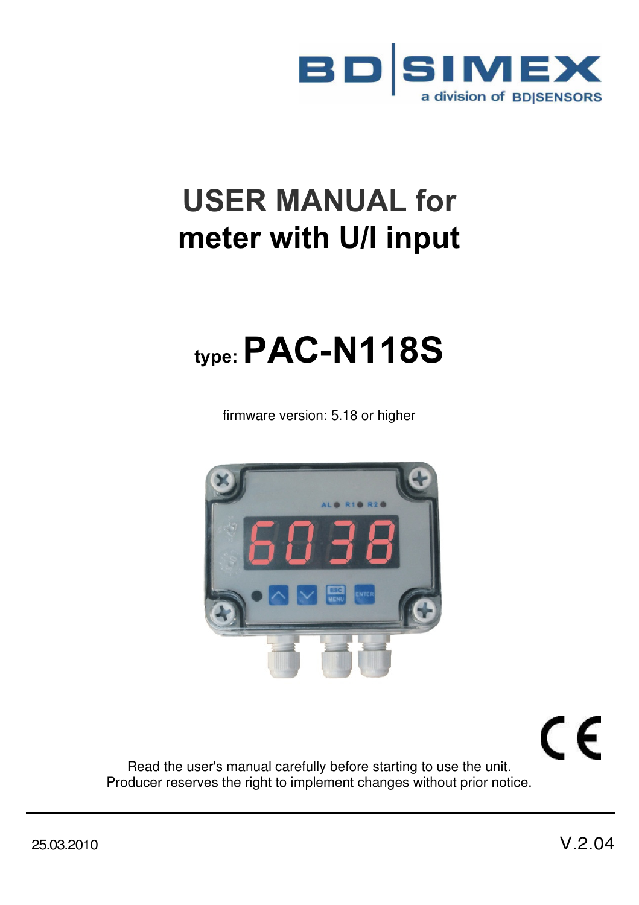# USER MANUAL for meter with U/I input

## type: PAC-N118S

firmware version: 5.18 or higher

Read the user's manual carefully before starting to use the unit.
Producer reserves the right to implement changes without prior notice.

25.03.2010

V.2.04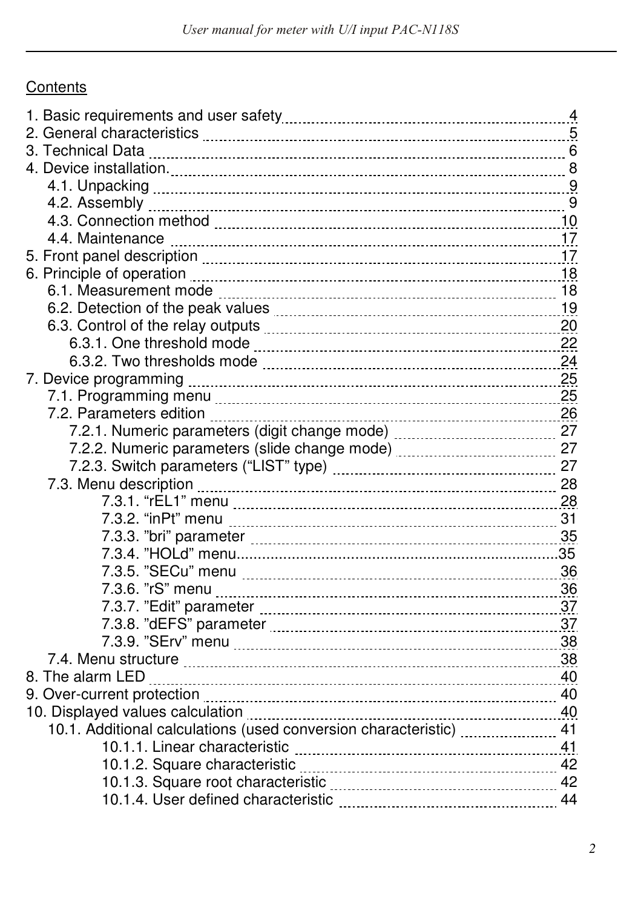Contents

1. Basic requirements and user safety 4
2. General characteristics 5
3. Technical Data 6
4. Device installation. 8
    - 4.1. Unpacking 9
    - 4.2. Assembly 9
    - 4.3. Connection method 10
    - 4.4. Maintenance 17
5. Front panel description 17
6. Principle of operation 18
    - 6.1. Measurement mode 18
    - 6.2. Detection of the peak values 19
    - 6.3. Control of the relay outputs 20
        - 6.3.1. One threshold mode 22
        - 6.3.2. Two thresholds mode 24
7. Device programming 25
    - 7.1. Programming menu 25
    - 7.2. Parameters edition 26
        - 7.2.1. Numeric parameters (digit change mode) 27
        - 7.2.2. Numeric parameters (slide change mode) 27
        - 7.2.3. Switch parameters (“LIST” type) 27
    - 7.3. Menu description 28
        - 7.3.1. “rEL1” menu 28
        - 7.3.2. “inPt” menu 31
        - 7.3.3. ”bri” parameter 35
        - 7.3.4. ”HOLd” menu. 35
        - 7.3.5. ”SECu” menu 36
        - 7.3.6. ”rS” menu 36
        - 7.3.7. ”Edit” parameter 37
        - 7.3.8. ”dEFS” parameter 37
        - 7.3.9. ”SErv” menu 38
    - 7.4. Menu structure 38
8. The alarm LED 40
9. Over-current protection 40
10. Displayed values calculation 40
    - 10.1. Additional calculations (used conversion characteristic) 41
        - 10.1.1. Linear characteristic 41
        - 10.1.2. Square characteristic 42
        - 10.1.3. Square root characteristic 42
        - 10.1.4. User defined characteristic 44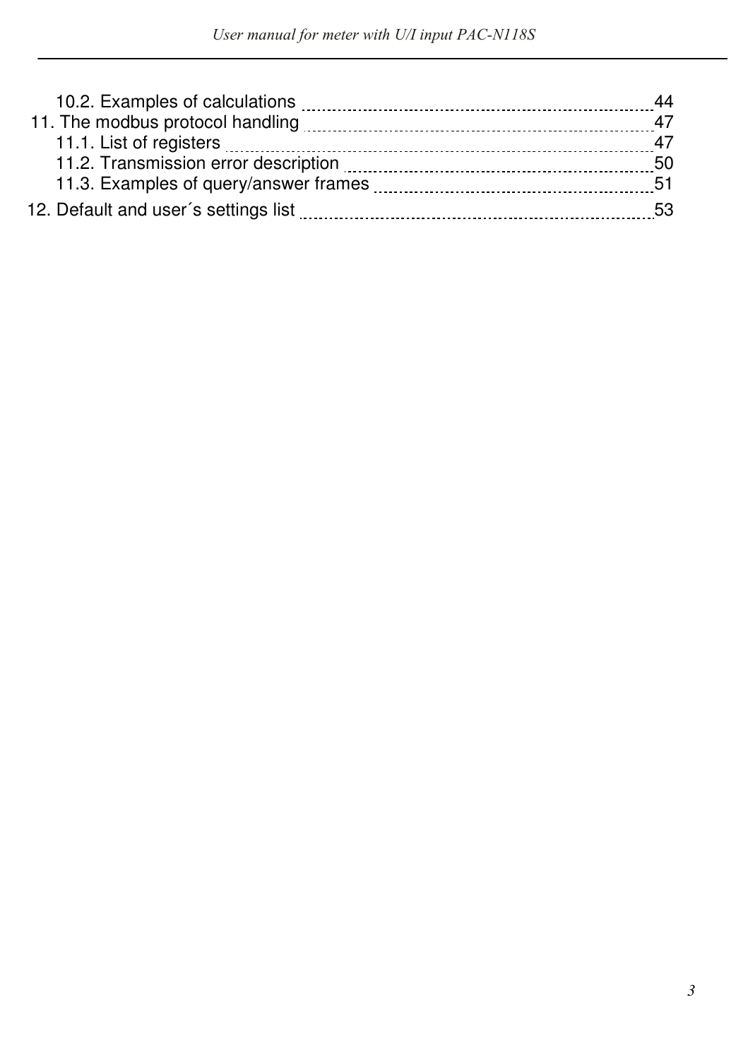10.2. Examples of calculations ........ 44

11. The modbus protocol handling ........ 47

11.1. List of registers ........ 47

11.2. Transmission error description ........ 50

11.3. Examples of query/answer frames ........ 51

12. Default and user´s settings list ........ 53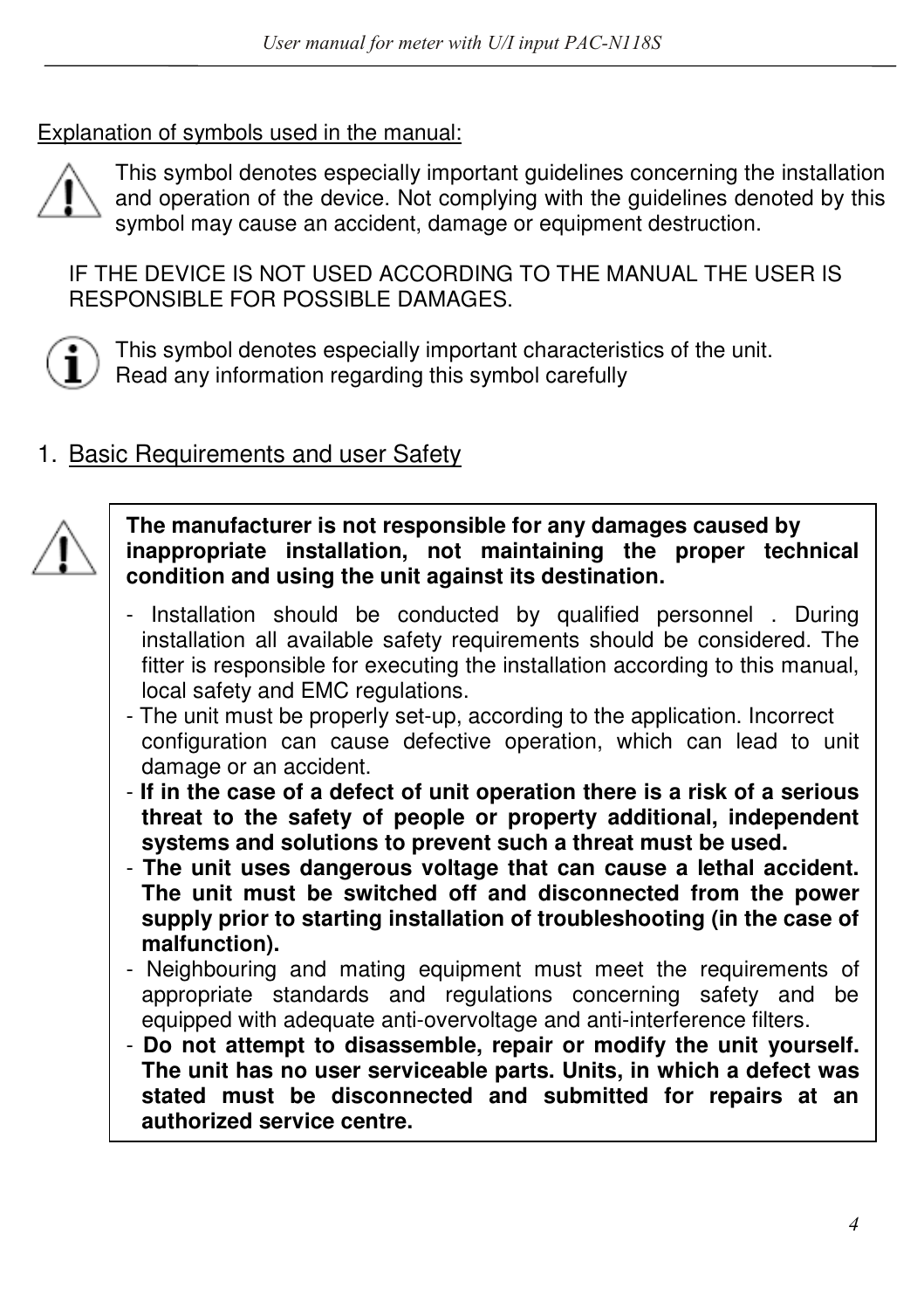Explanation of symbols used in the manual:

This symbol denotes especially important guidelines concerning the installation and operation of the device. Not complying with the guidelines denoted by this symbol may cause an accident, damage or equipment destruction.

IF THE DEVICE IS NOT USED ACCORDING TO THE MANUAL THE USER IS RESPONSIBLE FOR POSSIBLE DAMAGES.

This symbol denotes especially important characteristics of the unit.
Read any information regarding this symbol carefully

## 1. Basic Requirements and user Safety

**The manufacturer is not responsible for any damages caused by inappropriate installation, not maintaining the proper technical condition and using the unit against its destination.**

- Installation should be conducted by qualified personnel . During installation all available safety requirements should be considered. The fitter is responsible for executing the installation according to this manual, local safety and EMC regulations.
- The unit must be properly set-up, according to the application. Incorrect configuration can cause defective operation, which can lead to unit damage or an accident.
- **If in the case of a defect of unit operation there is a risk of a serious threat to the safety of people or property additional, independent systems and solutions to prevent such a threat must be used.**
- **The unit uses dangerous voltage that can cause a lethal accident. The unit must be switched off and disconnected from the power supply prior to starting installation of troubleshooting (in the case of malfunction).**
- Neighbouring and mating equipment must meet the requirements of appropriate standards and regulations concerning safety and be equipped with adequate anti-overvoltage and anti-interference filters.
- **Do not attempt to disassemble, repair or modify the unit yourself. The unit has no user serviceable parts. Units, in which a defect was stated must be disconnected and submitted for repairs at an authorized service centre.**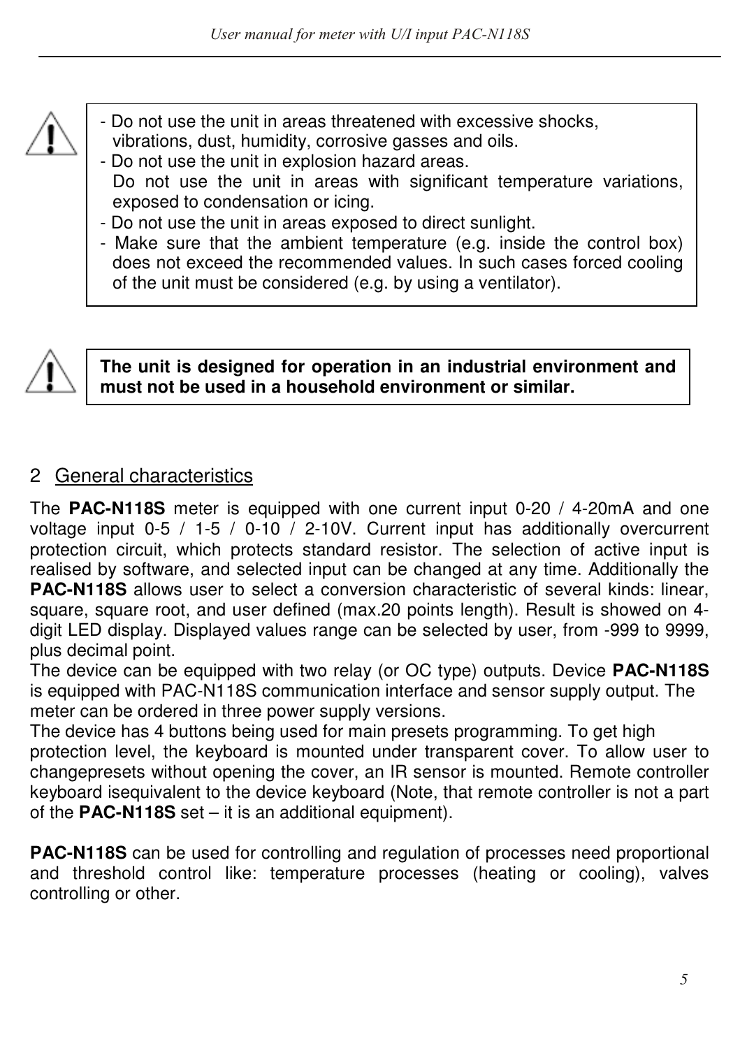- Do not use the unit in areas threatened with excessive shocks, vibrations, dust, humidity, corrosive gasses and oils.
- Do not use the unit in explosion hazard areas.
  Do not use the unit in areas with significant temperature variations, exposed to condensation or icing.
- Do not use the unit in areas exposed to direct sunlight.
- Make sure that the ambient temperature (e.g. inside the control box) does not exceed the recommended values. In such cases forced cooling of the unit must be considered (e.g. by using a ventilator).

**The unit is designed for operation in an industrial environment and must not be used in a household environment or similar.**

## 2 General characteristics

The **PAC-N118S** meter is equipped with one current input 0-20 / 4-20mA and one voltage input 0-5 / 1-5 / 0-10 / 2-10V. Current input has additionally overcurrent protection circuit, which protects standard resistor. The selection of active input is realised by software, and selected input can be changed at any time. Additionally the **PAC-N118S** allows user to select a conversion characteristic of several kinds: linear, square, square root, and user defined (max.20 points length). Result is showed on 4-digit LED display. Displayed values range can be selected by user, from -999 to 9999, plus decimal point.
The device can be equipped with two relay (or OC type) outputs. Device **PAC-N118S** is equipped with PAC-N118S communication interface and sensor supply output. The meter can be ordered in three power supply versions.
The device has 4 buttons being used for main presets programming. To get high protection level, the keyboard is mounted under transparent cover. To allow user to changepresets without opening the cover, an IR sensor is mounted. Remote controller keyboard isequivalent to the device keyboard (Note, that remote controller is not a part of the **PAC-N118S** set – it is an additional equipment).

**PAC-N118S** can be used for controlling and regulation of processes need proportional and threshold control like: temperature processes (heating or cooling), valves controlling or other.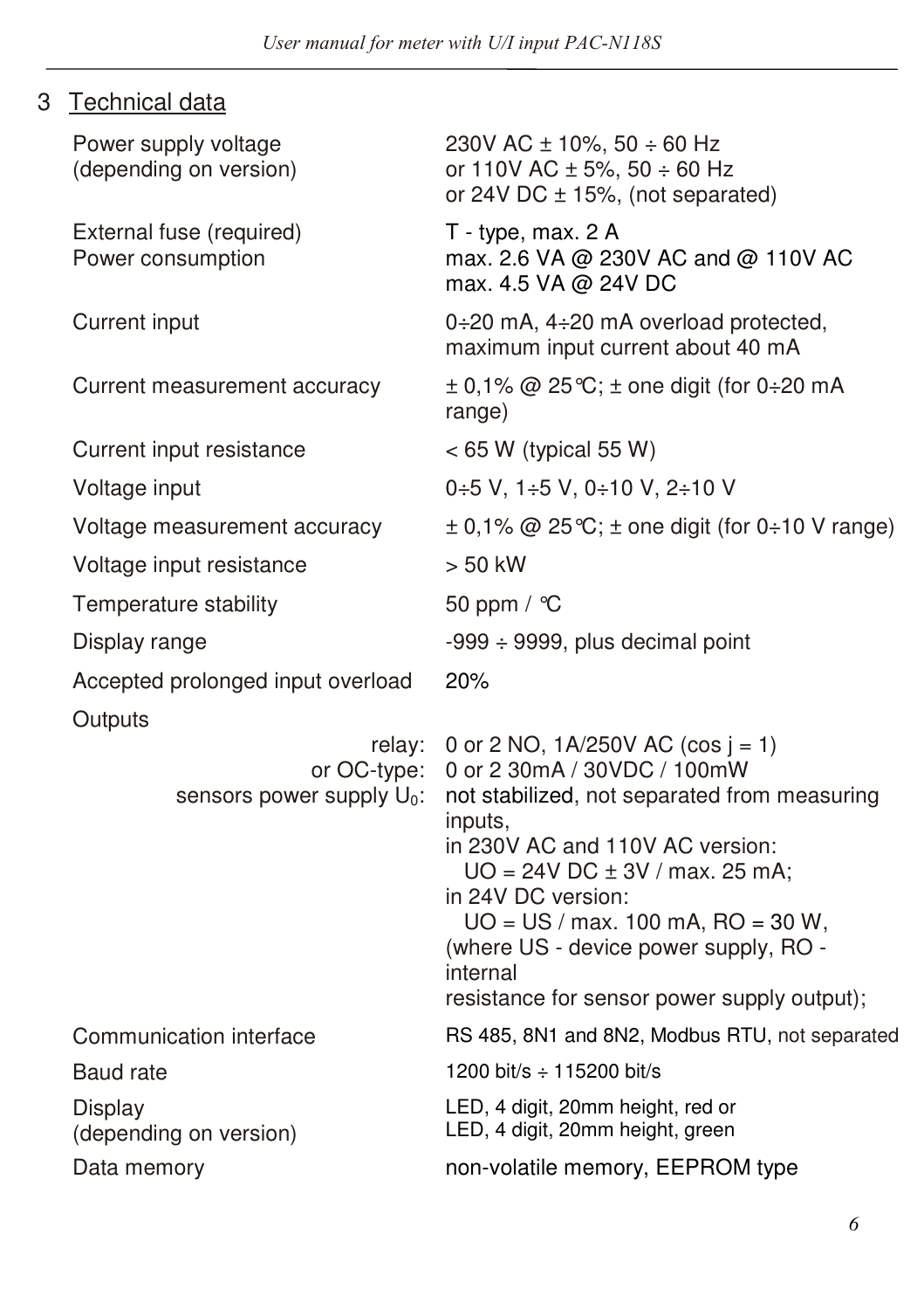## 3 Technical data

| | |
|---|---|
| Power supply voltage (depending on version) | 230V AC ± 10%, 50 ÷ 60 Hz or 110V AC ± 5%, 50 ÷ 60 Hz or 24V DC ± 15%, (not separated) |
| External fuse (required) | T - type, max. 2 A |
| Power consumption | max. 2.6 VA @ 230V AC and @ 110V AC max. 4.5 VA @ 24V DC |
| Current input | 0÷20 mA, 4÷20 mA overload protected, maximum input current about 40 mA |
| Current measurement accuracy | ± 0,1% @ 25°C; ± one digit (for 0÷20 mA range) |
| Current input resistance | < 65 W (typical 55 W) |
| Voltage input | 0÷5 V, 1÷5 V, 0÷10 V, 2÷10 V |
| Voltage measurement accuracy | ± 0,1% @ 25°C; ± one digit (for 0÷10 V range) |
| Voltage input resistance | > 50 kW |
| Temperature stability | 50 ppm / °C |
| Display range | -999 ÷ 9999, plus decimal point |
| Accepted prolonged input overload | 20% |
| Outputs | |
| relay: | 0 or 2 NO, 1A/250V AC (cos j = 1) |
| or OC-type: | 0 or 2 30mA / 30VDC / 100mW |
| sensors power supply $U_0$: | not stabilized, not separated from measuring inputs, in 230V AC and 110V AC version: UO = 24V DC ± 3V / max. 25 mA; in 24V DC version: UO = US / max. 100 mA, RO = 30 W, (where US - device power supply, RO - internal resistance for sensor power supply output); |
| Communication interface | RS 485, 8N1 and 8N2, Modbus RTU, not separated |
| Baud rate | 1200 bit/s ÷ 115200 bit/s |
| Display (depending on version) | LED, 4 digit, 20mm height, red or LED, 4 digit, 20mm height, green |
| Data memory | non-volatile memory, EEPROM type |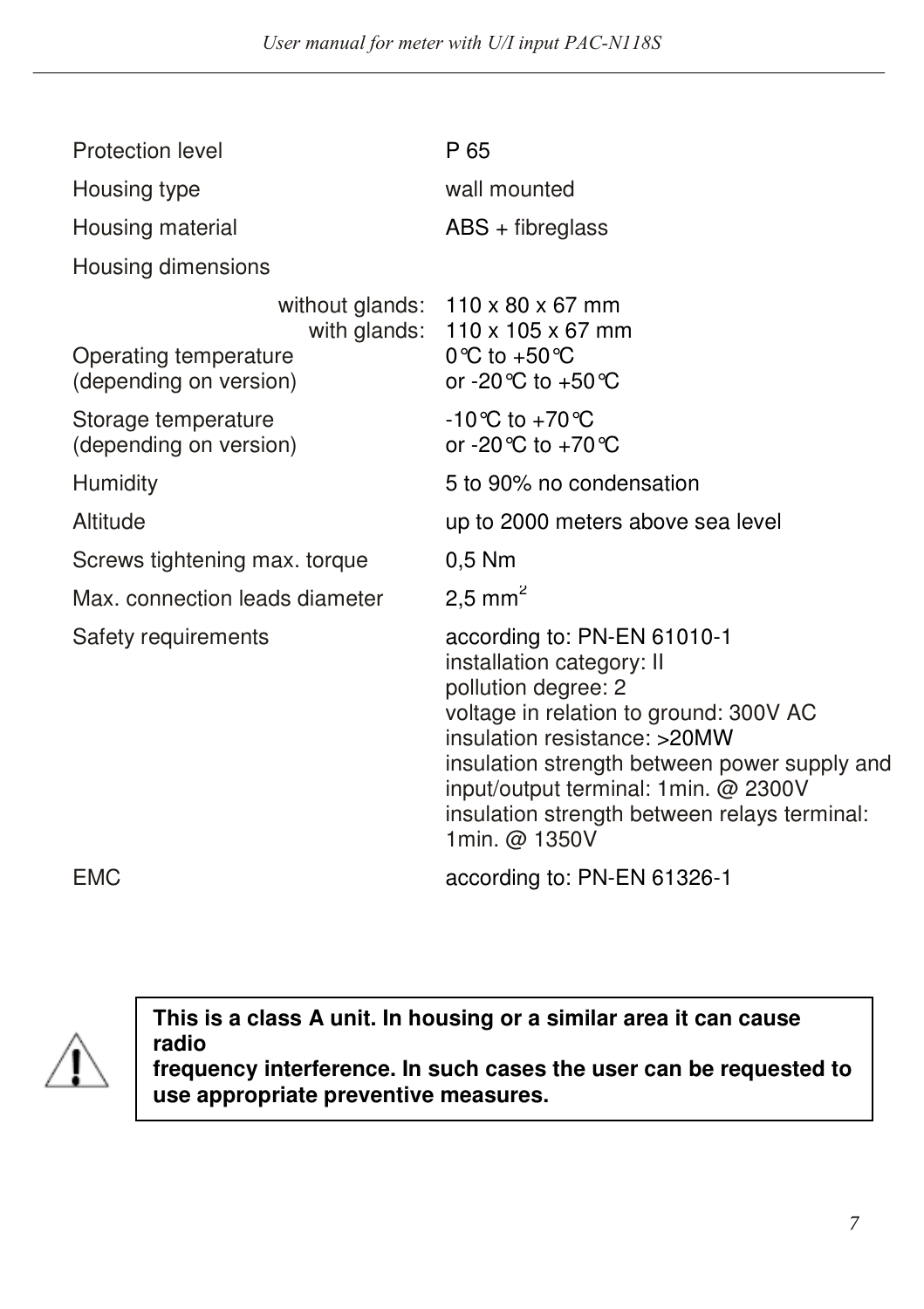| | |
|---|---|
| Protection level | P 65 |
| Housing type | wall mounted |
| Housing material | ABS + fibreglass |
| Housing dimensions | |
| without glands: | 110 x 80 x 67 mm |
| with glands: | 110 x 105 x 67 mm |
| Operating temperature (depending on version) | 0°C to +50°C or -20°C to +50°C |
| Storage temperature (depending on version) | -10°C to +70°C or -20°C to +70°C |
| Humidity | 5 to 90% no condensation |
| Altitude | up to 2000 meters above sea level |
| Screws tightening max. torque | 0,5 Nm |
| Max. connection leads diameter | 2,5 $mm^2$ |
| Safety requirements | according to: PN-EN 61010-1<br>installation category: II<br>pollution degree: 2<br>voltage in relation to ground: 300V AC<br>insulation resistance: >20MW<br>insulation strength between power supply and input/output terminal: 1min. @ 2300V<br>insulation strength between relays terminal: 1min. @ 1350V |
| EMC | according to: PN-EN 61326-1 |

**This is a class A unit. In housing or a similar area it can cause radio frequency interference. In such cases the user can be requested to use appropriate preventive measures.**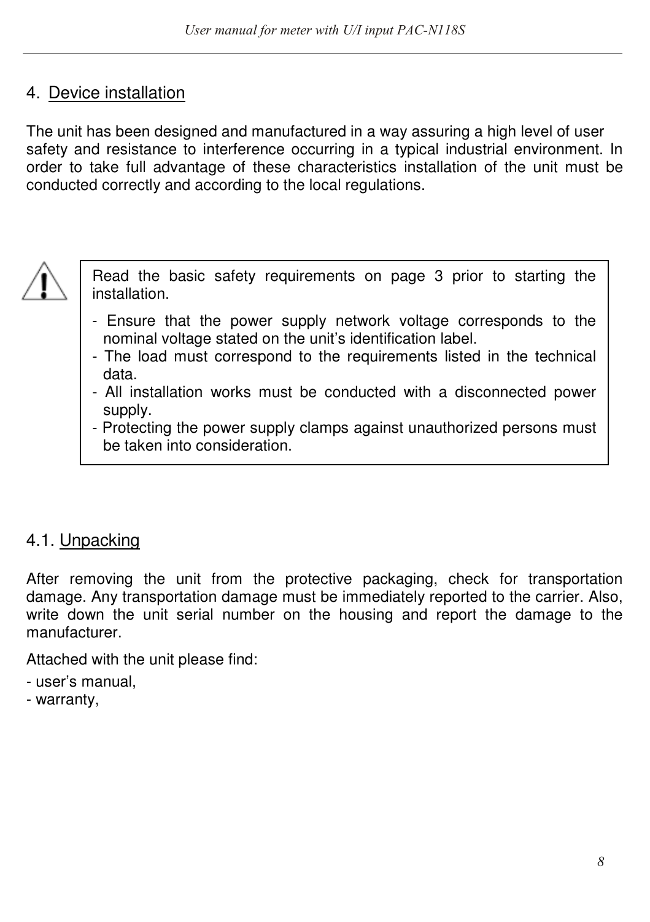# 4. Device installation

The unit has been designed and manufactured in a way assuring a high level of user safety and resistance to interference occurring in a typical industrial environment. In order to take full advantage of these characteristics installation of the unit must be conducted correctly and according to the local regulations.

> Read the basic safety requirements on page 3 prior to starting the installation.
>
> - Ensure that the power supply network voltage corresponds to the nominal voltage stated on the unit's identification label.
> - The load must correspond to the requirements listed in the technical data.
> - All installation works must be conducted with a disconnected power supply.
> - Protecting the power supply clamps against unauthorized persons must be taken into consideration.

## 4.1. Unpacking

After removing the unit from the protective packaging, check for transportation damage. Any transportation damage must be immediately reported to the carrier. Also, write down the unit serial number on the housing and report the damage to the manufacturer.

Attached with the unit please find:

- user's manual,
- warranty,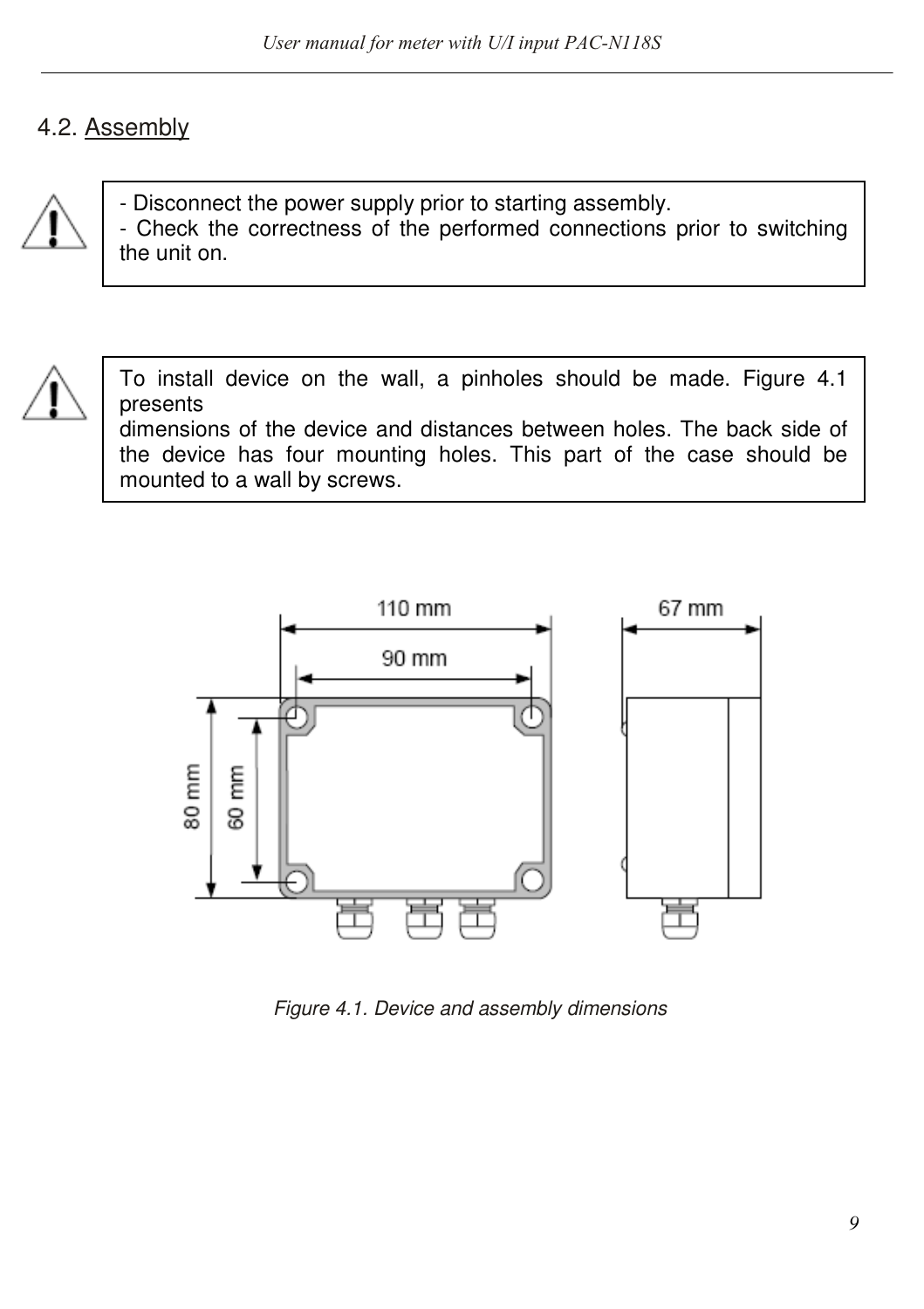## 4.2. Assembly

- Disconnect the power supply prior to starting assembly.
- Check the correctness of the performed connections prior to switching the unit on.

To install device on the wall, a pinholes should be made. Figure 4.1 presents
dimensions of the device and distances between holes. The back side of the device has four mounting holes. This part of the case should be mounted to a wall by screws.

110 mm
90 mm
67 mm
80 mm
60 mm

*Figure 4.1. Device and assembly dimensions*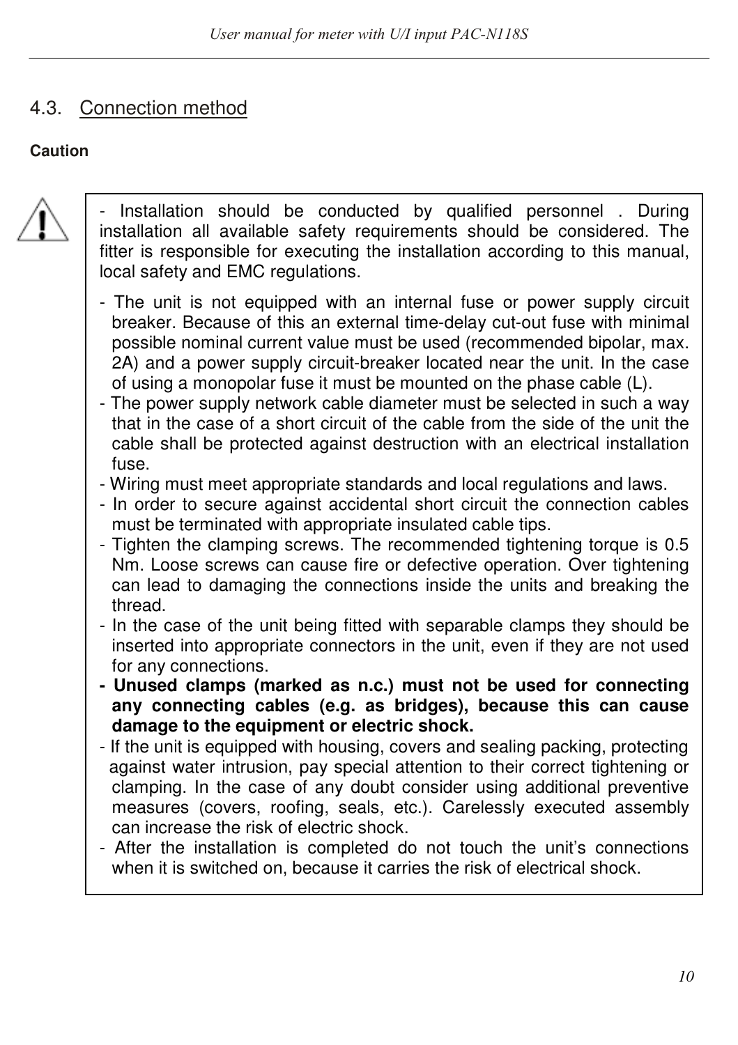## 4.3. Connection method

**Caution**

- Installation should be conducted by qualified personnel . During installation all available safety requirements should be considered. The fitter is responsible for executing the installation according to this manual, local safety and EMC regulations.

- The unit is not equipped with an internal fuse or power supply circuit breaker. Because of this an external time-delay cut-out fuse with minimal possible nominal current value must be used (recommended bipolar, max. 2A) and a power supply circuit-breaker located near the unit. In the case of using a monopolar fuse it must be mounted on the phase cable (L).
- The power supply network cable diameter must be selected in such a way that in the case of a short circuit of the cable from the side of the unit the cable shall be protected against destruction with an electrical installation fuse.
- Wiring must meet appropriate standards and local regulations and laws.
- In order to secure against accidental short circuit the connection cables must be terminated with appropriate insulated cable tips.
- Tighten the clamping screws. The recommended tightening torque is 0.5 Nm. Loose screws can cause fire or defective operation. Over tightening can lead to damaging the connections inside the units and breaking the thread.
- In the case of the unit being fitted with separable clamps they should be inserted into appropriate connectors in the unit, even if they are not used for any connections.
- **Unused clamps (marked as n.c.) must not be used for connecting any connecting cables (e.g. as bridges), because this can cause damage to the equipment or electric shock.**
- If the unit is equipped with housing, covers and sealing packing, protecting against water intrusion, pay special attention to their correct tightening or clamping. In the case of any doubt consider using additional preventive measures (covers, roofing, seals, etc.). Carelessly executed assembly can increase the risk of electric shock.
- After the installation is completed do not touch the unit's connections when it is switched on, because it carries the risk of electrical shock.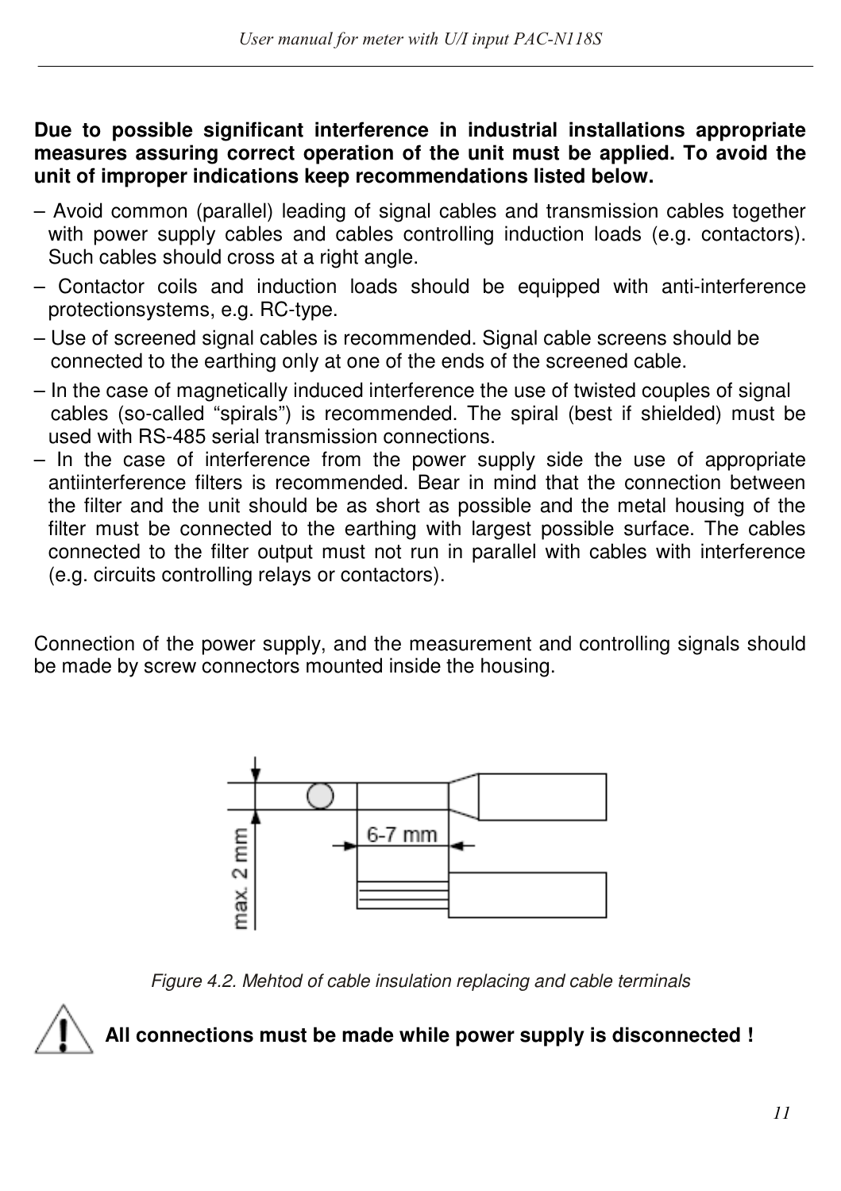**Due to possible significant interference in industrial installations appropriate measures assuring correct operation of the unit must be applied. To avoid the unit of improper indications keep recommendations listed below.**

– Avoid common (parallel) leading of signal cables and transmission cables together with power supply cables and cables controlling induction loads (e.g. contactors). Such cables should cross at a right angle.

– Contactor coils and induction loads should be equipped with anti-interference protectionsystems, e.g. RC-type.

– Use of screened signal cables is recommended. Signal cable screens should be connected to the earthing only at one of the ends of the screened cable.

– In the case of magnetically induced interference the use of twisted couples of signal cables (so-called "spirals") is recommended. The spiral (best if shielded) must be used with RS-485 serial transmission connections.

– In the case of interference from the power supply side the use of appropriate antiinterference filters is recommended. Bear in mind that the connection between the filter and the unit should be as short as possible and the metal housing of the filter must be connected to the earthing with largest possible surface. The cables connected to the filter output must not run in parallel with cables with interference (e.g. circuits controlling relays or contactors).

Connection of the power supply, and the measurement and controlling signals should be made by screw connectors mounted inside the housing.

max. 2 mm

6-7 mm

*Figure 4.2. Mehtod of cable insulation replacing and cable terminals*

**All connections must be made while power supply is disconnected !**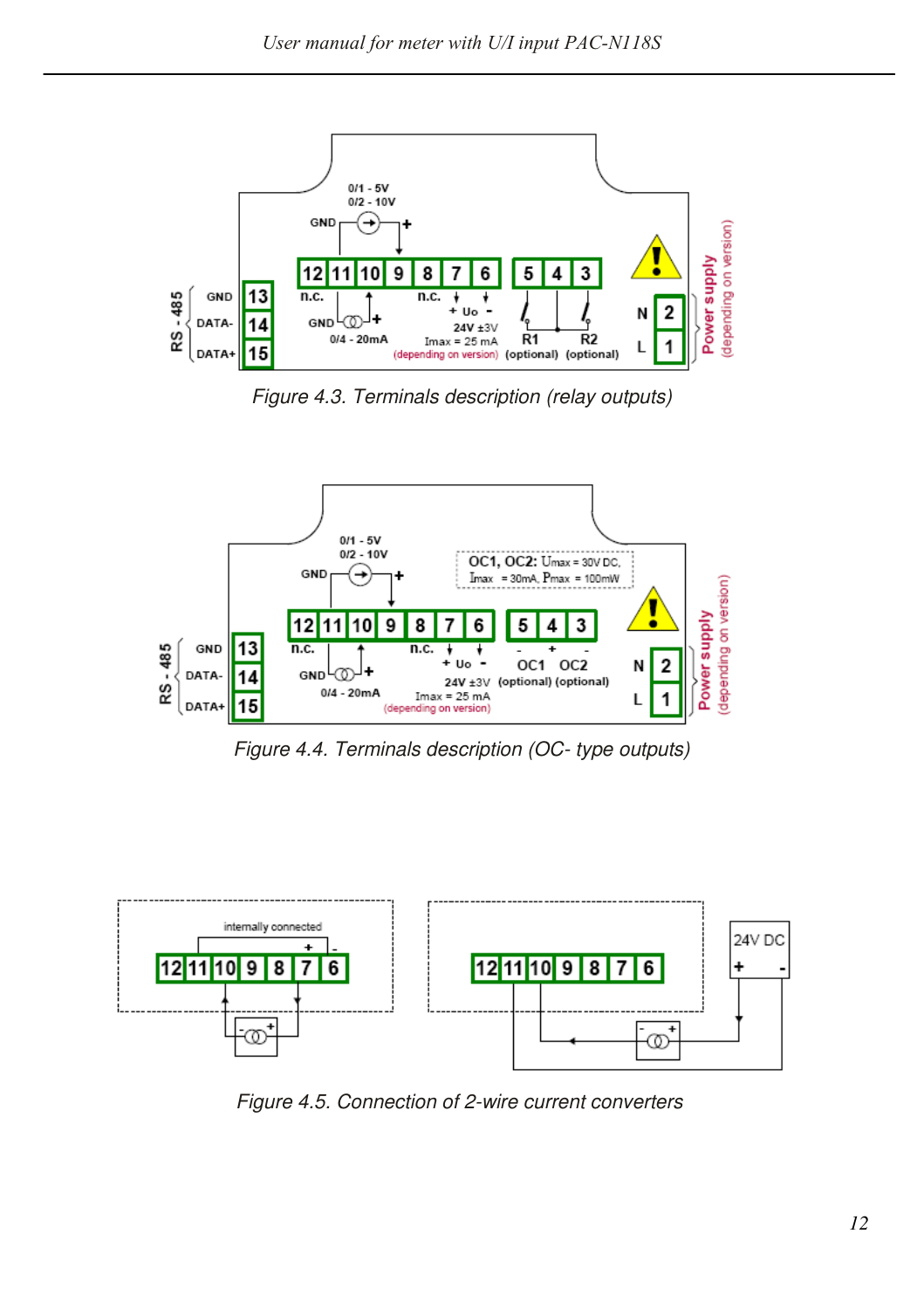Figure 4.3. Terminals description (relay outputs)

Figure 4.4. Terminals description (OC- type outputs)

Figure 4.5. Connection of 2-wire current converters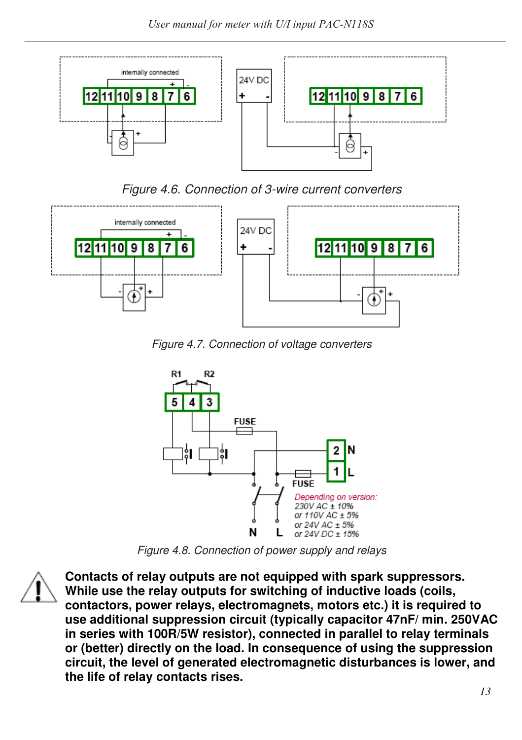Figure 4.6. Connection of 3-wire current converters

Figure 4.7. Connection of voltage converters

Figure 4.8. Connection of power supply and relays

**Contacts of relay outputs are not equipped with spark suppressors. While use the relay outputs for switching of inductive loads (coils, contactors, power relays, electromagnets, motors etc.) it is required to use additional suppression circuit (typically capacitor 47nF/ min. 250VAC in series with 100R/5W resistor), connected in parallel to relay terminals or (better) directly on the load. In consequence of using the suppression circuit, the level of generated electromagnetic disturbances is lower, and the life of relay contacts rises.**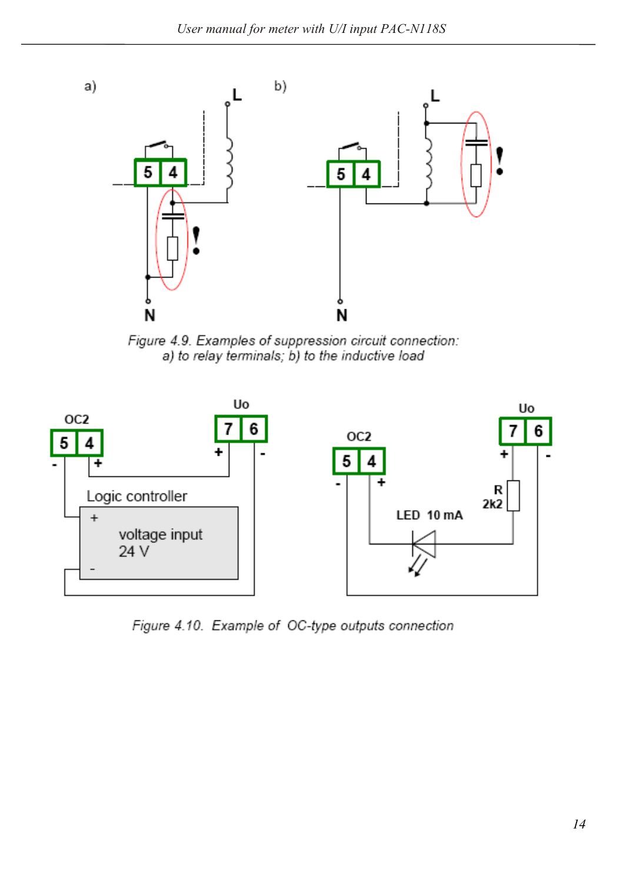Figure 4.9. Examples of suppression circuit connection:
a) to relay terminals; b) to the inductive load

Figure 4.10. Example of OC-type outputs connection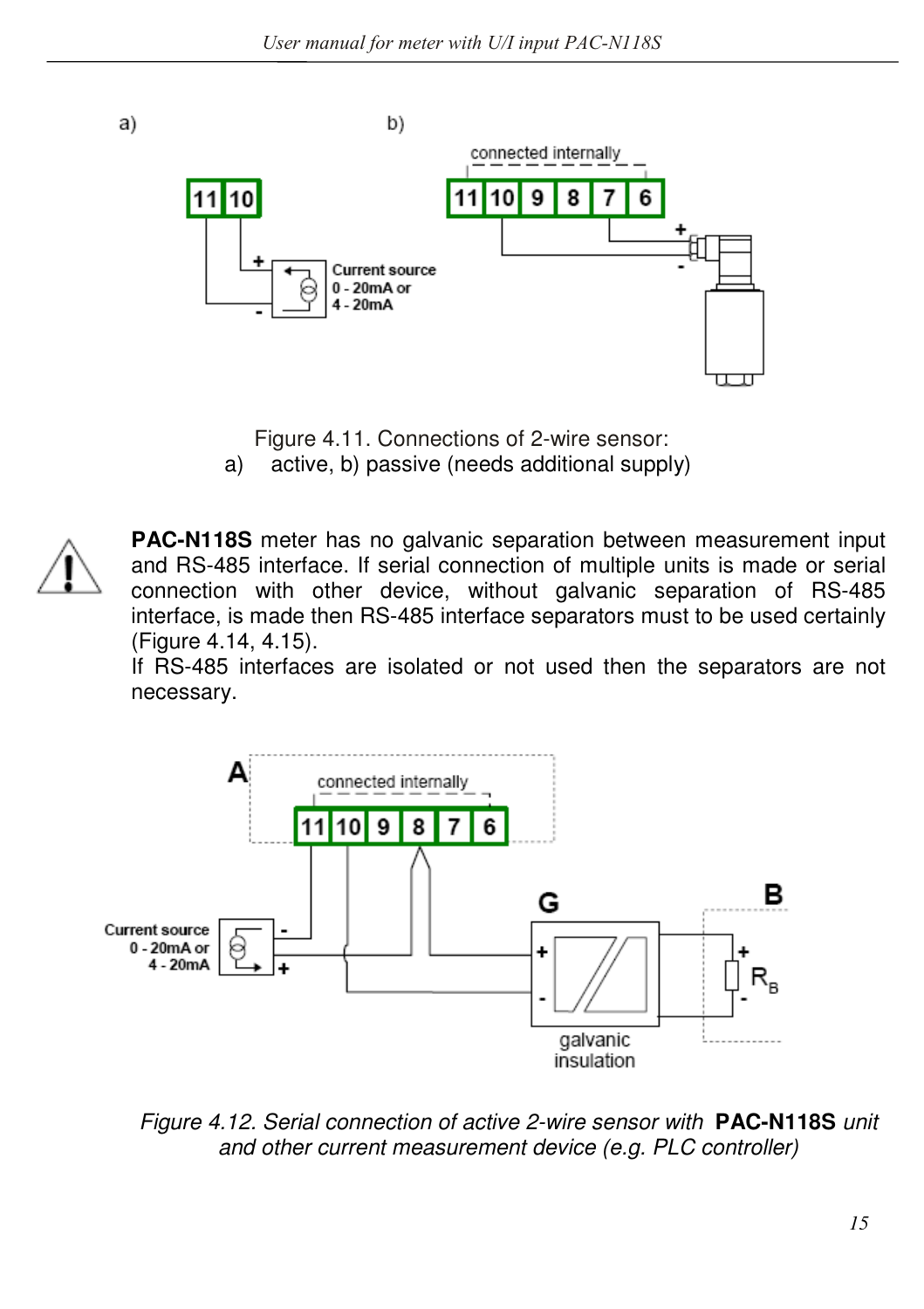Figure 4.11. Connections of 2-wire sensor:
a) active, b) passive (needs additional supply)

**PAC-N118S** meter has no galvanic separation between measurement input and RS-485 interface. If serial connection of multiple units is made or serial connection with other device, without galvanic separation of RS-485 interface, is made then RS-485 interface separators must to be used certainly (Figure 4.14, 4.15).
If RS-485 interfaces are isolated or not used then the separators are not necessary.

*Figure 4.12. Serial connection of active 2-wire sensor with* **PAC-N118S** *unit and other current measurement device (e.g. PLC controller)*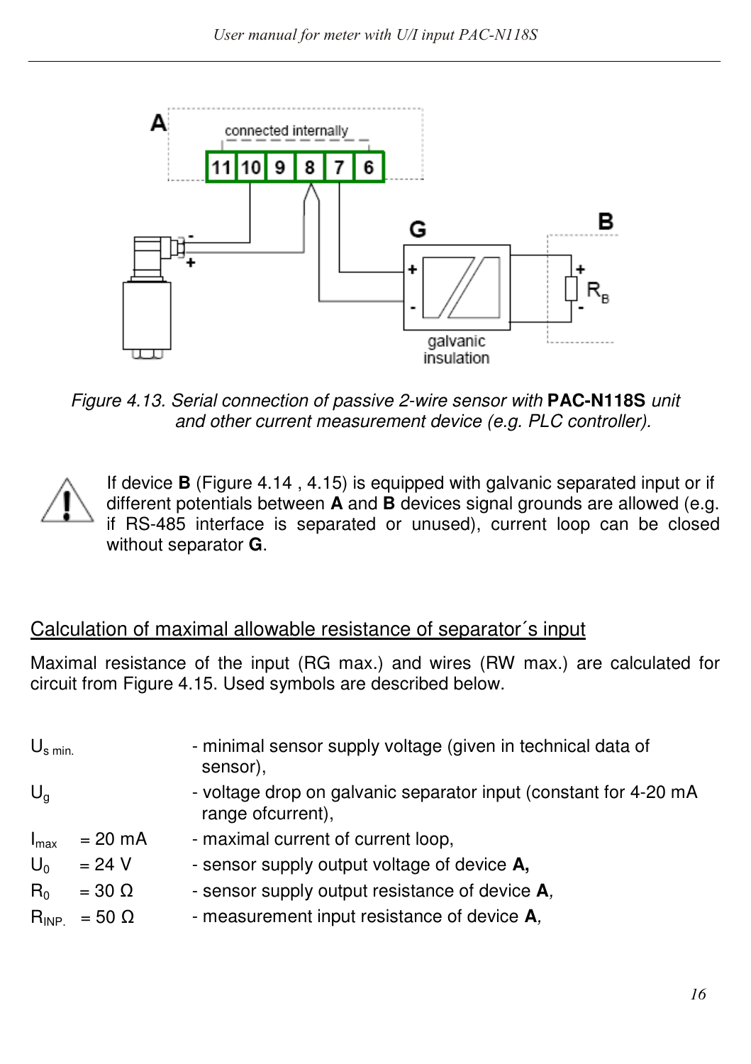*Figure 4.13. Serial connection of passive 2-wire sensor with* **PAC-N118S** *unit and other current measurement device (e.g. PLC controller).*

If device **B** (Figure 4.14 , 4.15) is equipped with galvanic separated input or if different potentials between **A** and **B** devices signal grounds are allowed (e.g. if RS-485 interface is separated or unused), current loop can be closed without separator **G**.

## Calculation of maximal allowable resistance of separator´s input

Maximal resistance of the input (RG max.) and wires (RW max.) are calculated for circuit from Figure 4.15. Used symbols are described below.

| | | |
|---|---|---|
| $U_{s\ min.}$ | | - minimal sensor supply voltage (given in technical data of sensor), |
| $U_g$ | | - voltage drop on galvanic separator input (constant for 4-20 mA range ofcurrent), |
| $I_{max}$ | = 20 mA | - maximal current of current loop, |
| $U_0$ | = 24 V | - sensor supply output voltage of device **A,** |
| $R_0$ | = 30 Ω | - sensor supply output resistance of device **A**, |
| $R_{INP.}$ | = 50 Ω | - measurement input resistance of device **A**, |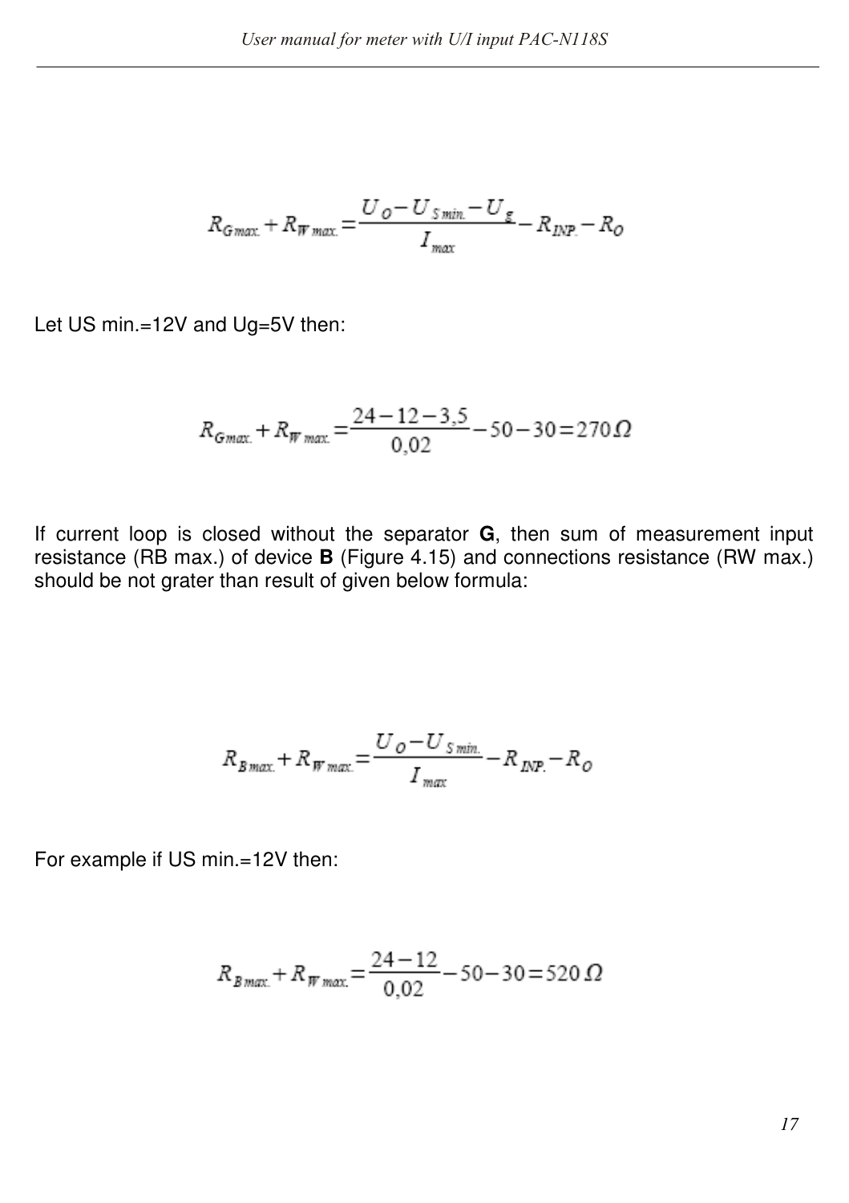$$R_{G\,max.} + R_{W\,max.} = \frac{U_O - U_{S\,min.} - U_g}{I_{max}} - R_{INP.} - R_O$$

Let US min.=12V and Ug=5V then:

$$R_{G\,max.} + R_{W\,max.} = \frac{24 - 12 - 3{,}5}{0{,}02} - 50 - 30 = 270\,\Omega$$

If current loop is closed without the separator **G**, then sum of measurement input resistance (RB max.) of device **B** (Figure 4.15) and connections resistance (RW max.) should be not grater than result of given below formula:

$$R_{B\,max.} + R_{W\,max.} = \frac{U_O - U_{S\,min.}}{I_{max}} - R_{INP.} - R_O$$

For example if US min.=12V then:

$$R_{B\,max.} + R_{W\,max.} = \frac{24 - 12}{0{,}02} - 50 - 30 = 520\,\Omega$$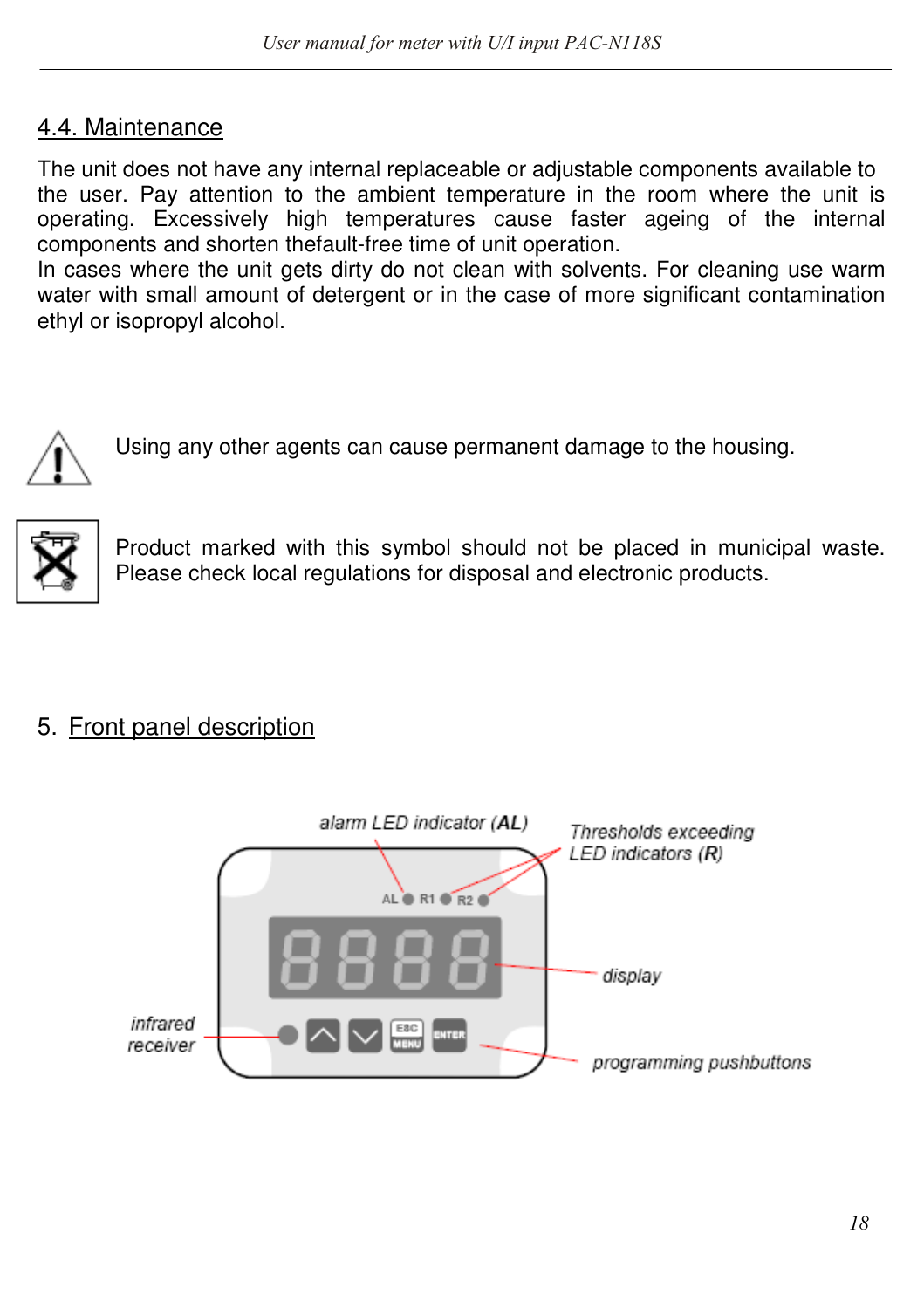## 4.4. Maintenance

The unit does not have any internal replaceable or adjustable components available to the user. Pay attention to the ambient temperature in the room where the unit is operating. Excessively high temperatures cause faster ageing of the internal components and shorten thefault-free time of unit operation.
In cases where the unit gets dirty do not clean with solvents. For cleaning use warm water with small amount of detergent or in the case of more significant contamination ethyl or isopropyl alcohol.

Using any other agents can cause permanent damage to the housing.

Product marked with this symbol should not be placed in municipal waste. Please check local regulations for disposal and electronic products.

# 5. Front panel description

alarm LED indicator (AL)

Thresholds exceeding LED indicators (R)

display

infrared receiver

programming pushbuttons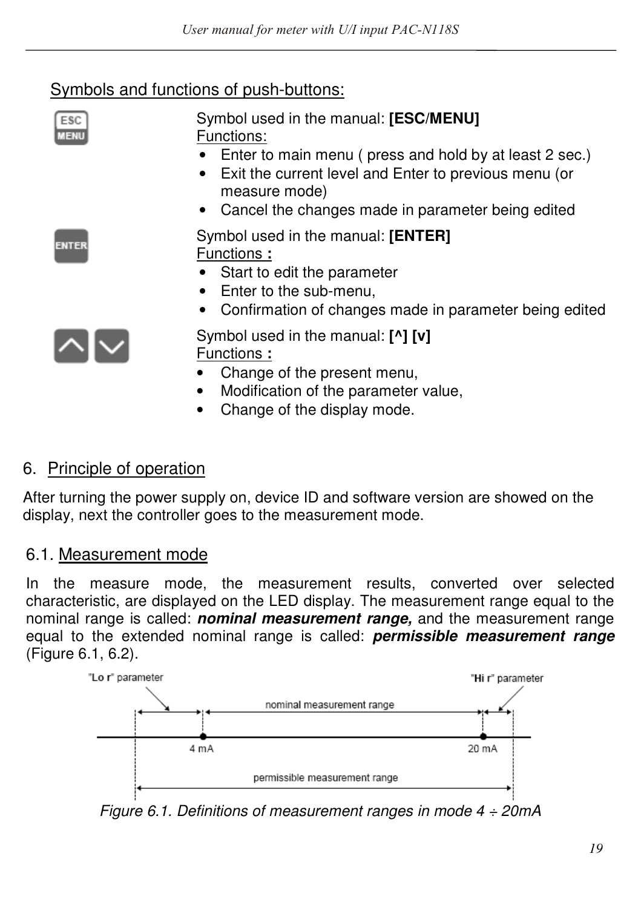## Symbols and functions of push-buttons:

| | |
|---|---|
| ESC MENU | Symbol used in the manual: **[ESC/MENU]**<br>Functions:<br>• Enter to main menu ( press and hold by at least 2 sec.)<br>• Exit the current level and Enter to previous menu (or measure mode)<br>• Cancel the changes made in parameter being edited |
| ENTER | Symbol used in the manual: **[ENTER]**<br>Functions **:**<br>• Start to edit the parameter<br>• Enter to the sub-menu,<br>• Confirmation of changes made in parameter being edited |
| ^ v | Symbol used in the manual: **[^] [v]**<br>Functions **:**<br>• Change of the present menu,<br>• Modification of the parameter value,<br>• Change of the display mode. |

# 6. Principle of operation

After turning the power supply on, device ID and software version are showed on the display, next the controller goes to the measurement mode.

## 6.1. Measurement mode

In the measure mode, the measurement results, converted over selected characteristic, are displayed on the LED display. The measurement range equal to the nominal range is called: ***nominal measurement range,*** and the measurement range equal to the extended nominal range is called: ***permissible measurement range*** (Figure 6.1, 6.2).

"Lo r" parameter — nominal measurement range — "Hi r" parameter

4 mA — 20 mA

permissible measurement range

*Figure 6.1. Definitions of measurement ranges in mode 4 ÷ 20mA*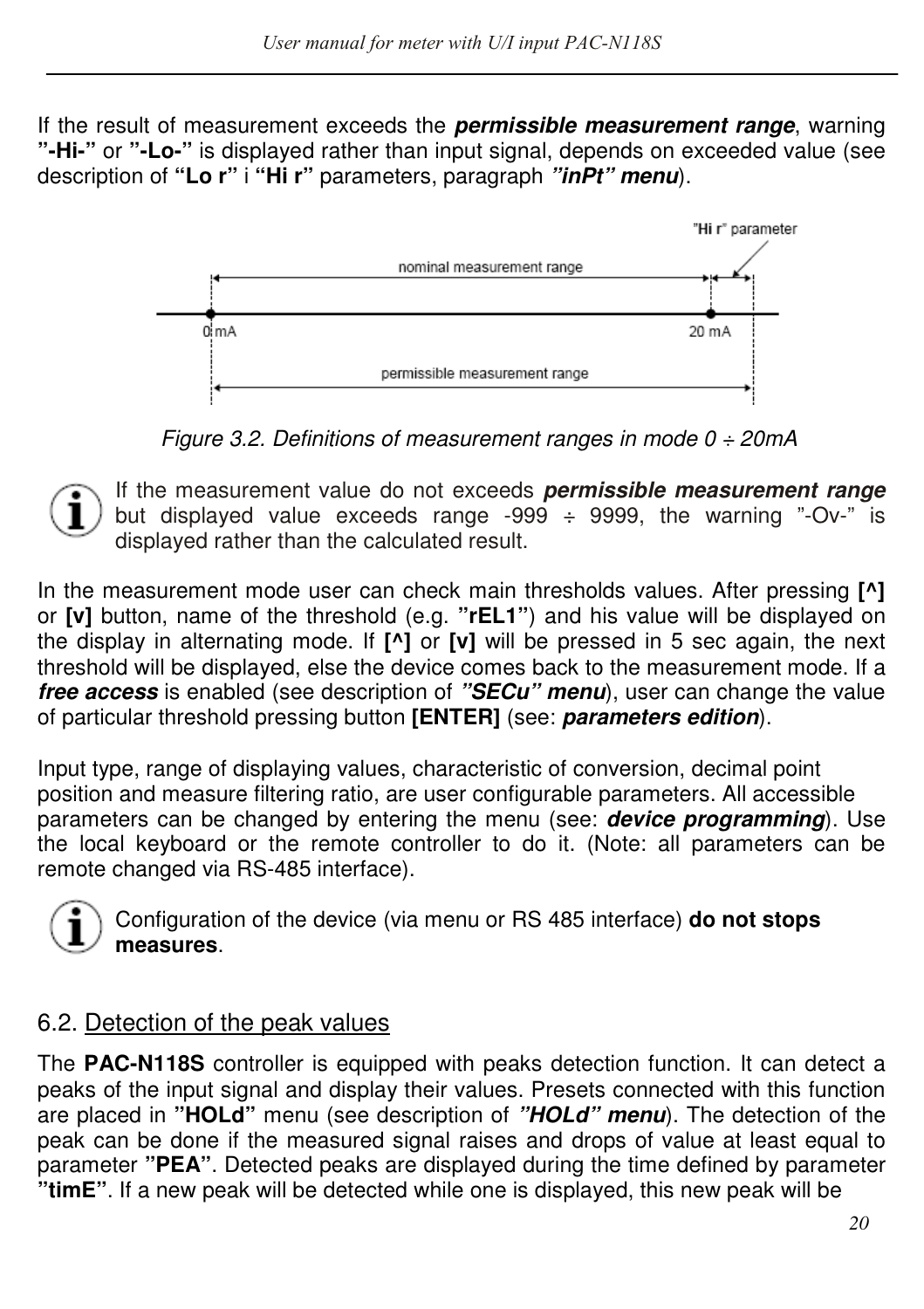If the result of measurement exceeds the ***permissible measurement range***, warning **”-Hi-”** or **”-Lo-”** is displayed rather than input signal, depends on exceeded value (see description of **“Lo r”** i **“Hi r”** parameters, paragraph ***”inPt” menu***).

*Figure 3.2. Definitions of measurement ranges in mode 0 ÷ 20mA*

If the measurement value do not exceeds ***permissible measurement range*** but displayed value exceeds range -999 ÷ 9999, the warning ”-Ov-” is displayed rather than the calculated result.

In the measurement mode user can check main thresholds values. After pressing **[^]** or **[v]** button, name of the threshold (e.g. **”rEL1”**) and his value will be displayed on the display in alternating mode. If **[^]** or **[v]** will be pressed in 5 sec again, the next threshold will be displayed, else the device comes back to the measurement mode. If a ***free access*** is enabled (see description of ***”SECu” menu***), user can change the value of particular threshold pressing button **[ENTER]** (see: ***parameters edition***).

Input type, range of displaying values, characteristic of conversion, decimal point position and measure filtering ratio, are user configurable parameters. All accessible parameters can be changed by entering the menu (see: ***device programming***). Use the local keyboard or the remote controller to do it. (Note: all parameters can be remote changed via RS-485 interface).

Configuration of the device (via menu or RS 485 interface) **do not stops measures**.

## 6.2. Detection of the peak values

The **PAC-N118S** controller is equipped with peaks detection function. It can detect a peaks of the input signal and display their values. Presets connected with this function are placed in **”HOLd”** menu (see description of ***”HOLd” menu***). The detection of the peak can be done if the measured signal raises and drops of value at least equal to parameter **”PEA”**. Detected peaks are displayed during the time defined by parameter **”timE”**. If a new peak will be detected while one is displayed, this new peak will be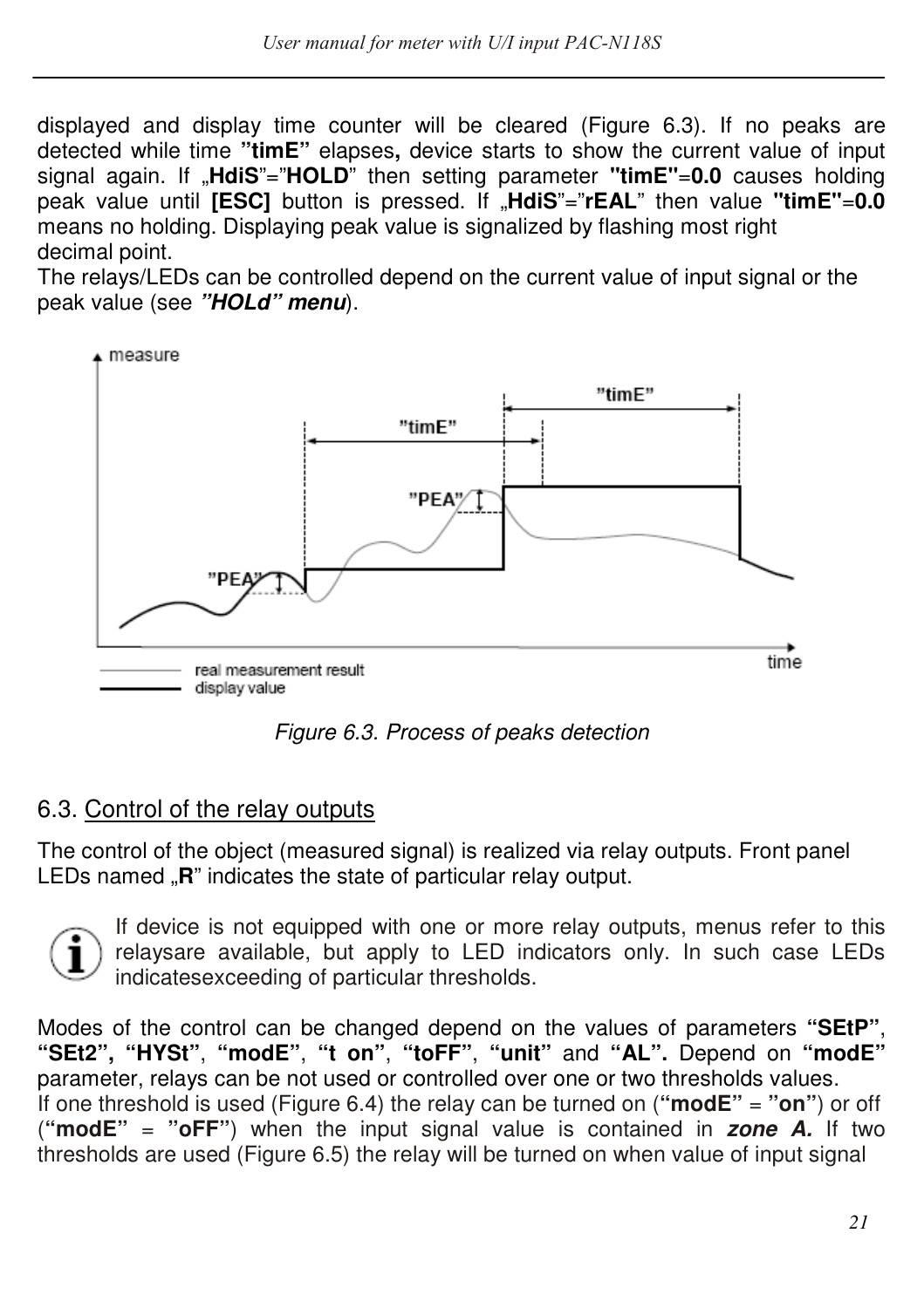displayed and display time counter will be cleared (Figure 6.3). If no peaks are detected while time **"timE"** elapses**,** device starts to show the current value of input signal again. If „**HdiS**"="**HOLD**" then setting parameter **"timE"=0.0** causes holding peak value until **[ESC]** button is pressed. If „**HdiS**"="**rEAL**" then value **"timE"=0.0** means no holding. Displaying peak value is signalized by flashing most right decimal point.
The relays/LEDs can be controlled depend on the current value of input signal or the peak value (see ***"HOLd" menu***).

*Figure 6.3. Process of peaks detection*

## 6.3. Control of the relay outputs

The control of the object (measured signal) is realized via relay outputs. Front panel LEDs named „**R**" indicates the state of particular relay output.

If device is not equipped with one or more relay outputs, menus refer to this relaysare available, but apply to LED indicators only. In such case LEDs indicatesexceeding of particular thresholds.

Modes of the control can be changed depend on the values of parameters **"SEtP"**, **"SEt2", "HYSt"**, **"modE"**, **"t on"**, **"toFF"**, **"unit"** and **"AL".** Depend on **"modE"** parameter, relays can be not used or controlled over one or two thresholds values.
If one threshold is used (Figure 6.4) the relay can be turned on (**"modE"** = **"on"**) or off (**"modE"** = **"oFF"**) when the input signal value is contained in ***zone A.*** If two thresholds are used (Figure 6.5) the relay will be turned on when value of input signal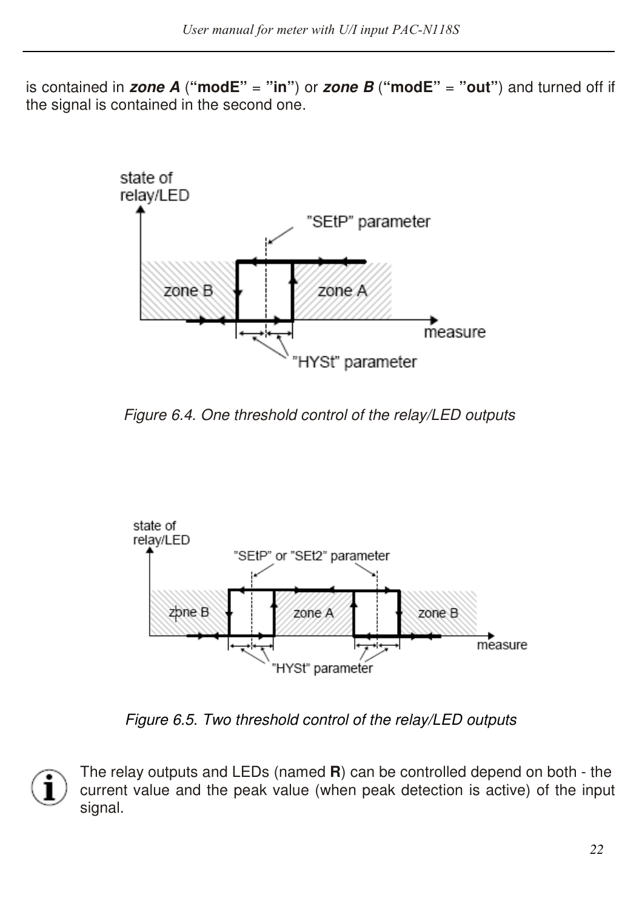is contained in ***zone A*** (**“modE”** = **”in”**) or ***zone B*** (**“modE”** = **”out”**) and turned off if the signal is contained in the second one.

*Figure 6.4. One threshold control of the relay/LED outputs*

*Figure 6.5. Two threshold control of the relay/LED outputs*

The relay outputs and LEDs (named **R**) can be controlled depend on both - the current value and the peak value (when peak detection is active) of the input signal.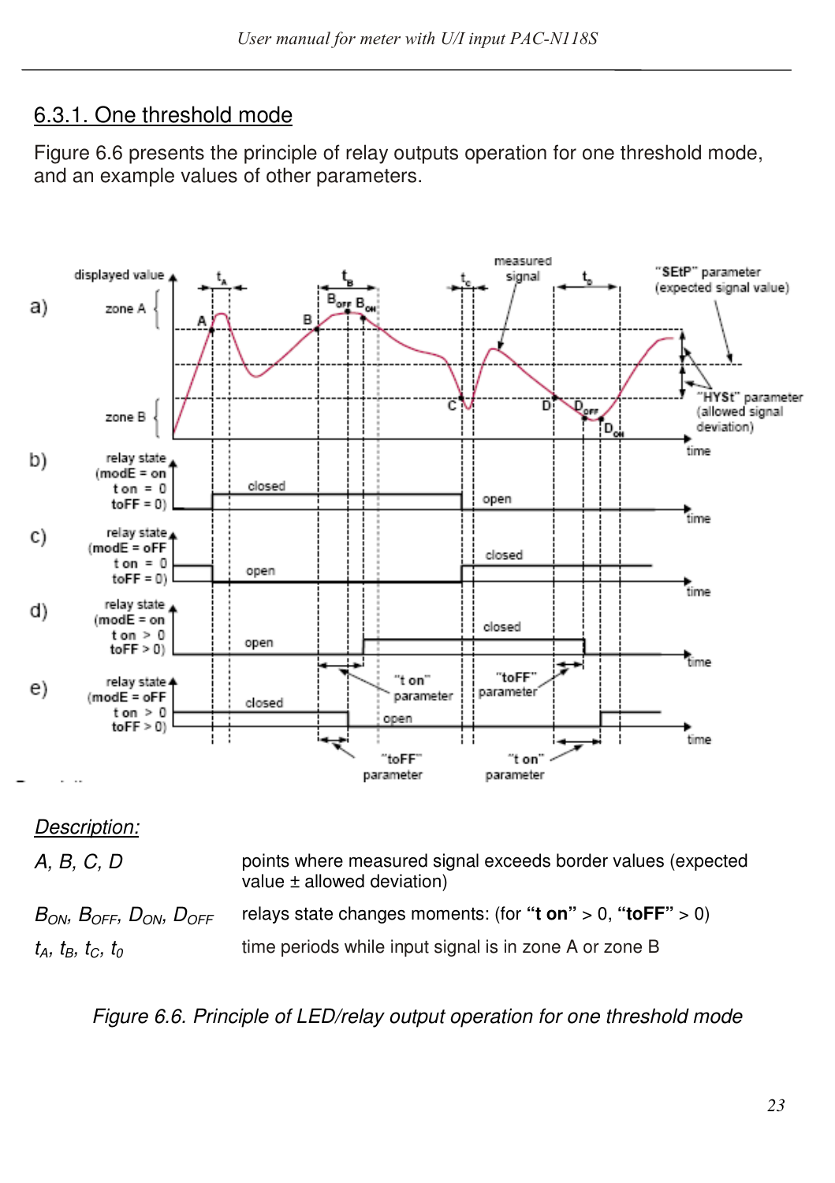## 6.3.1. One threshold mode

Figure 6.6 presents the principle of relay outputs operation for one threshold mode, and an example values of other parameters.

*Description:*

| | |
|---|---|
| *A, B, C, D* | points where measured signal exceeds border values (expected value ± allowed deviation) |
| $B_{ON}$, $B_{OFF}$, $D_{ON}$, $D_{OFF}$ | relays state changes moments: (for **"t on"** > 0, **"toFF"** > 0) |
| $t_A$, $t_B$, $t_C$, $t_0$ | time periods while input signal is in zone A or zone B |

*Figure 6.6. Principle of LED/relay output operation for one threshold mode*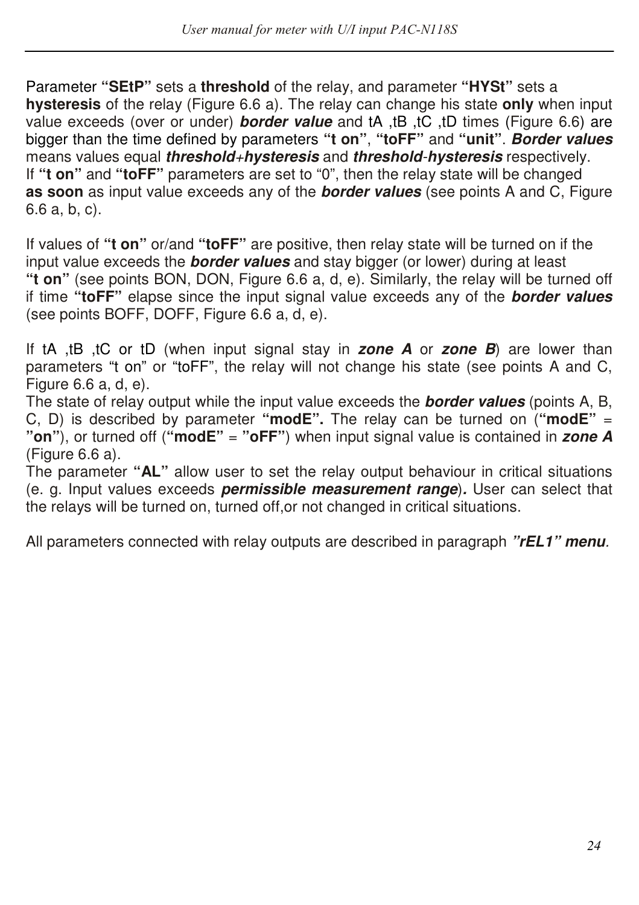Parameter **“SEtP”** sets a **threshold** of the relay, and parameter **“HYSt”** sets a **hysteresis** of the relay (Figure 6.6 a). The relay can change his state **only** when input value exceeds (over or under) ***border value*** and tA ,tB ,tC ,tD times (Figure 6.6) are bigger than the time defined by parameters **“t on”**, **“toFF”** and **“unit”**. ***Border values*** means values equal ***threshold+hysteresis*** and ***threshold-hysteresis*** respectively.
If **“t on”** and **“toFF”** parameters are set to “0”, then the relay state will be changed **as soon** as input value exceeds any of the ***border values*** (see points A and C, Figure 6.6 a, b, c).

If values of **“t on”** or/and **“toFF”** are positive, then relay state will be turned on if the input value exceeds the ***border values*** and stay bigger (or lower) during at least **“t on”** (see points BON, DON, Figure 6.6 a, d, e). Similarly, the relay will be turned off if time **“toFF”** elapse since the input signal value exceeds any of the ***border values*** (see points BOFF, DOFF, Figure 6.6 a, d, e).

If tA ,tB ,tC or tD (when input signal stay in ***zone A*** or ***zone B***) are lower than parameters “t on” or “toFF”, the relay will not change his state (see points A and C, Figure 6.6 a, d, e).
The state of relay output while the input value exceeds the ***border values*** (points A, B, C, D) is described by parameter **“modE”.** The relay can be turned on (**“modE”** = **”on”**), or turned off (**“modE”** = **”oFF”**) when input signal value is contained in ***zone A*** (Figure 6.6 a).
The parameter **“AL”** allow user to set the relay output behaviour in critical situations (e. g. Input values exceeds ***permissible measurement range***)**.** User can select that the relays will be turned on, turned off,or not changed in critical situations.

All parameters connected with relay outputs are described in paragraph ***”rEL1” menu***.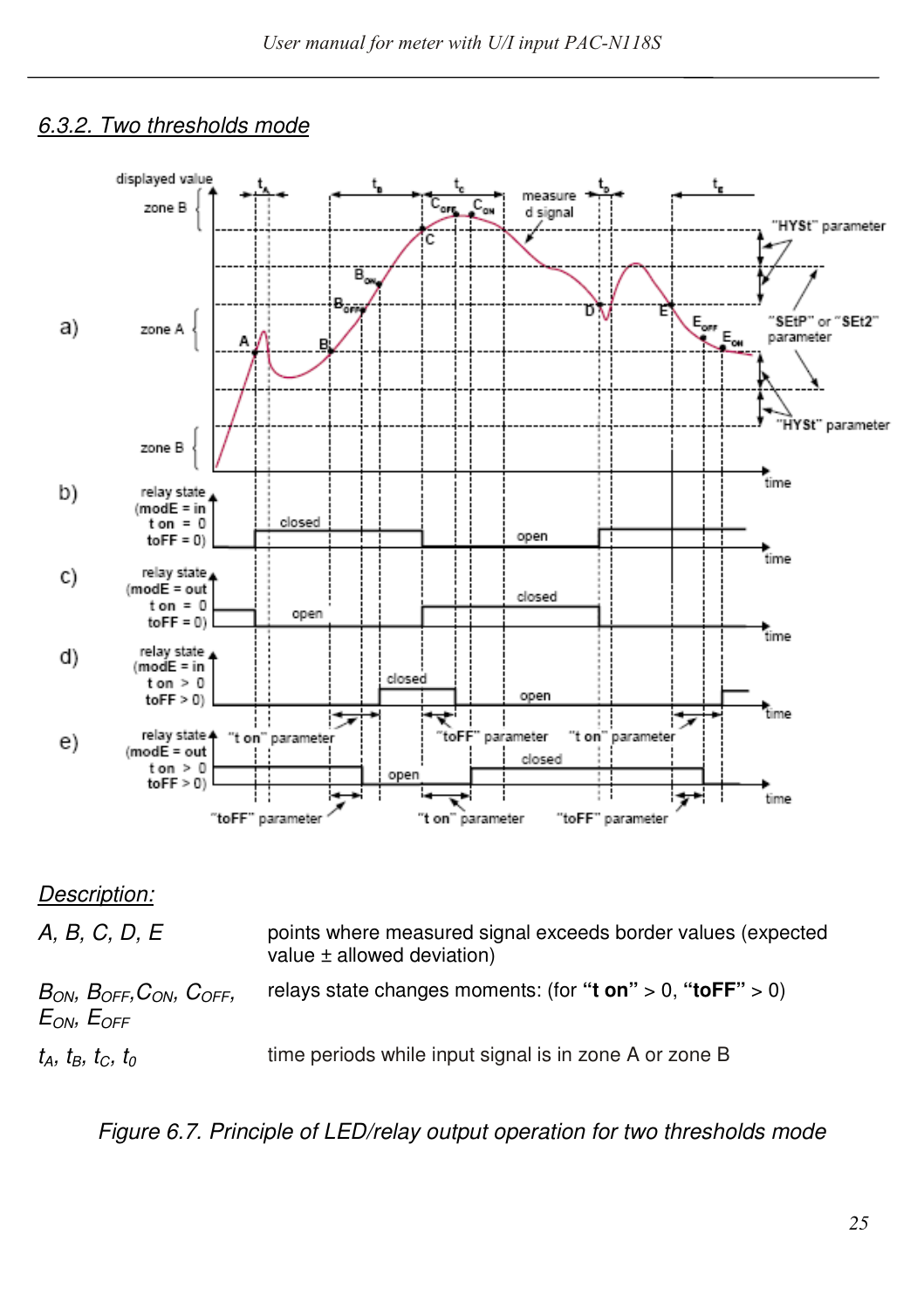## 6.3.2. Two thresholds mode

*Description:*

| | |
|---|---|
| *A, B, C, D, E* | points where measured signal exceeds border values (expected value ± allowed deviation) |
| $B_{ON}$, $B_{OFF}$, $C_{ON}$, $C_{OFF}$, $E_{ON}$, $E_{OFF}$ | relays state changes moments: (for **"t on"** > 0, **"toFF"** > 0) |
| $t_A$, $t_B$, $t_C$, $t_0$ | time periods while input signal is in zone A or zone B |

*Figure 6.7. Principle of LED/relay output operation for two thresholds mode*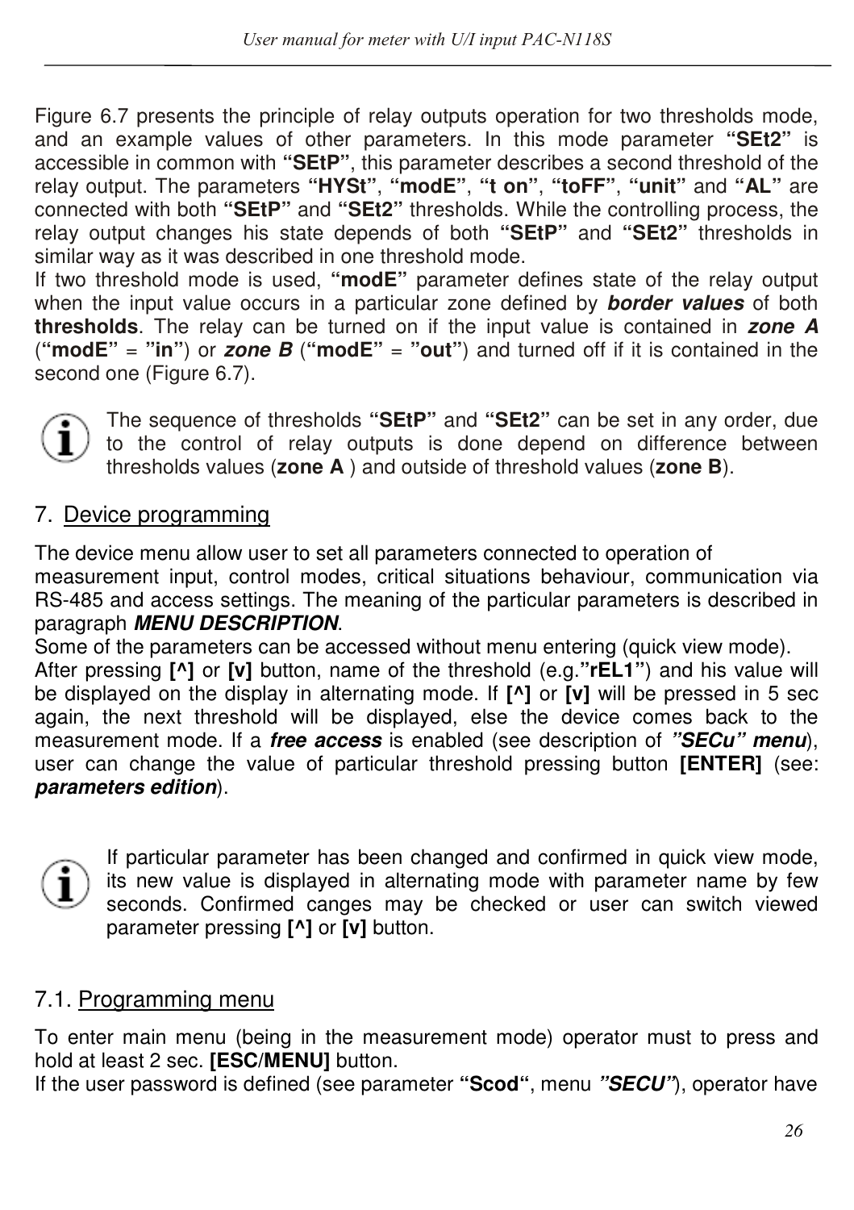Figure 6.7 presents the principle of relay outputs operation for two thresholds mode, and an example values of other parameters. In this mode parameter **"SEt2"** is accessible in common with **"SEtP"**, this parameter describes a second threshold of the relay output. The parameters **"HYSt"**, **"modE"**, **"t on"**, **"toFF"**, **"unit"** and **"AL"** are connected with both **"SEtP"** and **"SEt2"** thresholds. While the controlling process, the relay output changes his state depends of both **"SEtP"** and **"SEt2"** thresholds in similar way as it was described in one threshold mode.

If two threshold mode is used, **"modE"** parameter defines state of the relay output when the input value occurs in a particular zone defined by ***border values*** of both **thresholds**. The relay can be turned on if the input value is contained in ***zone A*** (**"modE"** = **"in"**) or ***zone B*** (**"modE"** = **"out"**) and turned off if it is contained in the second one (Figure 6.7).

The sequence of thresholds **"SEtP"** and **"SEt2"** can be set in any order, due to the control of relay outputs is done depend on difference between thresholds values (**zone A** ) and outside of threshold values (**zone B**).

## 7. Device programming

The device menu allow user to set all parameters connected to operation of measurement input, control modes, critical situations behaviour, communication via RS-485 and access settings. The meaning of the particular parameters is described in paragraph ***MENU DESCRIPTION***.

Some of the parameters can be accessed without menu entering (quick view mode).

After pressing **[^]** or **[v]** button, name of the threshold (e.g.**"rEL1"**) and his value will be displayed on the display in alternating mode. If **[^]** or **[v]** will be pressed in 5 sec again, the next threshold will be displayed, else the device comes back to the measurement mode. If a ***free access*** is enabled (see description of ***"SECu" menu***), user can change the value of particular threshold pressing button **[ENTER]** (see: ***parameters edition***).

If particular parameter has been changed and confirmed in quick view mode, its new value is displayed in alternating mode with parameter name by few seconds. Confirmed canges may be checked or user can switch viewed parameter pressing **[^]** or **[v]** button.

### 7.1. Programming menu

To enter main menu (being in the measurement mode) operator must to press and hold at least 2 sec. **[ESC/MENU]** button.

If the user password is defined (see parameter **"Scod"**, menu ***"SECU"***), operator have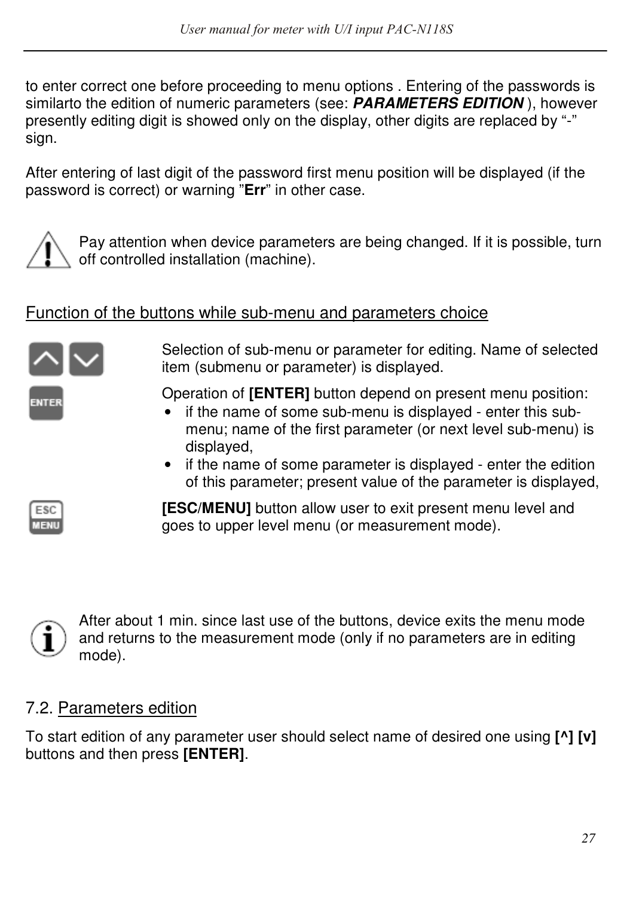to enter correct one before proceeding to menu options . Entering of the passwords is similarto the edition of numeric parameters (see: ***PARAMETERS EDITION*** ), however presently editing digit is showed only on the display, other digits are replaced by “-” sign.

After entering of last digit of the password first menu position will be displayed (if the password is correct) or warning ”**Err**” in other case.

Pay attention when device parameters are being changed. If it is possible, turn off controlled installation (machine).

## Function of the buttons while sub-menu and parameters choice

Selection of sub-menu or parameter for editing. Name of selected item (submenu or parameter) is displayed.

Operation of **[ENTER]** button depend on present menu position:

- if the name of some sub-menu is displayed - enter this sub-menu; name of the first parameter (or next level sub-menu) is displayed,
- if the name of some parameter is displayed - enter the edition of this parameter; present value of the parameter is displayed,

**[ESC/MENU]** button allow user to exit present menu level and goes to upper level menu (or measurement mode).

After about 1 min. since last use of the buttons, device exits the menu mode and returns to the measurement mode (only if no parameters are in editing mode).

## 7.2. Parameters edition

To start edition of any parameter user should select name of desired one using **[^] [v]** buttons and then press **[ENTER]**.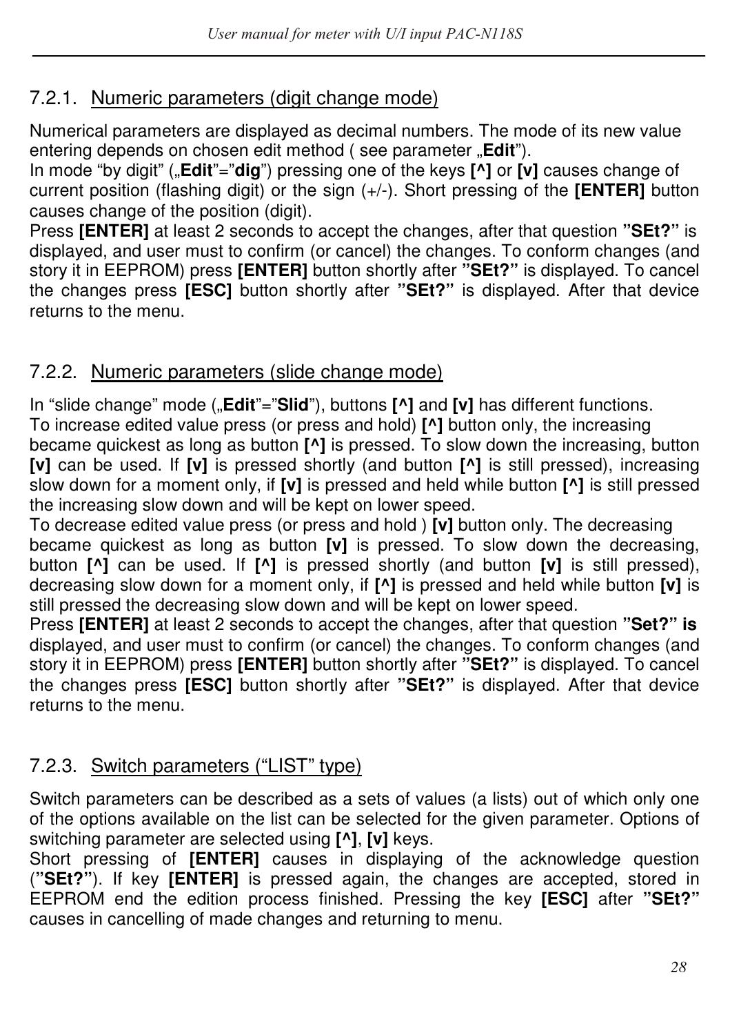### 7.2.1. Numeric parameters (digit change mode)

Numerical parameters are displayed as decimal numbers. The mode of its new value entering depends on chosen edit method ( see parameter „**Edit**").
In mode "by digit" („**Edit**"="**dig**") pressing one of the keys **[^]** or **[v]** causes change of current position (flashing digit) or the sign (+/-). Short pressing of the **[ENTER]** button causes change of the position (digit).
Press **[ENTER]** at least 2 seconds to accept the changes, after that question **"SEt?"** is displayed, and user must to confirm (or cancel) the changes. To conform changes (and story it in EEPROM) press **[ENTER]** button shortly after **"SEt?"** is displayed. To cancel the changes press **[ESC]** button shortly after **"SEt?"** is displayed. After that device returns to the menu.

### 7.2.2. Numeric parameters (slide change mode)

In "slide change" mode („**Edit**"="**Slid**"), buttons **[^]** and **[v]** has different functions.
To increase edited value press (or press and hold) **[^]** button only, the increasing became quickest as long as button **[^]** is pressed. To slow down the increasing, button **[v]** can be used. If **[v]** is pressed shortly (and button **[^]** is still pressed), increasing slow down for a moment only, if **[v]** is pressed and held while button **[^]** is still pressed the increasing slow down and will be kept on lower speed.
To decrease edited value press (or press and hold ) **[v]** button only. The decreasing became quickest as long as button **[v]** is pressed. To slow down the decreasing, button **[^]** can be used. If **[^]** is pressed shortly (and button **[v]** is still pressed), decreasing slow down for a moment only, if **[^]** is pressed and held while button **[v]** is still pressed the decreasing slow down and will be kept on lower speed.
Press **[ENTER]** at least 2 seconds to accept the changes, after that question **"Set?" is** displayed, and user must to confirm (or cancel) the changes. To conform changes (and story it in EEPROM) press **[ENTER]** button shortly after **"SEt?"** is displayed. To cancel the changes press **[ESC]** button shortly after **"SEt?"** is displayed. After that device returns to the menu.

### 7.2.3. Switch parameters ("LIST" type)

Switch parameters can be described as a sets of values (a lists) out of which only one of the options available on the list can be selected for the given parameter. Options of switching parameter are selected using **[^]**, **[v]** keys.
Short pressing of **[ENTER]** causes in displaying of the acknowledge question (**"SEt?"**). If key **[ENTER]** is pressed again, the changes are accepted, stored in EEPROM end the edition process finished. Pressing the key **[ESC]** after **"SEt?"** causes in cancelling of made changes and returning to menu.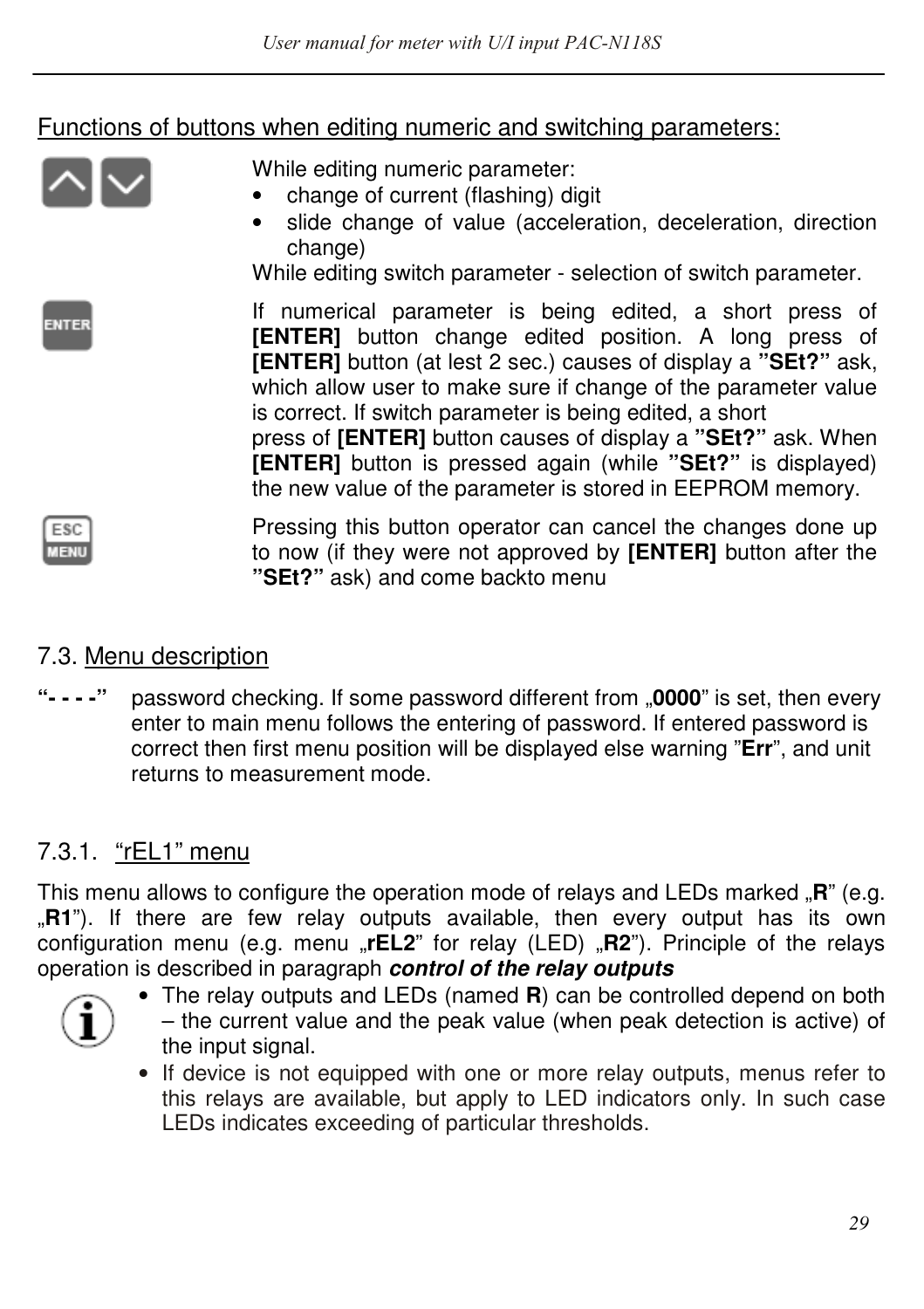Functions of buttons when editing numeric and switching parameters:

| Button | Function |
|---|---|
| ▲ ▼ | While editing numeric parameter:<br>• change of current (flashing) digit<br>• slide change of value (acceleration, deceleration, direction change)<br>While editing switch parameter - selection of switch parameter. |
| ENTER | If numerical parameter is being edited, a short press of **[ENTER]** button change edited position. A long press of **[ENTER]** button (at lest 2 sec.) causes of display a **"SEt?"** ask, which allow user to make sure if change of the parameter value is correct. If switch parameter is being edited, a short press of **[ENTER]** button causes of display a **"SEt?"** ask. When **[ENTER]** button is pressed again (while **"SEt?"** is displayed) the new value of the parameter is stored in EEPROM memory. |
| ESC/MENU | Pressing this button operator can cancel the changes done up to now (if they were not approved by **[ENTER]** button after the **"SEt?"** ask) and come backto menu |

## 7.3. Menu description

**"- - - -"** password checking. If some password different from „**0000**" is set, then every enter to main menu follows the entering of password. If entered password is correct then first menu position will be displayed else warning "**Err**", and unit returns to measurement mode.

### 7.3.1. "rEL1" menu

This menu allows to configure the operation mode of relays and LEDs marked „**R**" (e.g. „**R1**"). If there are few relay outputs available, then every output has its own configuration menu (e.g. menu „**rEL2**" for relay (LED) „**R2**"). Principle of the relays operation is described in paragraph ***control of the relay outputs***

- The relay outputs and LEDs (named **R**) can be controlled depend on both – the current value and the peak value (when peak detection is active) of the input signal.
- If device is not equipped with one or more relay outputs, menus refer to this relays are available, but apply to LED indicators only. In such case LEDs indicates exceeding of particular thresholds.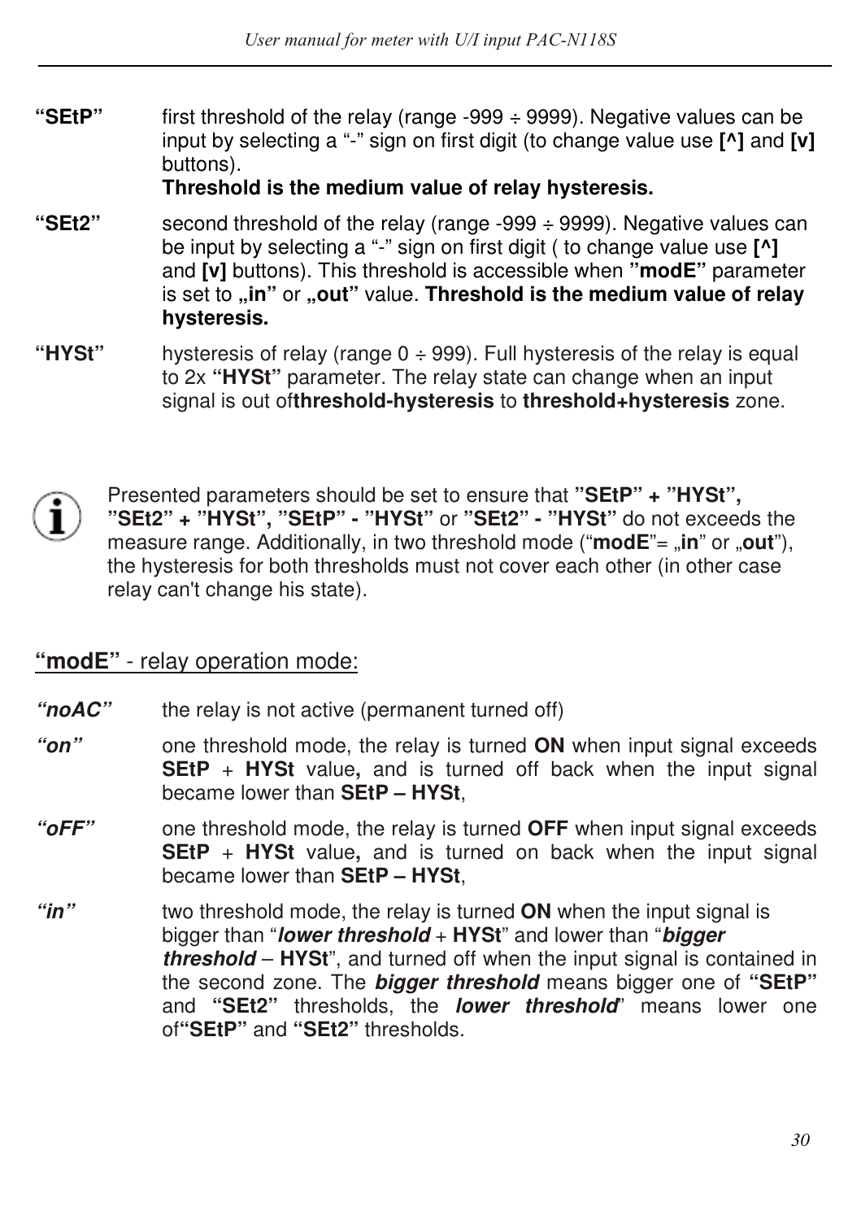**“SEtP”** first threshold of the relay (range -999 ÷ 9999). Negative values can be input by selecting a “-” sign on first digit (to change value use **[^]** and **[v]** buttons).
**Threshold is the medium value of relay hysteresis.**

**“SEt2”** second threshold of the relay (range -999 ÷ 9999). Negative values can be input by selecting a “-” sign on first digit ( to change value use **[^]** and **[v]** buttons). This threshold is accessible when **”modE”** parameter is set to **„in”** or **„out”** value. **Threshold is the medium value of relay hysteresis.**

**“HYSt”** hysteresis of relay (range 0 ÷ 999). Full hysteresis of the relay is equal to 2x **“HYSt”** parameter. The relay state can change when an input signal is out of**threshold-hysteresis** to **threshold+hysteresis** zone.

Presented parameters should be set to ensure that **”SEtP” + ”HYSt”, ”SEt2” + ”HYSt”, ”SEtP” - ”HYSt”** or **”SEt2” - ”HYSt”** do not exceeds the measure range. Additionally, in two threshold mode (“**modE**”= „**in**” or „**out**”), the hysteresis for both thresholds must not cover each other (in other case relay can't change his state).

## **“modE”** - relay operation mode:

***“noAC”*** the relay is not active (permanent turned off)

***“on”*** one threshold mode, the relay is turned **ON** when input signal exceeds **SEtP** + **HYSt** value**,** and is turned off back when the input signal became lower than **SEtP – HYSt**,

***“oFF”*** one threshold mode, the relay is turned **OFF** when input signal exceeds **SEtP** + **HYSt** value**,** and is turned on back when the input signal became lower than **SEtP – HYSt**,

***“in”*** two threshold mode, the relay is turned **ON** when the input signal is bigger than “***lower threshold*** + **HYSt**” and lower than “***bigger threshold*** – **HYSt**”, and turned off when the input signal is contained in the second zone. The ***bigger threshold*** means bigger one of **“SEtP”** and **“SEt2”** thresholds, the ***lower threshold***” means lower one of**“SEtP”** and **“SEt2”** thresholds.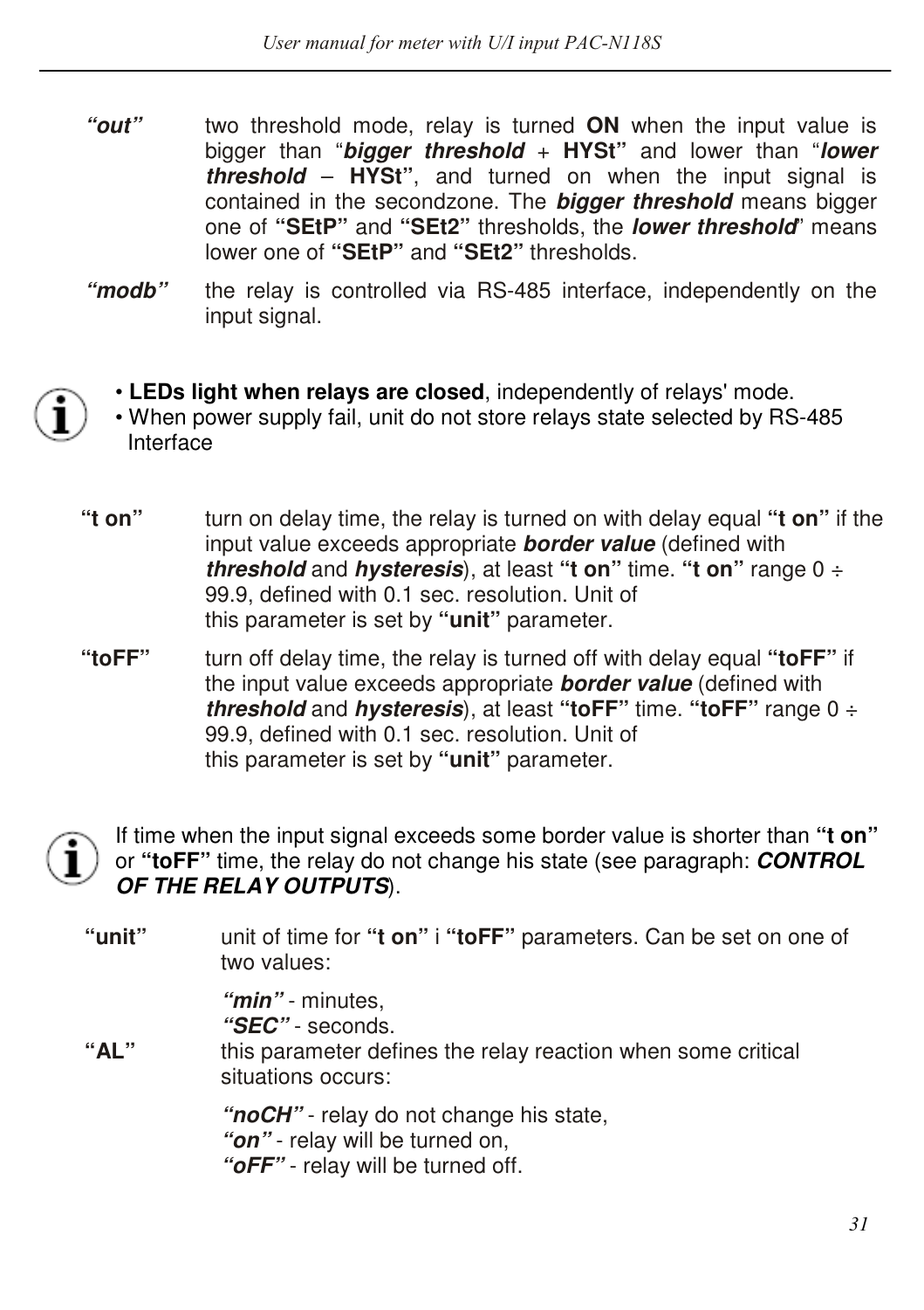***"out"*** two threshold mode, relay is turned **ON** when the input value is bigger than "***bigger threshold*** + **HYSt"** and lower than "***lower threshold*** – **HYSt"**, and turned on when the input signal is contained in the secondzone. The ***bigger threshold*** means bigger one of **"SEtP"** and **"SEt2"** thresholds, the ***lower threshold***" means lower one of **"SEtP"** and **"SEt2"** thresholds.

***"modb"*** the relay is controlled via RS-485 interface, independently on the input signal.

- **LEDs light when relays are closed**, independently of relays' mode.
- When power supply fail, unit do not store relays state selected by RS-485 Interface

**"t on"** turn on delay time, the relay is turned on with delay equal **"t on"** if the input value exceeds appropriate ***border value*** (defined with ***threshold*** and ***hysteresis***), at least **"t on"** time. **"t on"** range 0 ÷ 99.9, defined with 0.1 sec. resolution. Unit of this parameter is set by **"unit"** parameter.

**"toFF"** turn off delay time, the relay is turned off with delay equal **"toFF"** if the input value exceeds appropriate ***border value*** (defined with ***threshold*** and ***hysteresis***), at least **"toFF"** time. **"toFF"** range 0 ÷ 99.9, defined with 0.1 sec. resolution. Unit of this parameter is set by **"unit"** parameter.

If time when the input signal exceeds some border value is shorter than **"t on"** or **"toFF"** time, the relay do not change his state (see paragraph: ***CONTROL OF THE RELAY OUTPUTS***).

**"unit"** unit of time for **"t on"** i **"toFF"** parameters. Can be set on one of two values:

***"min"*** - minutes,
***"SEC"*** - seconds.

**"AL"** this parameter defines the relay reaction when some critical situations occurs:

***"noCH"*** - relay do not change his state,
***"on"*** - relay will be turned on,
***"oFF"*** - relay will be turned off.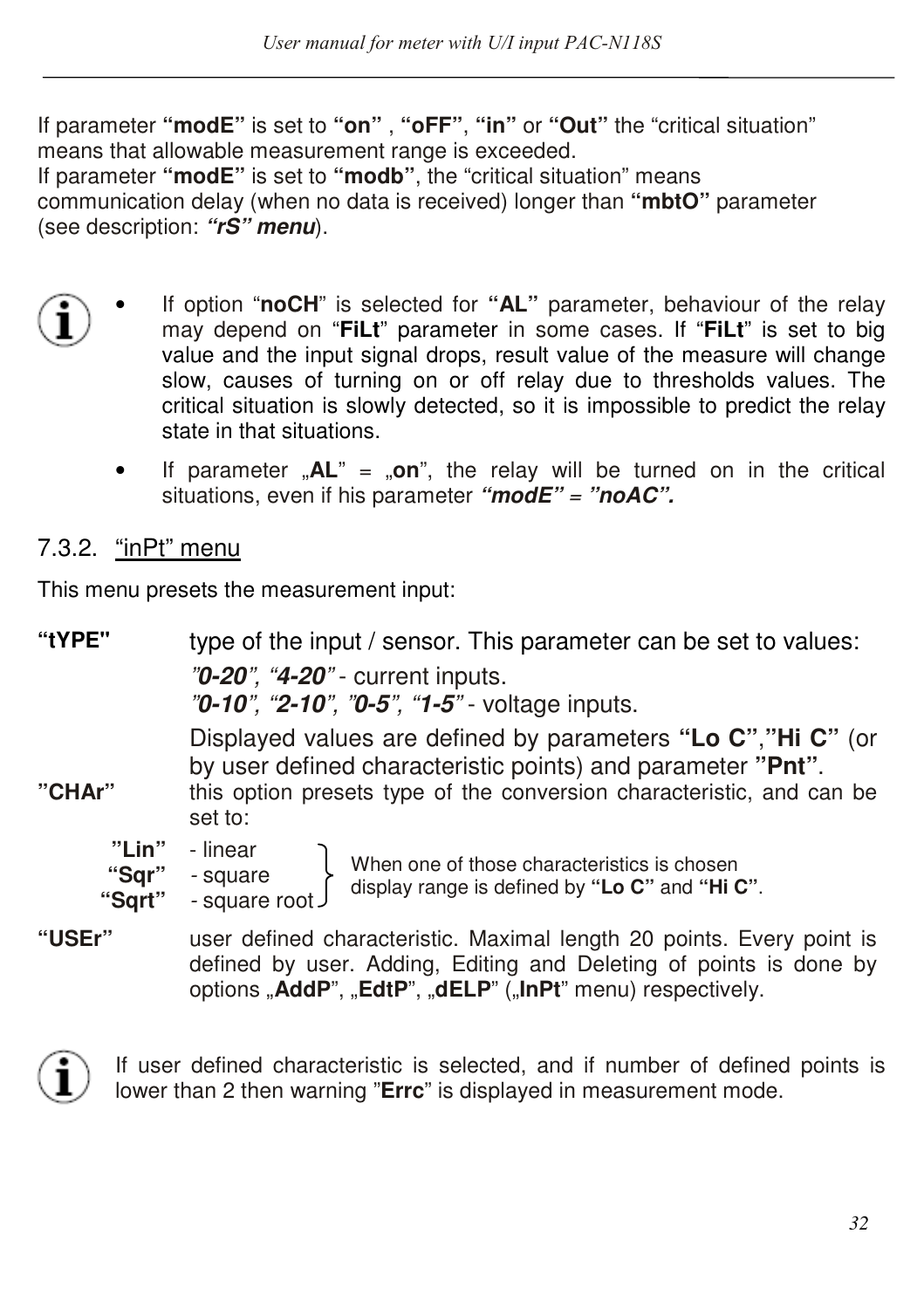If parameter **“modE”** is set to **“on”** , **“oFF”**, **“in”** or **“Out”** the “critical situation” means that allowable measurement range is exceeded.
If parameter **“modE”** is set to **“modb”**, the “critical situation” means communication delay (when no data is received) longer than **“mbtO”** parameter (see description: ***“rS” menu***).

- If option “**noCH**” is selected for **“AL”** parameter, behaviour of the relay may depend on “**FiLt**” parameter in some cases. If “**FiLt**” is set to big value and the input signal drops, result value of the measure will change slow, causes of turning on or off relay due to thresholds values. The critical situation is slowly detected, so it is impossible to predict the relay state in that situations.
- If parameter „**AL**” = „**on**”, the relay will be turned on in the critical situations, even if his parameter ***“modE” = ”noAC”.***

### 7.3.2. “inPt” menu

This menu presets the measurement input:

**“tYPE"** type of the input / sensor. This parameter can be set to values:

*”**0-20**”, “**4-20**”* - current inputs.
*”**0-10**”, “**2-10**”, ”**0-5**”, “**1-5**”* - voltage inputs.

Displayed values are defined by parameters **“Lo C”**,**”Hi C”** (or by user defined characteristic points) and parameter **”Pnt”**.

**”CHAr”** this option presets type of the conversion characteristic, and can be set to:

- **”Lin”** - linear
- **“Sqr”** - square
- **“Sqrt”** - square root

When one of those characteristics is chosen display range is defined by **“Lo C”** and **“Hi C”**.

**“USEr”** user defined characteristic. Maximal length 20 points. Every point is defined by user. Adding, Editing and Deleting of points is done by options „**AddP**”, „**EdtP**”, „**dELP**” („**InPt**” menu) respectively.

If user defined characteristic is selected, and if number of defined points is lower than 2 then warning ”**Errc**” is displayed in measurement mode.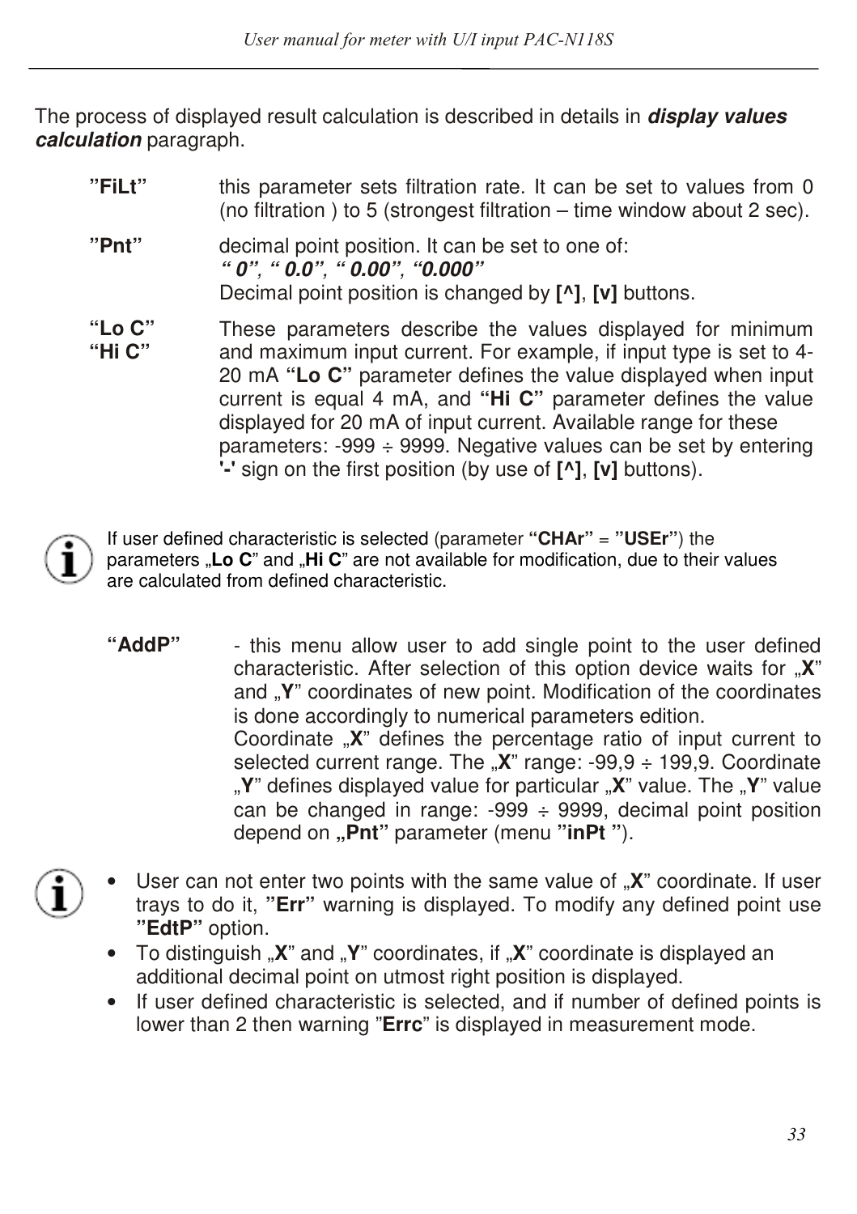The process of displayed result calculation is described in details in ***display values calculation*** paragraph.

**"FiLt"** this parameter sets filtration rate. It can be set to values from 0 (no filtration ) to 5 (strongest filtration – time window about 2 sec).

**"Pnt"** decimal point position. It can be set to one of:
***" 0", " 0.0", " 0.00", "0.000"***
Decimal point position is changed by **[^]**, **[v]** buttons.

**"Lo C"**
**"Hi C"** These parameters describe the values displayed for minimum and maximum input current. For example, if input type is set to 4-20 mA **"Lo C"** parameter defines the value displayed when input current is equal 4 mA, and **"Hi C"** parameter defines the value displayed for 20 mA of input current. Available range for these parameters: -999 ÷ 9999. Negative values can be set by entering **'-'** sign on the first position (by use of **[^]**, **[v]** buttons).

> If user defined characteristic is selected (parameter **"CHAr"** = **"USEr"**) the parameters „**Lo C**" and „**Hi C**" are not available for modification, due to their values are calculated from defined characteristic.

**"AddP"** - this menu allow user to add single point to the user defined characteristic. After selection of this option device waits for „**X**" and „**Y**" coordinates of new point. Modification of the coordinates is done accordingly to numerical parameters edition.
Coordinate „**X**" defines the percentage ratio of input current to selected current range. The „**X**" range: -99,9 ÷ 199,9. Coordinate „**Y**" defines displayed value for particular „**X**" value. The „**Y**" value can be changed in range: -999 ÷ 9999, decimal point position depend on **„Pnt"** parameter (menu **"inPt "**).

- User can not enter two points with the same value of „**X**" coordinate. If user trays to do it, **"Err"** warning is displayed. To modify any defined point use **"EdtP"** option.
- To distinguish „**X**" and „**Y**" coordinates, if „**X**" coordinate is displayed an additional decimal point on utmost right position is displayed.
- If user defined characteristic is selected, and if number of defined points is lower than 2 then warning "**Errc**" is displayed in measurement mode.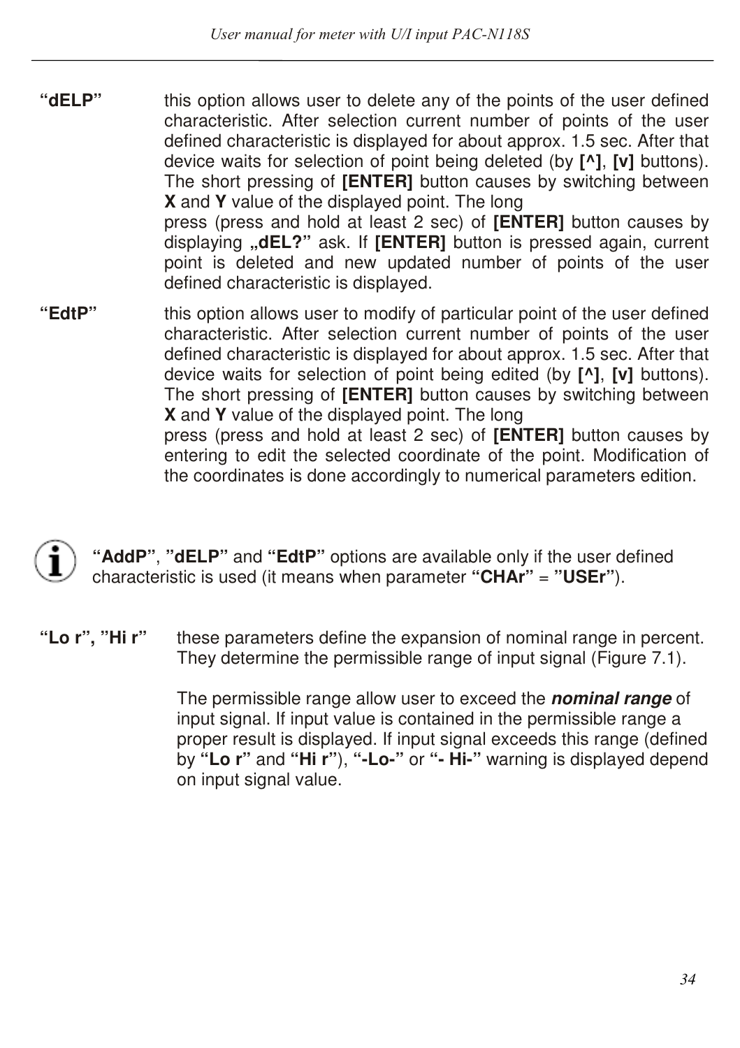**“dELP”** this option allows user to delete any of the points of the user defined characteristic. After selection current number of points of the user defined characteristic is displayed for about approx. 1.5 sec. After that device waits for selection of point being deleted (by **[^]**, **[v]** buttons). The short pressing of **[ENTER]** button causes by switching between **X** and **Y** value of the displayed point. The long press (press and hold at least 2 sec) of **[ENTER]** button causes by displaying **„dEL?”** ask. If **[ENTER]** button is pressed again, current point is deleted and new updated number of points of the user defined characteristic is displayed.

**“EdtP”** this option allows user to modify of particular point of the user defined characteristic. After selection current number of points of the user defined characteristic is displayed for about approx. 1.5 sec. After that device waits for selection of point being edited (by **[^]**, **[v]** buttons). The short pressing of **[ENTER]** button causes by switching between **X** and **Y** value of the displayed point. The long press (press and hold at least 2 sec) of **[ENTER]** button causes by entering to edit the selected coordinate of the point. Modification of the coordinates is done accordingly to numerical parameters edition.

**“AddP”**, **”dELP”** and **“EdtP”** options are available only if the user defined characteristic is used (it means when parameter **“CHAr”** = **”USEr”**).

**“Lo r”, ”Hi r”** these parameters define the expansion of nominal range in percent. They determine the permissible range of input signal (Figure 7.1).

The permissible range allow user to exceed the ***nominal range*** of input signal. If input value is contained in the permissible range a proper result is displayed. If input signal exceeds this range (defined by **“Lo r”** and **“Hi r”**), **“-Lo-”** or **“- Hi-”** warning is displayed depend on input signal value.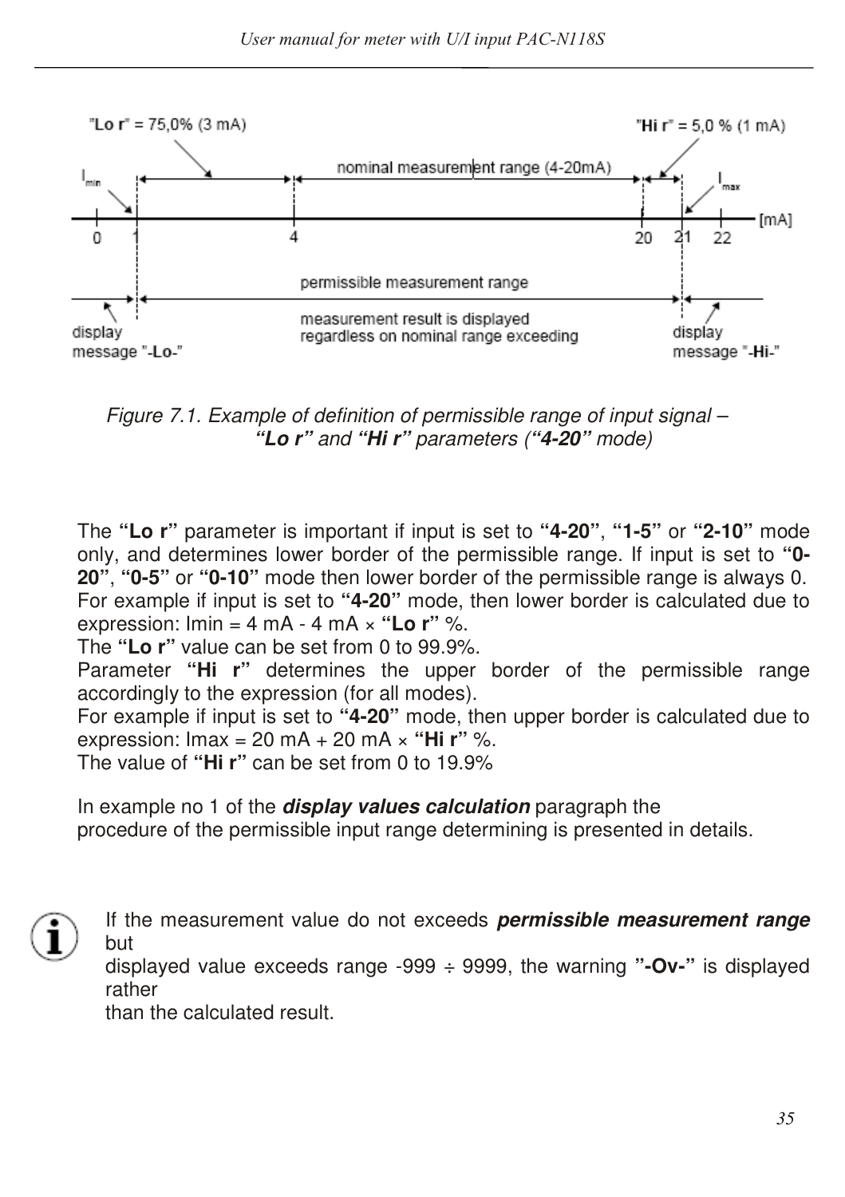*Figure 7.1. Example of definition of permissible range of input signal – **“Lo r”** and **“Hi r”** parameters (**“4-20”** mode)*

The **“Lo r”** parameter is important if input is set to **“4-20”**, **“1-5”** or **“2-10”** mode only, and determines lower border of the permissible range. If input is set to **“0-20”**, **“0-5”** or **“0-10”** mode then lower border of the permissible range is always 0. For example if input is set to **“4-20”** mode, then lower border is calculated due to expression: $I_{min}$ = 4 mA - 4 mA × **“Lo r”** %.
The **“Lo r”** value can be set from 0 to 99.9%.
Parameter **“Hi r”** determines the upper border of the permissible range accordingly to the expression (for all modes).
For example if input is set to **“4-20”** mode, then upper border is calculated due to expression: $I_{max}$ = 20 mA + 20 mA × **“Hi r”** %.
The value of **“Hi r”** can be set from 0 to 19.9%

In example no 1 of the ***display values calculation*** paragraph the procedure of the permissible input range determining is presented in details.

If the measurement value do not exceeds ***permissible measurement range*** but displayed value exceeds range -999 ÷ 9999, the warning **”-Ov-”** is displayed rather than the calculated result.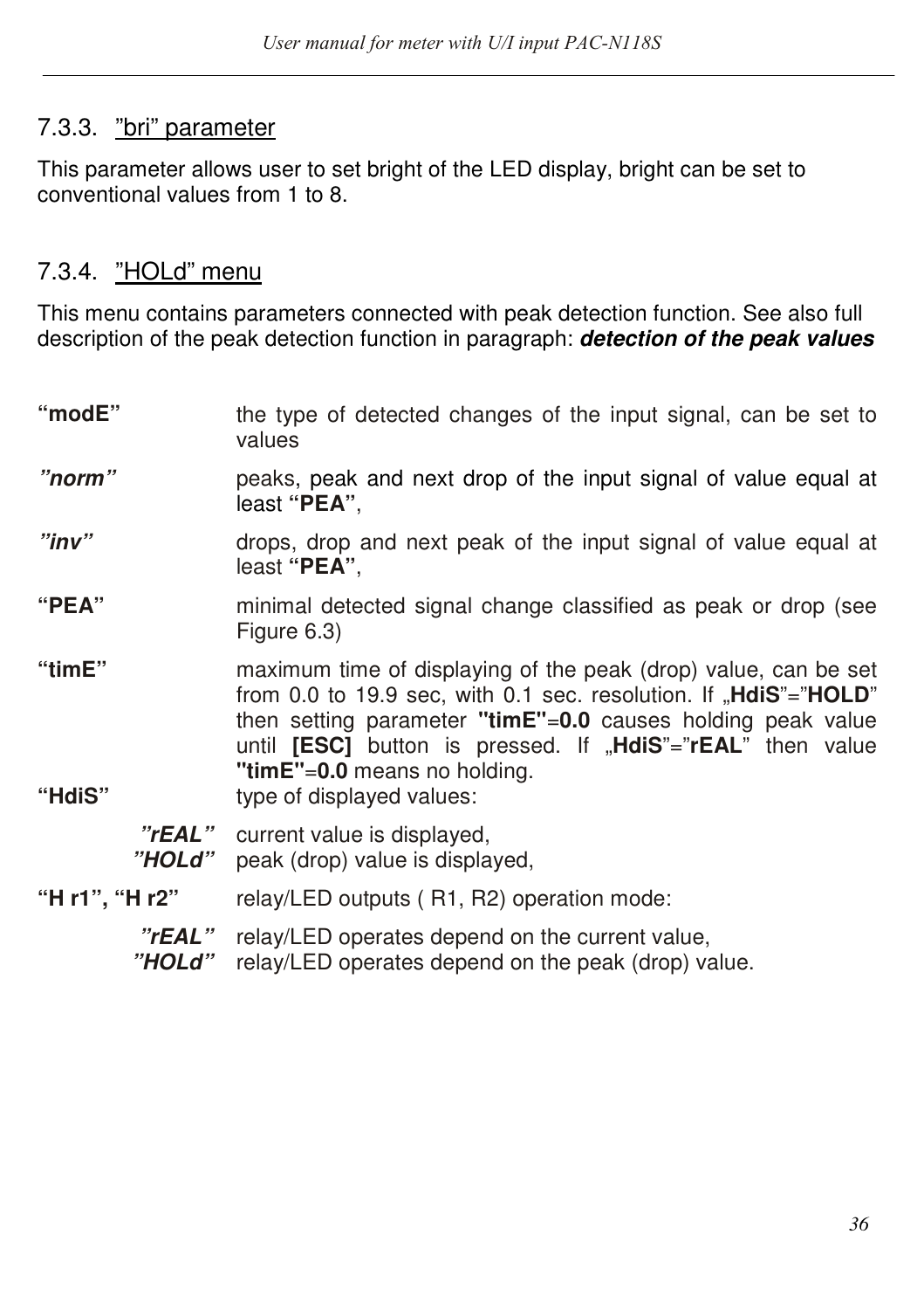### 7.3.3. ”bri” parameter

This parameter allows user to set bright of the LED display, bright can be set to conventional values from 1 to 8.

### 7.3.4. ”HOLd” menu

This menu contains parameters connected with peak detection function. See also full description of the peak detection function in paragraph: ***detection of the peak values***

**“modE”** the type of detected changes of the input signal, can be set to values

***”norm”*** peaks, peak and next drop of the input signal of value equal at least **“PEA”**,

***”inv”*** drops, drop and next peak of the input signal of value equal at least **“PEA”**,

**“PEA”** minimal detected signal change classified as peak or drop (see Figure 6.3)

**“timE”** maximum time of displaying of the peak (drop) value, can be set from 0.0 to 19.9 sec, with 0.1 sec. resolution. If „**HdiS**”=”**HOLD**” then setting parameter **"timE"**=**0.0** causes holding peak value until **[ESC]** button is pressed. If „**HdiS**”=”**rEAL**” then value **"timE"**=**0.0** means no holding.

**“HdiS”** type of displayed values:

- ***”rEAL”*** current value is displayed,
- ***”HOLd”*** peak (drop) value is displayed,

**“H r1”, “H r2”** relay/LED outputs ( R1, R2) operation mode:

- ***”rEAL”*** relay/LED operates depend on the current value,
- ***”HOLd”*** relay/LED operates depend on the peak (drop) value.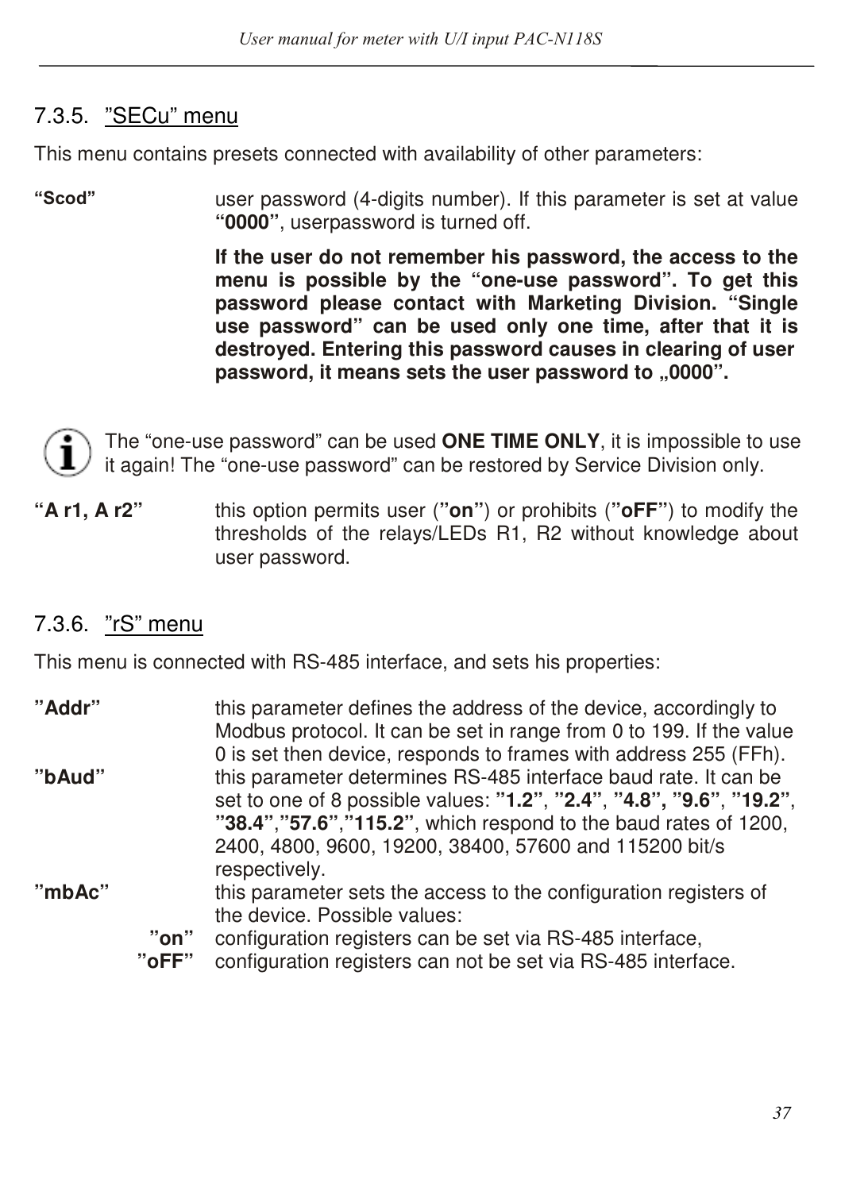### 7.3.5. ”SECu” menu

This menu contains presets connected with availability of other parameters:

**“Scod”** user password (4-digits number). If this parameter is set at value **“0000”**, userpassword is turned off.

**If the user do not remember his password, the access to the menu is possible by the “one-use password”. To get this password please contact with Marketing Division. “Single use password” can be used only one time, after that it is destroyed. Entering this password causes in clearing of user password, it means sets the user password to „0000”.**

The “one-use password” can be used **ONE TIME ONLY**, it is impossible to use it again! The “one-use password” can be restored by Service Division only.

**“A r1, A r2”** this option permits user (**”on”**) or prohibits (**”oFF”**) to modify the thresholds of the relays/LEDs R1, R2 without knowledge about user password.

### 7.3.6. ”rS” menu

This menu is connected with RS-485 interface, and sets his properties:

**”Addr”** this parameter defines the address of the device, accordingly to Modbus protocol. It can be set in range from 0 to 199. If the value 0 is set then device, responds to frames with address 255 (FFh).

**”bAud”** this parameter determines RS-485 interface baud rate. It can be set to one of 8 possible values: **”1.2”**, **”2.4”**, **”4.8”, ”9.6”**, **”19.2”**, **”38.4”**,**”57.6”**,**”115.2”**, which respond to the baud rates of 1200, 2400, 4800, 9600, 19200, 38400, 57600 and 115200 bit/s respectively.

**”mbAc”** this parameter sets the access to the configuration registers of the device. Possible values:

- **”on”** configuration registers can be set via RS-485 interface,
- **”oFF”** configuration registers can not be set via RS-485 interface.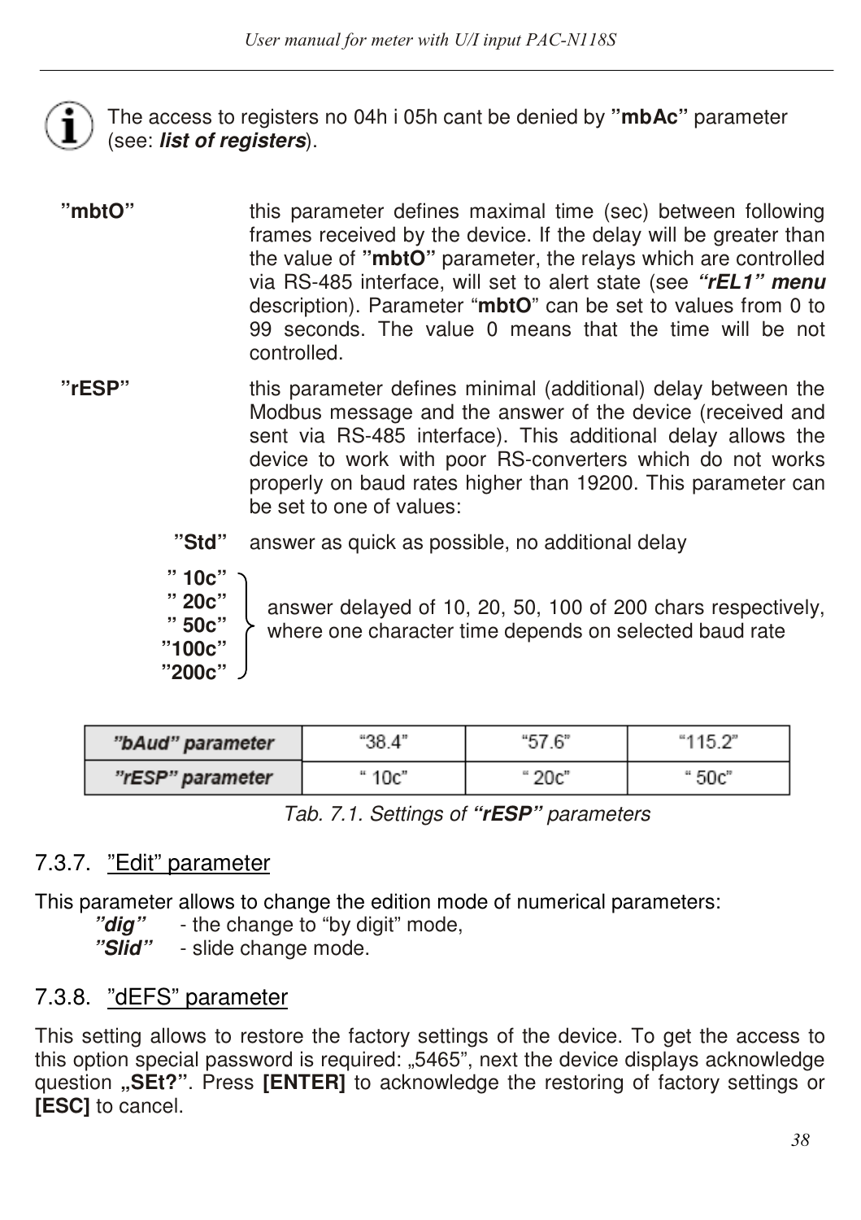The access to registers no 04h i 05h cant be denied by **”mbAc”** parameter (see: ***list of registers***).

**”mbtO”** this parameter defines maximal time (sec) between following frames received by the device. If the delay will be greater than the value of **”mbtO”** parameter, the relays which are controlled via RS-485 interface, will set to alert state (see ***“rEL1” menu*** description). Parameter “**mbtO**” can be set to values from 0 to 99 seconds. The value 0 means that the time will be not controlled.

**”rESP”** this parameter defines minimal (additional) delay between the Modbus message and the answer of the device (received and sent via RS-485 interface). This additional delay allows the device to work with poor RS-converters which do not works properly on baud rates higher than 19200. This parameter can be set to one of values:

**”Std”** answer as quick as possible, no additional delay

**” 10c”**, **” 20c”**, **” 50c”**, **”100c”**, **”200c”** answer delayed of 10, 20, 50, 100 of 200 chars respectively, where one character time depends on selected baud rate

| ***”bAud” parameter*** | “38.4” | “57.6” | “115.2” |
|---|---|---|---|
| ***”rESP” parameter*** | “ 10c” | “ 20c” | “ 50c” |

*Tab. 7.1. Settings of **“rESP”** parameters*

### 7.3.7. ”Edit” parameter

This parameter allows to change the edition mode of numerical parameters:

- ***”dig”*** - the change to “by digit” mode,
- ***”Slid”*** - slide change mode.

### 7.3.8. ”dEFS” parameter

This setting allows to restore the factory settings of the device. To get the access to this option special password is required: „5465”, next the device displays acknowledge question **„SEt?”**. Press **[ENTER]** to acknowledge the restoring of factory settings or **[ESC]** to cancel.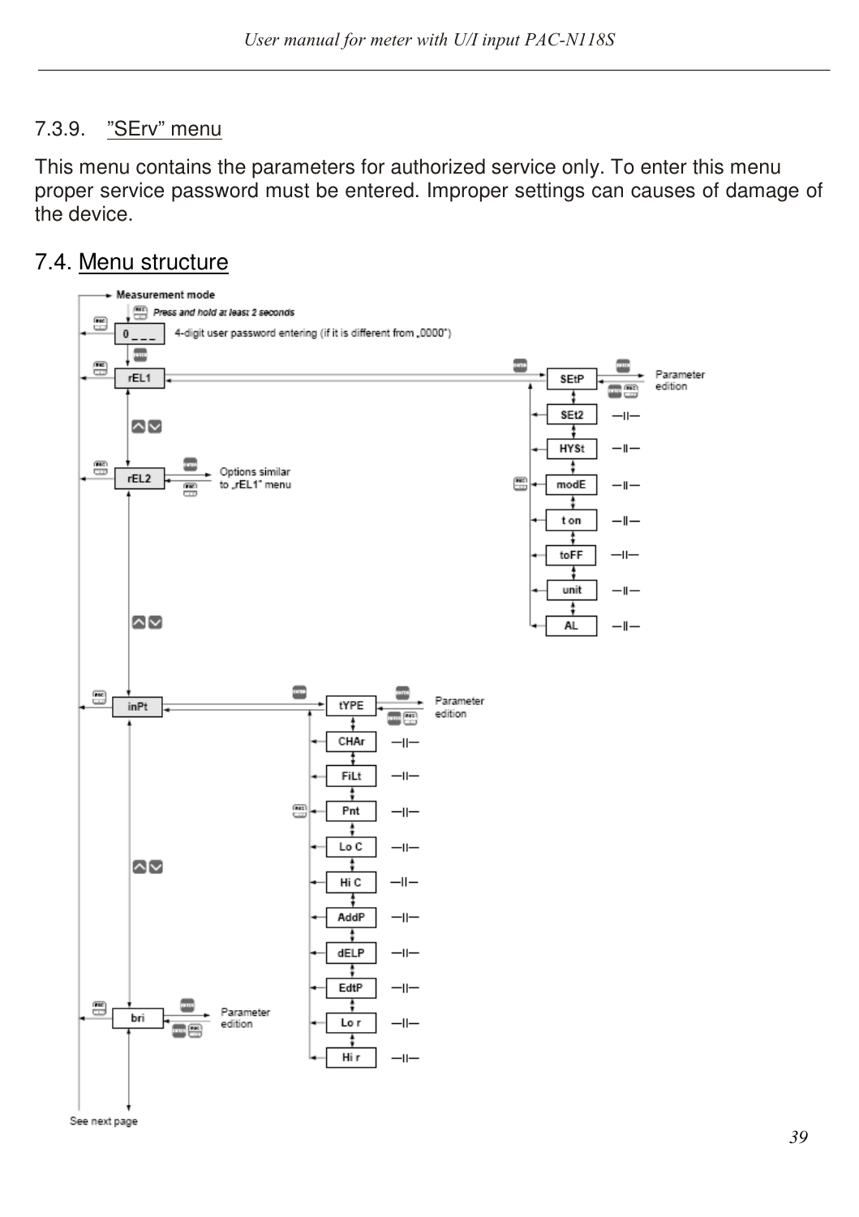#### 7.3.9. "SErv" menu

This menu contains the parameters for authorized service only. To enter this menu proper service password must be entered. Improper settings can causes of damage of the device.

## 7.4. Menu structure

Measurement mode

Press and hold at least 2 seconds

0 _ _ _ — 4-digit user password entering (if it is different from „0000")

rEL1 → SEtP → Parameter edition
- SEt2 —II—
- HYSt —II—
- modE —II—
- t on —II—
- toFF —II—
- unit —II—
- AL —II—

rEL2 → Options similar to „rEL1" menu

inPt → tYPE → Parameter edition
- CHAr —II—
- FiLt —II—
- Pnt —II—
- Lo C —II—
- Hi C —II—
- AddP —II—
- dELP —II—
- EdtP —II—
- Lo r —II—
- Hi r —II—

bri → Parameter edition

See next page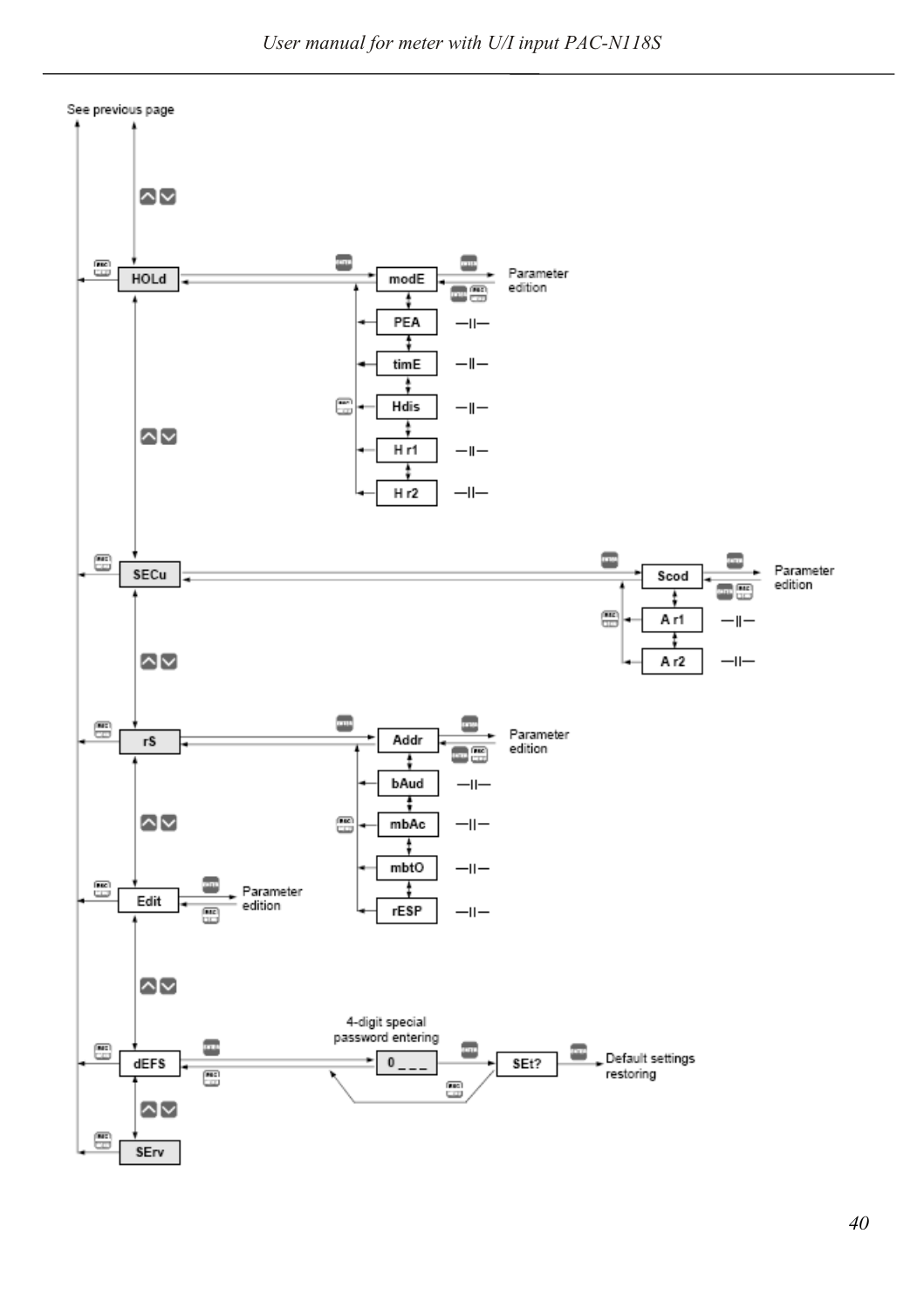See previous page

HOLd → modE → Parameter edition

PEA —II—

timE —II—

Hdis —II—

H r1 —II—

H r2 —II—

SECu → Scod → Parameter edition

A r1 —II—

A r2 —II—

rS → Addr → Parameter edition

bAud —II—

mbAc —II—

mbtO —II—

rESP —II—

Edit → Parameter edition

dEFS → 4-digit special password entering → 0_ _ _ → SEt? → Default settings restoring

SErv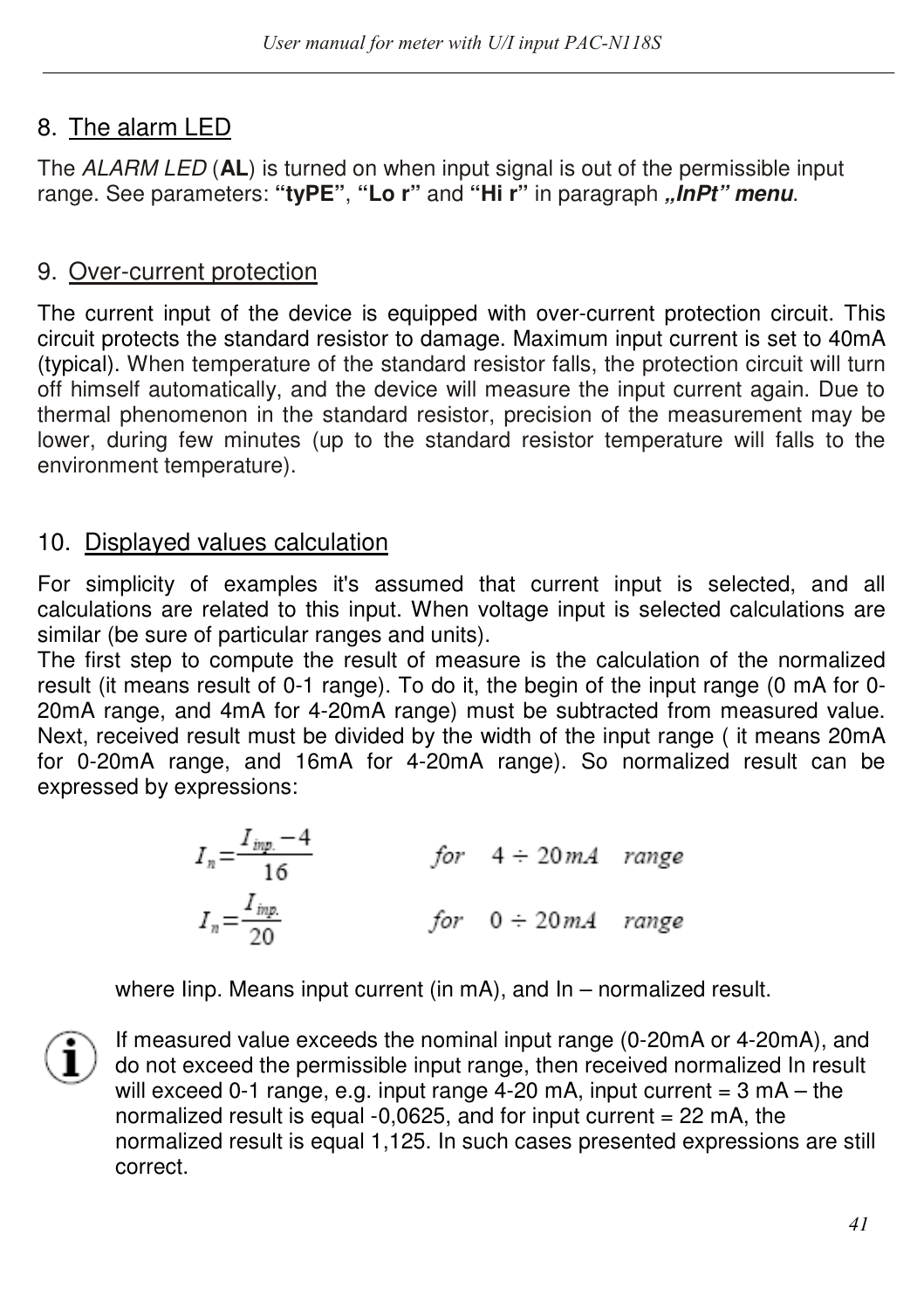## 8. The alarm LED

The *ALARM LED* (**AL**) is turned on when input signal is out of the permissible input range. See parameters: **"tyPE"**, **"Lo r"** and **"Hi r"** in paragraph ***„InPt" menu***.

## 9. Over-current protection

The current input of the device is equipped with over-current protection circuit. This circuit protects the standard resistor to damage. Maximum input current is set to 40mA (typical). When temperature of the standard resistor falls, the protection circuit will turn off himself automatically, and the device will measure the input current again. Due to thermal phenomenon in the standard resistor, precision of the measurement may be lower, during few minutes (up to the standard resistor temperature will falls to the environment temperature).

## 10. Displayed values calculation

For simplicity of examples it's assumed that current input is selected, and all calculations are related to this input. When voltage input is selected calculations are similar (be sure of particular ranges and units).

The first step to compute the result of measure is the calculation of the normalized result (it means result of 0-1 range). To do it, the begin of the input range (0 mA for 0-20mA range, and 4mA for 4-20mA range) must be subtracted from measured value. Next, received result must be divided by the width of the input range ( it means 20mA for 0-20mA range, and 16mA for 4-20mA range). So normalized result can be expressed by expressions:

$$I_n = \frac{I_{inp.} - 4}{16} \qquad for \quad 4 \div 20mA \quad range$$

$$I_n = \frac{I_{inp.}}{20} \qquad for \quad 0 \div 20mA \quad range$$

where Iinp. Means input current (in mA), and In – normalized result.

If measured value exceeds the nominal input range (0-20mA or 4-20mA), and do not exceed the permissible input range, then received normalized In result will exceed 0-1 range, e.g. input range 4-20 mA, input current = 3 mA – the normalized result is equal -0,0625, and for input current = 22 mA, the normalized result is equal 1,125. In such cases presented expressions are still correct.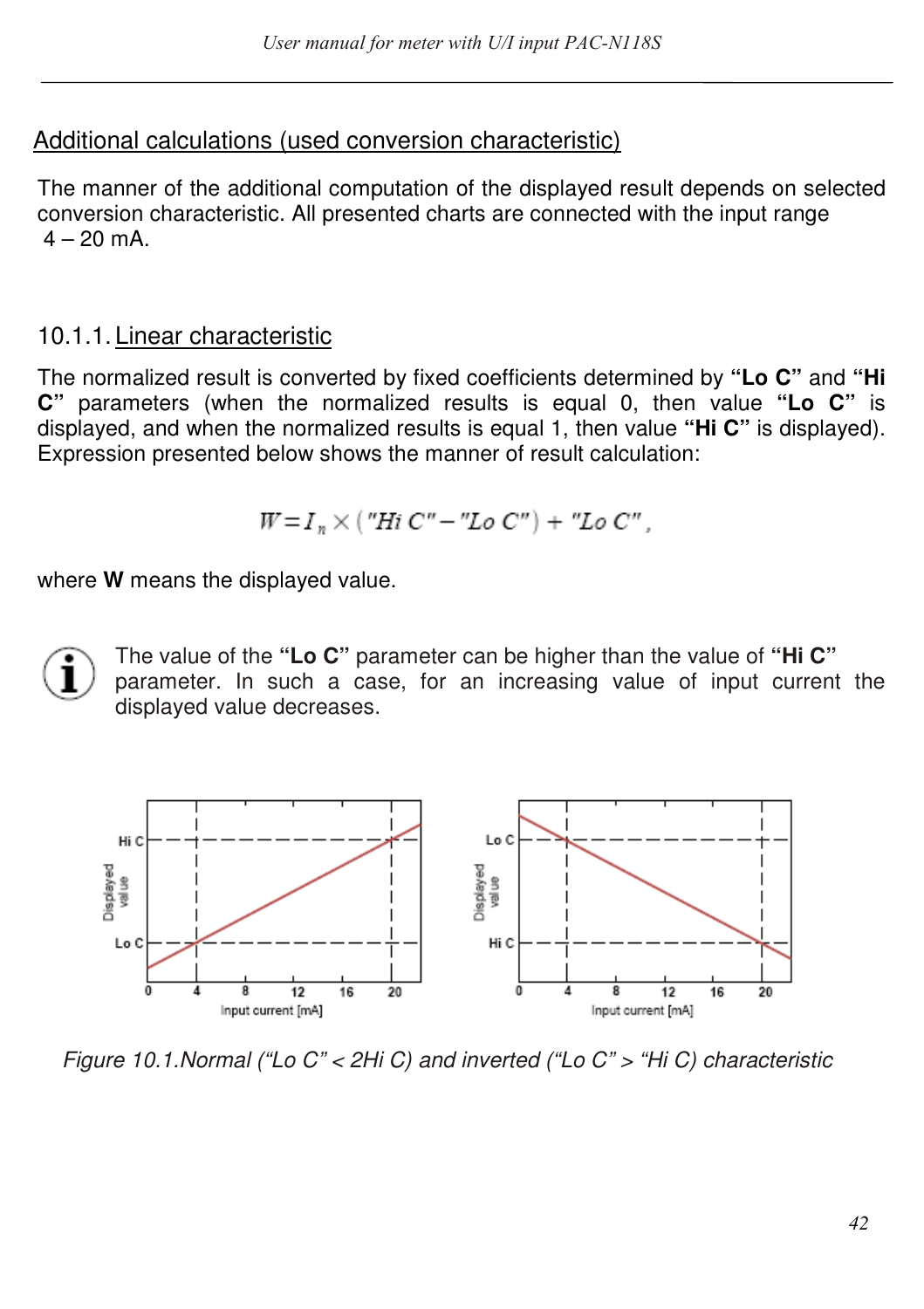## Additional calculations (used conversion characteristic)

The manner of the additional computation of the displayed result depends on selected conversion characteristic. All presented charts are connected with the input range 4 – 20 mA.

### 10.1.1. Linear characteristic

The normalized result is converted by fixed coefficients determined by **“Lo C”** and **“Hi C”** parameters (when the normalized results is equal 0, then value **“Lo C”** is displayed, and when the normalized results is equal 1, then value **“Hi C”** is displayed). Expression presented below shows the manner of result calculation:

$$W = I_n \times (\text{"Hi C"} - \text{"Lo C"}) + \text{"Lo C"},$$

where **W** means the displayed value.

The value of the **“Lo C”** parameter can be higher than the value of **“Hi C”** parameter. In such a case, for an increasing value of input current the displayed value decreases.

*Figure 10.1.Normal (“Lo C” < 2Hi C) and inverted (“Lo C” > “Hi C) characteristic*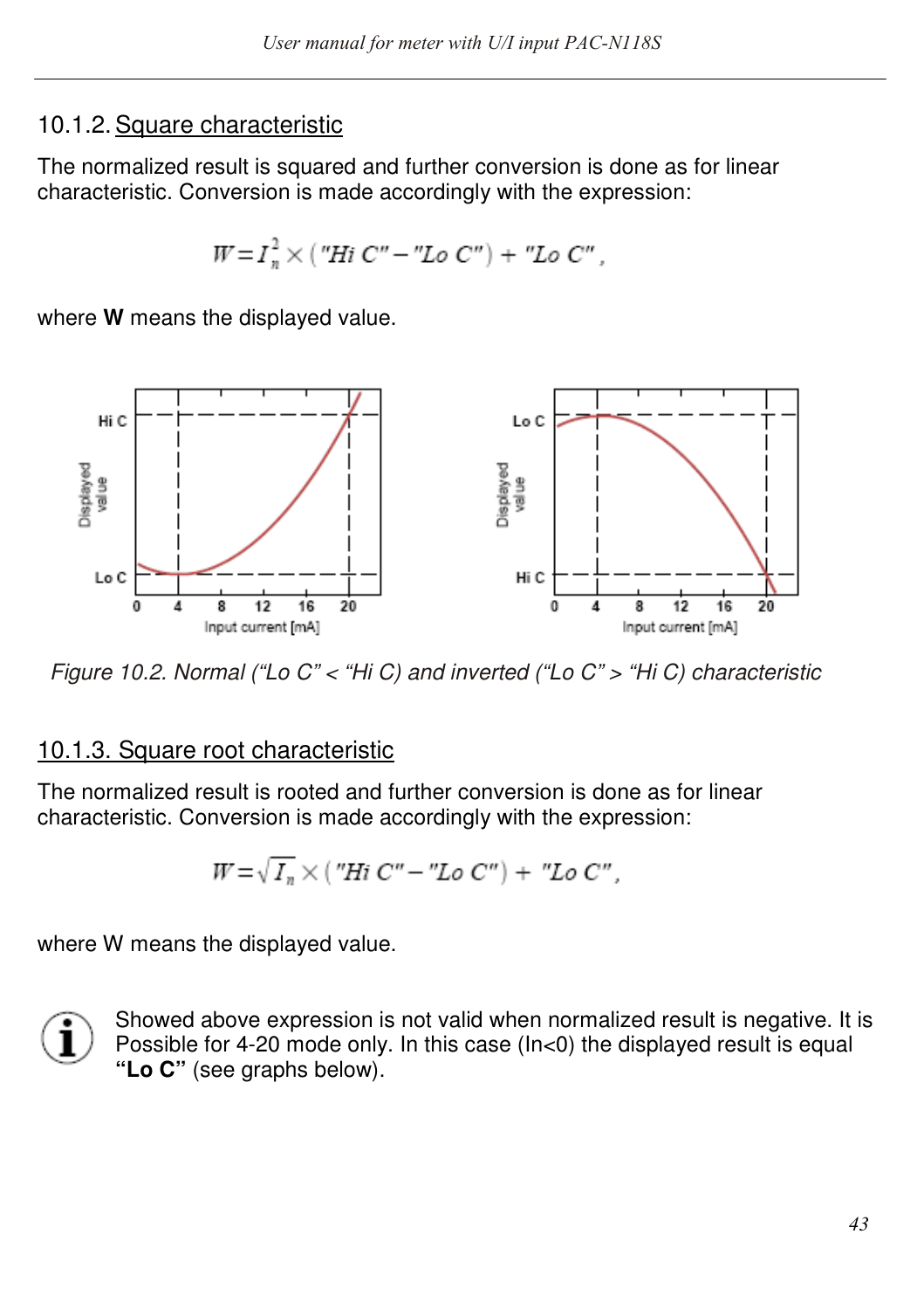### 10.1.2. Square characteristic

The normalized result is squared and further conversion is done as for linear characteristic. Conversion is made accordingly with the expression:

$$W = I_n^2 \times ("Hi\ C" - "Lo\ C") + "Lo\ C",$$

where **W** means the displayed value.

*Figure 10.2. Normal ("Lo C" < "Hi C) and inverted ("Lo C" > "Hi C) characteristic*

### 10.1.3. Square root characteristic

The normalized result is rooted and further conversion is done as for linear characteristic. Conversion is made accordingly with the expression:

$$W = \sqrt{I_n} \times ("Hi\ C" - "Lo\ C") + "Lo\ C",$$

where W means the displayed value.

Showed above expression is not valid when normalized result is negative. It is Possible for 4-20 mode only. In this case ($I_n$<0) the displayed result is equal **"Lo C"** (see graphs below).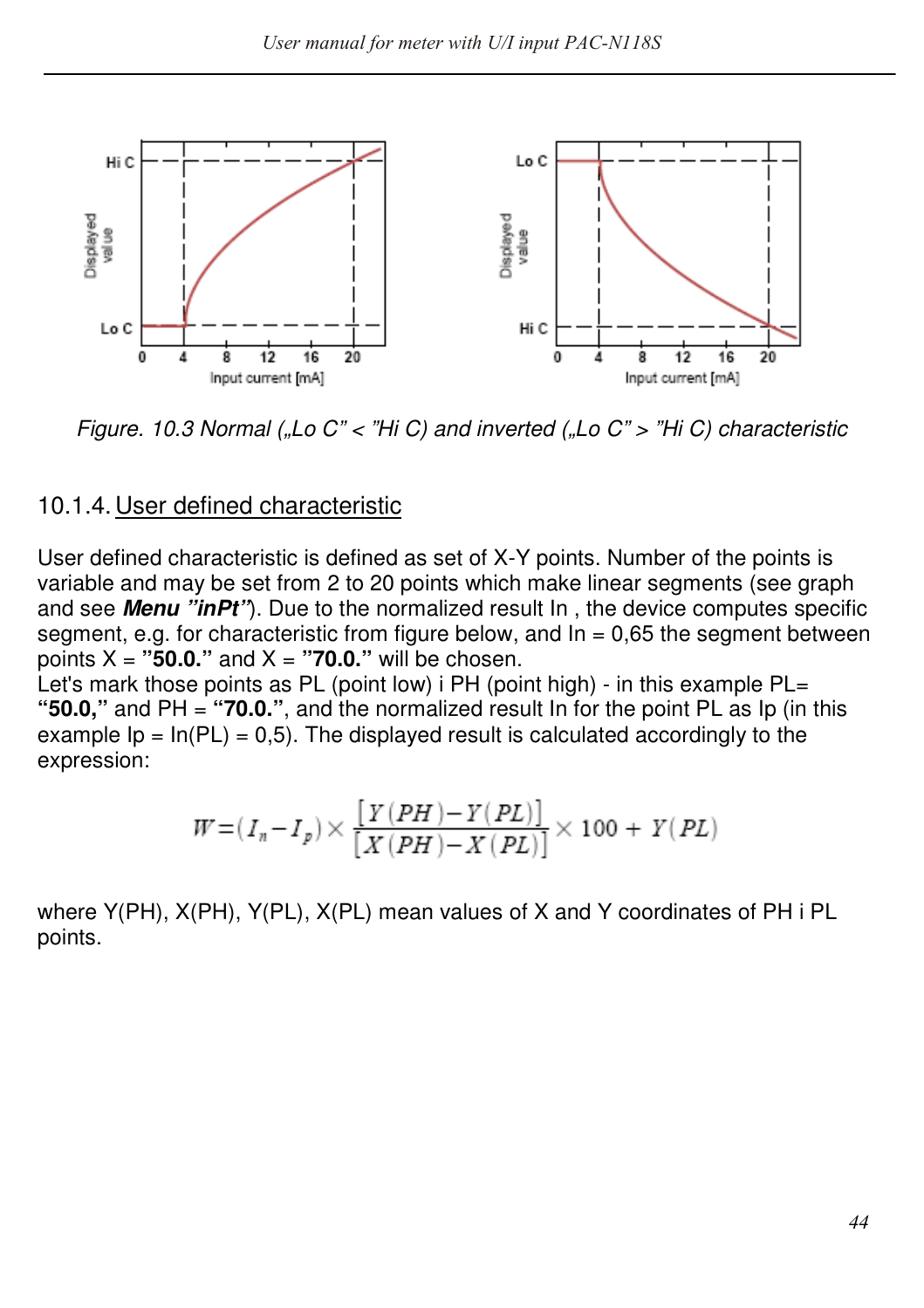*Figure. 10.3 Normal („Lo C” < ”Hi C) and inverted („Lo C” > ”Hi C) characteristic*

### 10.1.4. User defined characteristic

User defined characteristic is defined as set of X-Y points. Number of the points is variable and may be set from 2 to 20 points which make linear segments (see graph and see ***Menu ”inPt”***). Due to the normalized result In , the device computes specific segment, e.g. for characteristic from figure below, and In = 0,65 the segment between points X = **”50.0.”** and X = **”70.0.”** will be chosen.
Let's mark those points as PL (point low) i PH (point high) - in this example PL= **“50.0,”** and PH = **“70.0.”**, and the normalized result In for the point PL as Ip (in this example Ip = In(PL) = 0,5). The displayed result is calculated accordingly to the expression:

$$W=(I_n-I_p)\times\frac{[Y(PH)-Y(PL)]}{[X(PH)-X(PL)]}\times 100 + Y(PL)$$

where Y(PH), X(PH), Y(PL), X(PL) mean values of X and Y coordinates of PH i PL points.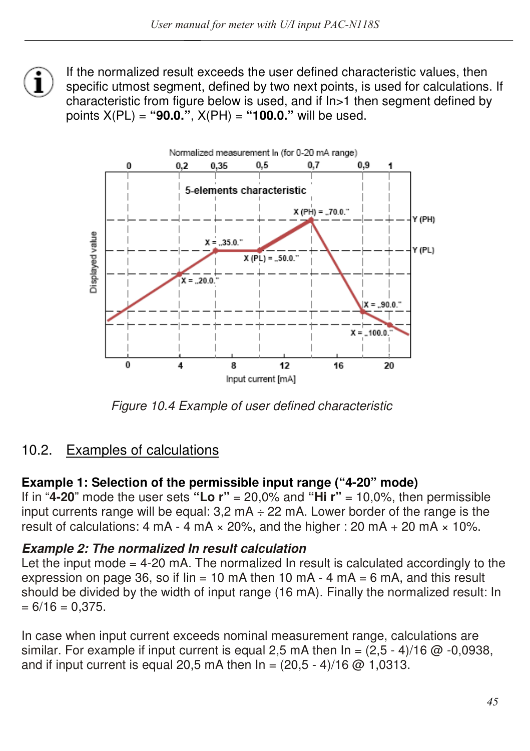If the normalized result exceeds the user defined characteristic values, then specific utmost segment, defined by two next points, is used for calculations. If characteristic from figure below is used, and if In>1 then segment defined by points X(PL) = **“90.0.”**, X(PH) = **“100.0.”** will be used.

*Figure 10.4 Example of user defined characteristic*

## 10.2. Examples of calculations

**Example 1: Selection of the permissible input range (“4-20” mode)**
If in “**4-20**” mode the user sets **“Lo r”** = 20,0% and **“Hi r”** = 10,0%, then permissible input currents range will be equal: 3,2 mA ÷ 22 mA. Lower border of the range is the result of calculations: 4 mA - 4 mA × 20%, and the higher : 20 mA + 20 mA × 10%.

***Example 2: The normalized In result calculation***
Let the input mode = 4-20 mA. The normalized In result is calculated accordingly to the expression on page 36, so if Iin = 10 mA then 10 mA - 4 mA = 6 mA, and this result should be divided by the width of input range (16 mA). Finally the normalized result: In = 6/16 = 0,375.

In case when input current exceeds nominal measurement range, calculations are similar. For example if input current is equal 2,5 mA then In = (2,5 - 4)/16 @ -0,0938, and if input current is equal 20,5 mA then In = (20,5 - 4)/16 @ 1,0313.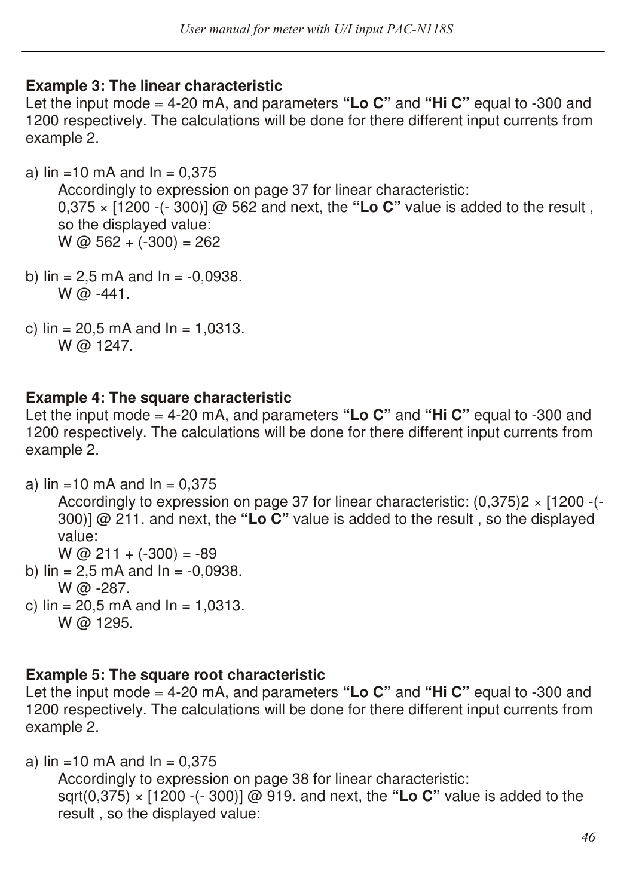**Example 3: The linear characteristic**

Let the input mode = 4-20 mA, and parameters **"Lo C"** and **"Hi C"** equal to -300 and 1200 respectively. The calculations will be done for there different input currents from example 2.

a) Iin =10 mA and In = 0,375

   Accordingly to expression on page 37 for linear characteristic:
   0,375 × [1200 -(- 300)] @ 562 and next, the **"Lo C"** value is added to the result , so the displayed value:
   W @ 562 + (-300) = 262

b) Iin = 2,5 mA and In = -0,0938.
   W @ -441.

c) Iin = 20,5 mA and In = 1,0313.
   W @ 1247.

**Example 4: The square characteristic**

Let the input mode = 4-20 mA, and parameters **"Lo C"** and **"Hi C"** equal to -300 and 1200 respectively. The calculations will be done for there different input currents from example 2.

a) Iin =10 mA and In = 0,375

   Accordingly to expression on page 37 for linear characteristic: (0,375)2 × [1200 -(- 300)] @ 211. and next, the **"Lo C"** value is added to the result , so the displayed value:
   W @ 211 + (-300) = -89

b) Iin = 2,5 mA and In = -0,0938.
   W @ -287.

c) Iin = 20,5 mA and In = 1,0313.
   W @ 1295.

**Example 5: The square root characteristic**

Let the input mode = 4-20 mA, and parameters **"Lo C"** and **"Hi C"** equal to -300 and 1200 respectively. The calculations will be done for there different input currents from example 2.

a) Iin =10 mA and In = 0,375

   Accordingly to expression on page 38 for linear characteristic:
   sqrt(0,375) × [1200 -(- 300)] @ 919. and next, the **"Lo C"** value is added to the result , so the displayed value: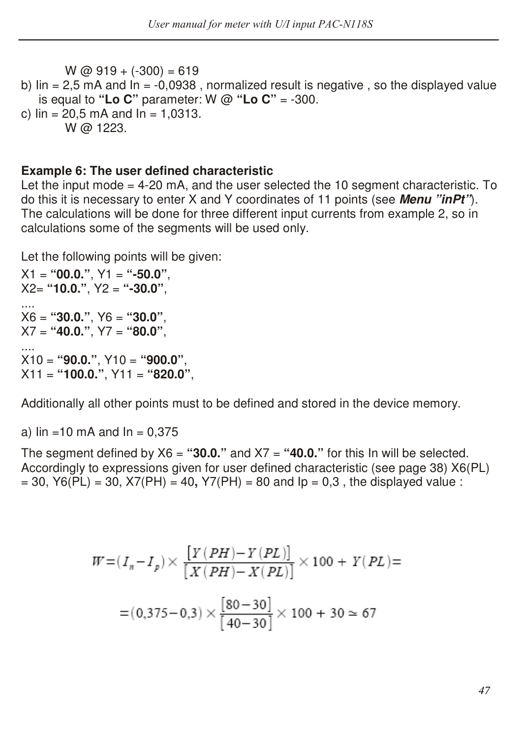W @ 919 + (-300) = 619

b) Iin = 2,5 mA and In = -0,0938 , normalized result is negative , so the displayed value is equal to **“Lo C”** parameter: W @ **“Lo C”** = -300.

c) Iin = 20,5 mA and In = 1,0313.

W @ 1223.

**Example 6: The user defined characteristic**

Let the input mode = 4-20 mA, and the user selected the 10 segment characteristic. To do this it is necessary to enter X and Y coordinates of 11 points (see ***Menu ”inPt”***). The calculations will be done for three different input currents from example 2, so in calculations some of the segments will be used only.

Let the following points will be given:

X1 = **“00.0.”**, Y1 = **“-50.0”**,
X2= **“10.0.”**, Y2 = **“-30.0”**,
....
X6 = **“30.0.”**, Y6 = **“30.0”**,
X7 = **“40.0.”**, Y7 = **“80.0”**,
....
X10 = **“90.0.”**, Y10 = **“900.0”**,
X11 = **“100.0.”**, Y11 = **“820.0”**,

Additionally all other points must to be defined and stored in the device memory.

a) Iin =10 mA and In = 0,375

The segment defined by X6 = **“30.0.”** and X7 = **“40.0.”** for this In will be selected. Accordingly to expressions given for user defined characteristic (see page 38) X6(PL) = 30, Y6(PL) = 30, X7(PH) = 40**,** Y7(PH) = 80 and Ip = 0,3 , the displayed value :

$$W=(I_n-I_p)\times\frac{[Y(PH)-Y(PL)]}{[X(PH)-X(PL)]}\times 100+Y(PL)=$$

$$=(0{,}375-0{,}3)\times\frac{[80-30]}{[40-30]}\times 100+30\simeq 67$$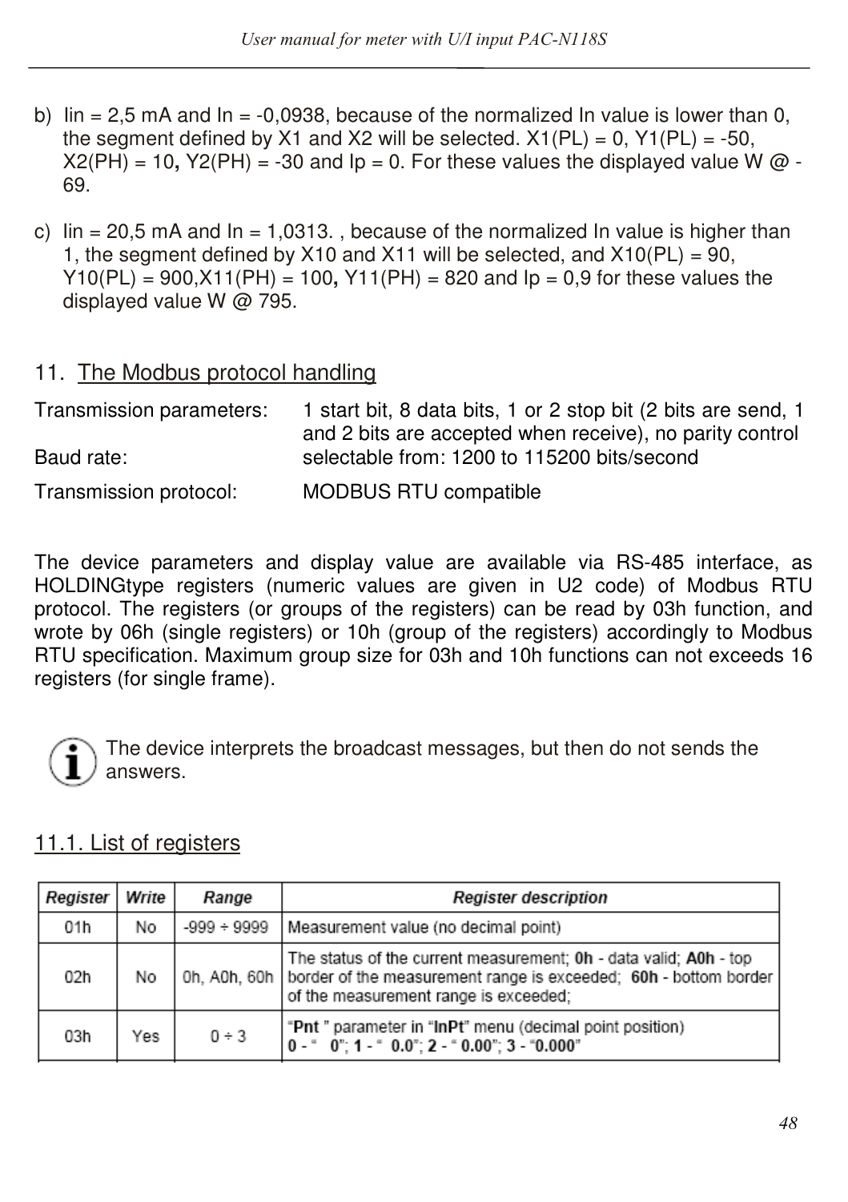b) Iin = 2,5 mA and In = -0,0938, because of the normalized In value is lower than 0, the segment defined by X1 and X2 will be selected. X1(PL) = 0, Y1(PL) = -50, X2(PH) = 10**,** Y2(PH) = -30 and Ip = 0. For these values the displayed value W @ -69.

c) Iin = 20,5 mA and In = 1,0313. , because of the normalized In value is higher than 1, the segment defined by X10 and X11 will be selected, and X10(PL) = 90, Y10(PL) = 900,X11(PH) = 100**,** Y11(PH) = 820 and Ip = 0,9 for these values the displayed value W @ 795.

## 11. The Modbus protocol handling

Transmission parameters: 1 start bit, 8 data bits, 1 or 2 stop bit (2 bits are send, 1 and 2 bits are accepted when receive), no parity control

Baud rate: selectable from: 1200 to 115200 bits/second

Transmission protocol: MODBUS RTU compatible

The device parameters and display value are available via RS-485 interface, as HOLDINGtype registers (numeric values are given in U2 code) of Modbus RTU protocol. The registers (or groups of the registers) can be read by 03h function, and wrote by 06h (single registers) or 10h (group of the registers) accordingly to Modbus RTU specification. Maximum group size for 03h and 10h functions can not exceeds 16 registers (for single frame).

The device interprets the broadcast messages, but then do not sends the answers.

### 11.1. List of registers

| Register | Write | Range | Register description |
|---|---|---|---|
| 01h | No | -999 ÷ 9999 | Measurement value (no decimal point) |
| 02h | No | 0h, A0h, 60h | The status of the current measurement; **0h** - data valid; **A0h** - top border of the measurement range is exceeded; **60h** - bottom border of the measurement range is exceeded; |
| 03h | Yes | 0 ÷ 3 | "**Pnt** " parameter in "**InPt**" menu (decimal point position) **0** - " 0"; **1** - " 0.0"; **2** - " 0.00"; **3** - "0.000" |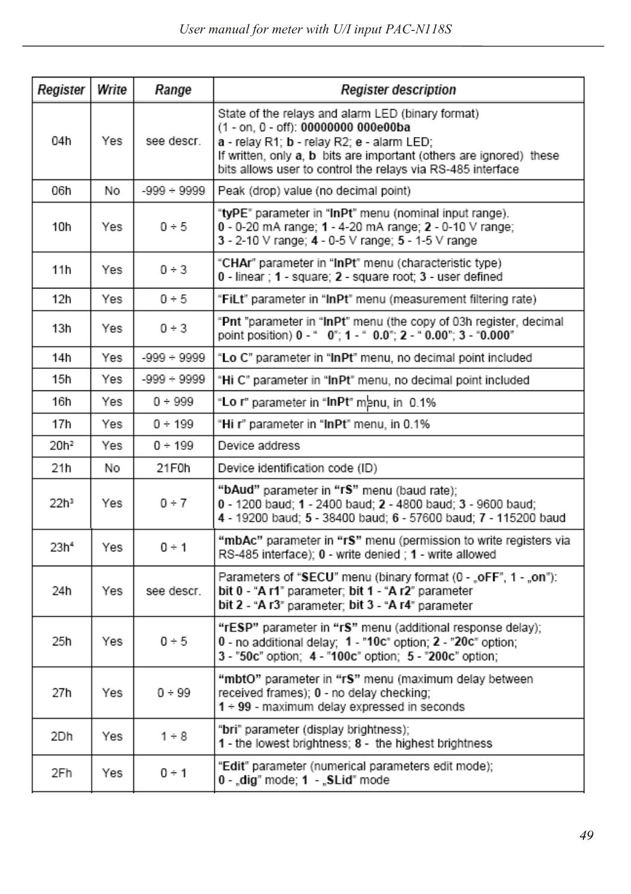| Register | Write | Range | Register description |
|---|---|---|---|
| 04h | Yes | see descr. | State of the relays and alarm LED (binary format) (1 - on, 0 - off): **00000000 000e00ba** **a** - relay R1; **b** - relay R2; **e** - alarm LED; If written, only **a**, **b** bits are important (others are ignored) these bits allows user to control the relays via RS-485 interface |
| 06h | No | -999 ÷ 9999 | Peak (drop) value (no decimal point) |
| 10h | Yes | 0 ÷ 5 | "**tyPE**" parameter in "**InPt**" menu (nominal input range). **0** - 0-20 mA range; **1** - 4-20 mA range; **2** - 0-10 V range; **3** - 2-10 V range; **4** - 0-5 V range; **5** - 1-5 V range |
| 11h | Yes | 0 ÷ 3 | "**CHAr**" parameter in "**InPt**" menu (characteristic type) **0** - linear ; **1** - square; **2** - square root; **3** - user defined |
| 12h | Yes | 0 ÷ 5 | "**FiLt**" parameter in "**InPt**" menu (measurement filtering rate) |
| 13h | Yes | 0 ÷ 3 | "**Pnt** "parameter in "**InPt**" menu (the copy of 03h register, decimal point position) **0** - " 0"; **1** - " 0.0"; **2** - " 0.00"; **3** - "**0.000**" |
| 14h | Yes | -999 ÷ 9999 | "**Lo C**" parameter in "**InPt**" menu, no decimal point included |
| 15h | Yes | -999 ÷ 9999 | "**Hi C**" parameter in "**InPt**" menu, no decimal point included |
| 16h | Yes | 0 ÷ 999 | "**Lo r**" parameter in "**InPt**" menu, in 0.1% |
| 17h | Yes | 0 ÷ 199 | "**Hi r**" parameter in "**InPt**" menu, in 0.1% |
| 20h[2] | Yes | 0 ÷ 199 | Device address |
| 21h | No | 21F0h | Device identification code (ID) |
| 22h[3] | Yes | 0 ÷ 7 | **"bAud"** parameter in **"rS"** menu (baud rate); **0** - 1200 baud; **1** - 2400 baud; **2** - 4800 baud; **3** - 9600 baud; **4** - 19200 baud; **5** - 38400 baud; **6** - 57600 baud; **7** - 115200 baud |
| 23h[4] | Yes | 0 ÷ 1 | **"mbAc"** parameter in **"rS"** menu (permission to write registers via RS-485 interface); **0** - write denied ; **1** - write allowed |
| 24h | Yes | see descr. | Parameters of "**SECU**" menu (binary format (0 - „**oFF**", 1 - „**on**"): **bit 0** - "**A r1**" parameter; **bit 1** - "**A r2**" parameter **bit 2** - "**A r3**" parameter; **bit 3** - "**A r4**" parameter |
| 25h | Yes | 0 ÷ 5 | **"rESP"** parameter in **"rS"** menu (additional response delay); **0** - no additional delay; **1** - "**10c**" option; **2** - "**20c**" option; **3** - "**50c**" option; **4** - "**100c**" option; **5** - "**200c**" option; |
| 27h | Yes | 0 ÷ 99 | **"mbtO"** parameter in **"rS"** menu (maximum delay between received frames); **0** - no delay checking; **1 ÷ 99** - maximum delay expressed in seconds |
| 2Dh | Yes | 1 ÷ 8 | "**bri**" parameter (display brightness); **1** - the lowest brightness; **8** - the highest brightness |
| 2Fh | Yes | 0 ÷ 1 | "**Edit**" parameter (numerical parameters edit mode); **0** - „**dig**" mode; **1** - „**SLid**" mode |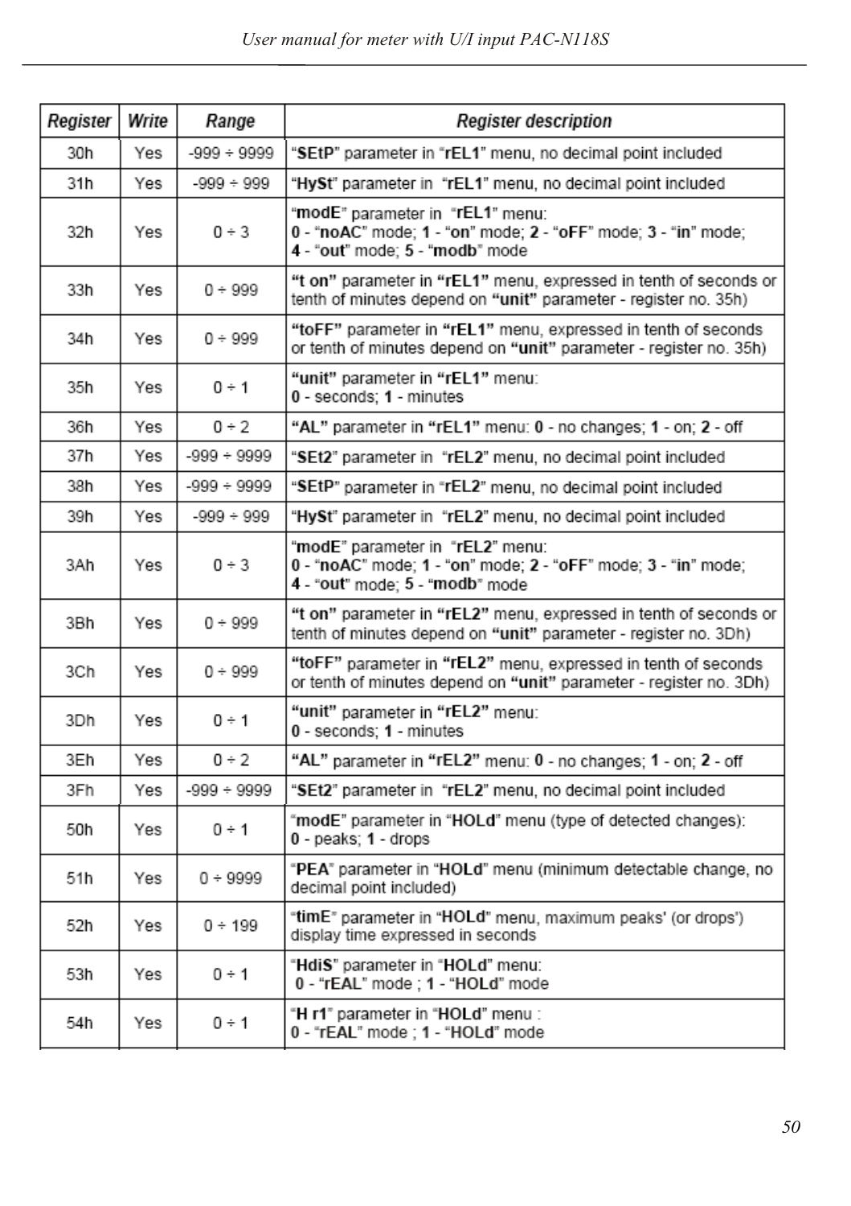| Register | Write | Range | Register description |
| --- | --- | --- | --- |
| 30h | Yes | -999 ÷ 9999 | "**SEtP**" parameter in "**rEL1**" menu, no decimal point included |
| 31h | Yes | -999 ÷ 999 | "**HySt**" parameter in "**rEL1**" menu, no decimal point included |
| 32h | Yes | 0 ÷ 3 | "**modE**" parameter in "**rEL1**" menu:<br>**0** - "**noAC**" mode; **1** - "**on**" mode; **2** - "**oFF**" mode; **3** - "**in**" mode;<br>**4** - "**out**" mode; **5** - "**modb**" mode |
| 33h | Yes | 0 ÷ 999 | **"t on"** parameter in **"rEL1"** menu, expressed in tenth of seconds or tenth of minutes depend on **"unit"** parameter - register no. 35h) |
| 34h | Yes | 0 ÷ 999 | **"toFF"** parameter in **"rEL1"** menu, expressed in tenth of seconds or tenth of minutes depend on **"unit"** parameter - register no. 35h) |
| 35h | Yes | 0 ÷ 1 | **"unit"** parameter in **"rEL1"** menu:<br>**0** - seconds; **1** - minutes |
| 36h | Yes | 0 ÷ 2 | **"AL"** parameter in **"rEL1"** menu: **0** - no changes; **1** - on; **2** - off |
| 37h | Yes | -999 ÷ 9999 | "**SEt2**" parameter in "**rEL2**" menu, no decimal point included |
| 38h | Yes | -999 ÷ 9999 | "**SEtP**" parameter in "**rEL2**" menu, no decimal point included |
| 39h | Yes | -999 ÷ 999 | "**HySt**" parameter in "**rEL2**" menu, no decimal point included |
| 3Ah | Yes | 0 ÷ 3 | "**modE**" parameter in "**rEL2**" menu:<br>**0** - "**noAC**" mode; **1** - "**on**" mode; **2** - "**oFF**" mode; **3** - "**in**" mode;<br>**4** - "**out**" mode; **5** - "**modb**" mode |
| 3Bh | Yes | 0 ÷ 999 | **"t on"** parameter in **"rEL2"** menu, expressed in tenth of seconds or tenth of minutes depend on **"unit"** parameter - register no. 3Dh) |
| 3Ch | Yes | 0 ÷ 999 | **"toFF"** parameter in **"rEL2"** menu, expressed in tenth of seconds or tenth of minutes depend on **"unit"** parameter - register no. 3Dh) |
| 3Dh | Yes | 0 ÷ 1 | **"unit"** parameter in **"rEL2"** menu:<br>**0** - seconds; **1** - minutes |
| 3Eh | Yes | 0 ÷ 2 | **"AL"** parameter in **"rEL2"** menu: **0** - no changes; **1** - on; **2** - off |
| 3Fh | Yes | -999 ÷ 9999 | "**SEt2**" parameter in "**rEL2**" menu, no decimal point included |
| 50h | Yes | 0 ÷ 1 | "**modE**" parameter in "**HOLd**" menu (type of detected changes):<br>**0** - peaks; **1** - drops |
| 51h | Yes | 0 ÷ 9999 | "**PEA**" parameter in "**HOLd**" menu (minimum detectable change, no decimal point included) |
| 52h | Yes | 0 ÷ 199 | "**timE**" parameter in "**HOLd**" menu, maximum peaks' (or drops') display time expressed in seconds |
| 53h | Yes | 0 ÷ 1 | "**HdiS**" parameter in "**HOLd**" menu:<br>**0** - "**rEAL**" mode ; **1** - "**HOLd**" mode |
| 54h | Yes | 0 ÷ 1 | "**H r1**" parameter in "**HOLd**" menu :<br>**0** - "**rEAL**" mode ; **1** - "**HOLd**" mode |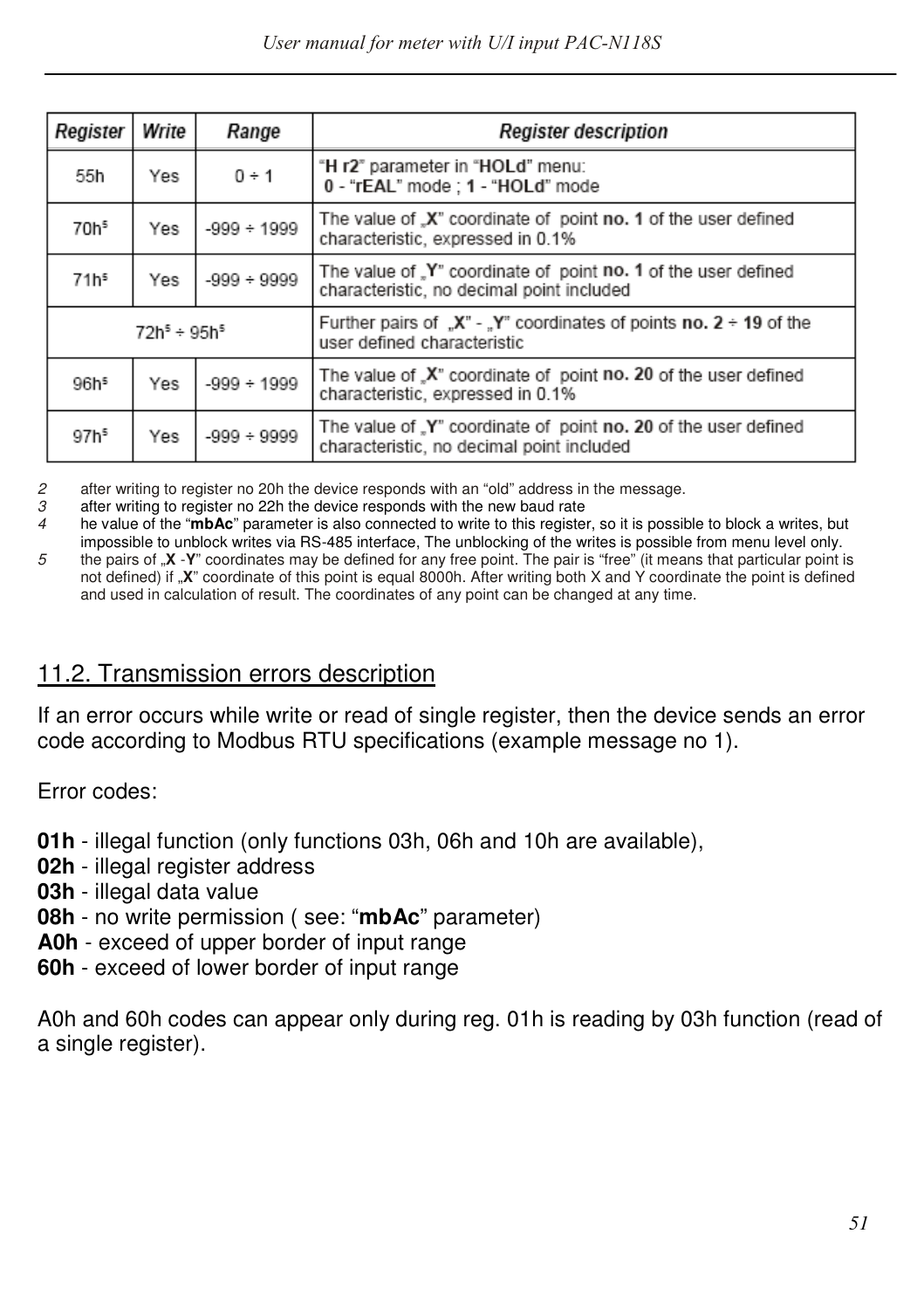| Register | Write | Range | Register description |
|---|---|---|---|
| 55h | Yes | 0 ÷ 1 | “H r2” parameter in “HOLd” menu: 0 - “rEAL” mode ; 1 - “HOLd” mode |
| 70h[5] | Yes | -999 ÷ 1999 | The value of „X” coordinate of point no. 1 of the user defined characteristic, expressed in 0.1% |
| 71h[5] | Yes | -999 ÷ 9999 | The value of „Y” coordinate of point no. 1 of the user defined characteristic, no decimal point included |
| 72h[5] ÷ 95h[5] | | | Further pairs of „X" - „Y" coordinates of points no. 2 ÷ 19 of the user defined characteristic |
| 96h[5] | Yes | -999 ÷ 1999 | The value of „X” coordinate of point no. 20 of the user defined characteristic, expressed in 0.1% |
| 97h[5] | Yes | -999 ÷ 9999 | The value of „Y” coordinate of point no. 20 of the user defined characteristic, no decimal point included |

2 after writing to register no 20h the device responds with an “old” address in the message.
3 after writing to register no 22h the device responds with the new baud rate
4 he value of the “**mbAc**” parameter is also connected to write to this register, so it is possible to block a writes, but impossible to unblock writes via RS-485 interface, The unblocking of the writes is possible from menu level only.
5 the pairs of „**X** -**Y**” coordinates may be defined for any free point. The pair is “free” (it means that particular point is not defined) if „**X**” coordinate of this point is equal 8000h. After writing both X and Y coordinate the point is defined and used in calculation of result. The coordinates of any point can be changed at any time.

## 11.2. Transmission errors description

If an error occurs while write or read of single register, then the device sends an error code according to Modbus RTU specifications (example message no 1).

Error codes:

**01h** - illegal function (only functions 03h, 06h and 10h are available),
**02h** - illegal register address
**03h** - illegal data value
**08h** - no write permission ( see: “**mbAc**” parameter)
**A0h** - exceed of upper border of input range
**60h** - exceed of lower border of input range

A0h and 60h codes can appear only during reg. 01h is reading by 03h function (read of a single register).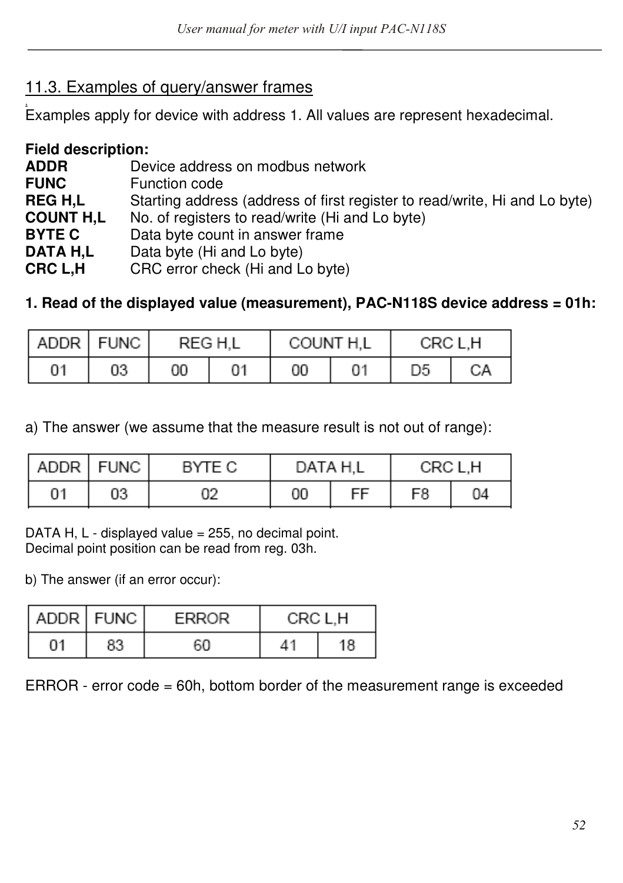## 11.3. Examples of query/answer frames

Examples apply for device with address 1. All values are represent hexadecimal.

**Field description:**

**ADDR** Device address on modbus network
**FUNC** Function code
**REG H,L** Starting address (address of first register to read/write, Hi and Lo byte)
**COUNT H,L** No. of registers to read/write (Hi and Lo byte)
**BYTE C** Data byte count in answer frame
**DATA H,L** Data byte (Hi and Lo byte)
**CRC L,H** CRC error check (Hi and Lo byte)

**1. Read of the displayed value (measurement), PAC-N118S device address = 01h:**

| ADDR | FUNC | REG H,L | | COUNT H,L | | CRC L,H | |
|---|---|---|---|---|---|---|---|
| 01 | 03 | 00 | 01 | 00 | 01 | D5 | CA |

a) The answer (we assume that the measure result is not out of range):

| ADDR | FUNC | BYTE C | DATA H,L | | CRC L,H | |
|---|---|---|---|---|---|---|
| 01 | 03 | 02 | 00 | FF | F8 | 04 |

DATA H, L - displayed value = 255, no decimal point.
Decimal point position can be read from reg. 03h.

b) The answer (if an error occur):

| ADDR | FUNC | ERROR | CRC L,H | |
|---|---|---|---|---|
| 01 | 83 | 60 | 41 | 18 |

ERROR - error code = 60h, bottom border of the measurement range is exceeded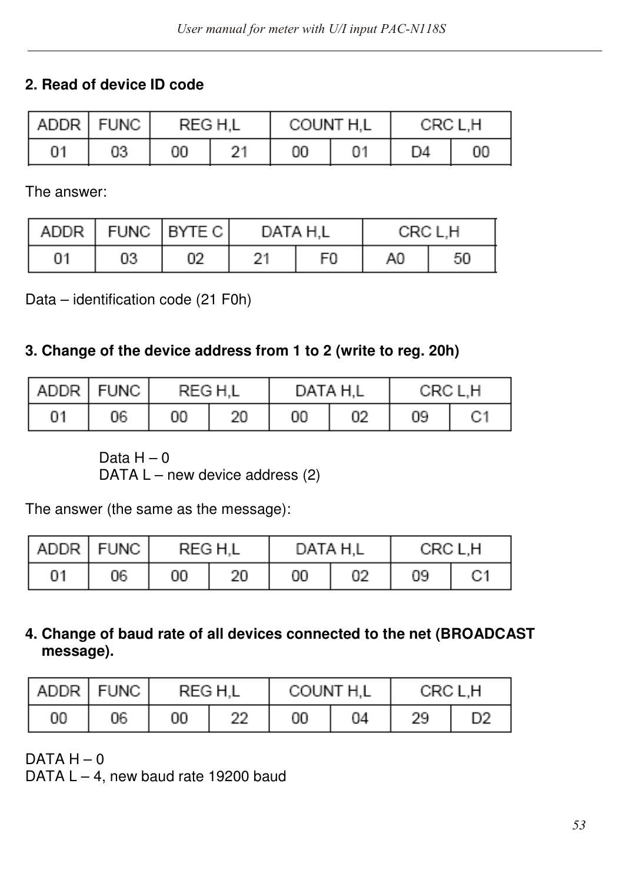**2. Read of device ID code**

| ADDR | FUNC | REG H,L | | COUNT H,L | | CRC L,H | |
|---|---|---|---|---|---|---|---|
| 01 | 03 | 00 | 21 | 00 | 01 | D4 | 00 |

The answer:

| ADDR | FUNC | BYTE C | DATA H,L | | CRC L,H | |
|---|---|---|---|---|---|---|
| 01 | 03 | 02 | 21 | F0 | A0 | 50 |

Data – identification code (21 F0h)

**3. Change of the device address from 1 to 2 (write to reg. 20h)**

| ADDR | FUNC | REG H,L | | DATA H,L | | CRC L,H | |
|---|---|---|---|---|---|---|---|
| 01 | 06 | 00 | 20 | 00 | 02 | 09 | C1 |

Data H – 0
DATA L – new device address (2)

The answer (the same as the message):

| ADDR | FUNC | REG H,L | | DATA H,L | | CRC L,H | |
|---|---|---|---|---|---|---|---|
| 01 | 06 | 00 | 20 | 00 | 02 | 09 | C1 |

**4. Change of baud rate of all devices connected to the net (BROADCAST message).**

| ADDR | FUNC | REG H,L | | COUNT H,L | | CRC L,H | |
|---|---|---|---|---|---|---|---|
| 00 | 06 | 00 | 22 | 00 | 04 | 29 | D2 |

DATA H – 0
DATA L – 4, new baud rate 19200 baud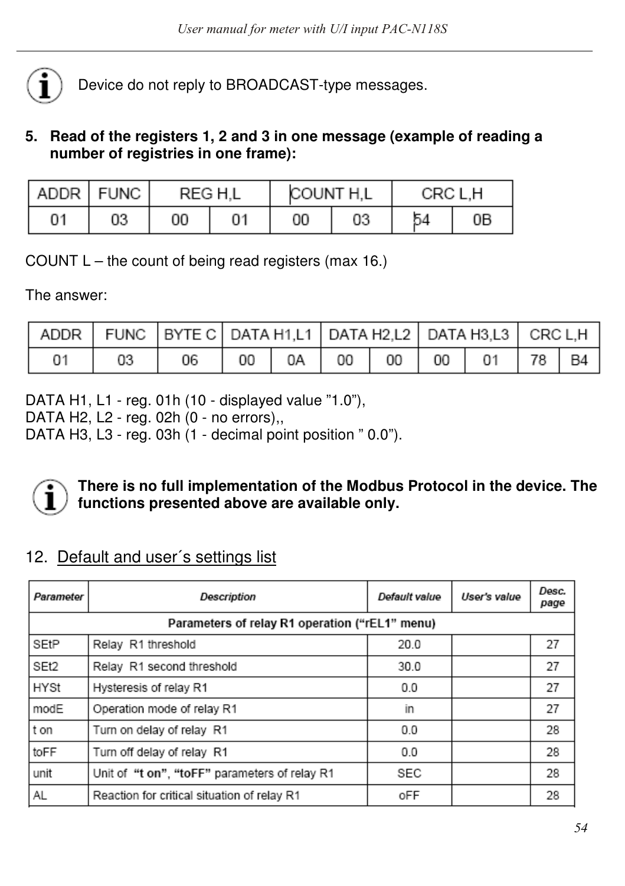Device do not reply to BROADCAST-type messages.

5. **Read of the registers 1, 2 and 3 in one message (example of reading a number of registries in one frame):**

| ADDR | FUNC | REG H,L | | COUNT H,L | | CRC L,H | |
|---|---|---|---|---|---|---|---|
| 01 | 03 | 00 | 01 | 00 | 03 | 54 | 0B |

COUNT L – the count of being read registers (max 16.)

The answer:

| ADDR | FUNC | BYTE C | DATA H1,L1 | | DATA H2,L2 | | DATA H3,L3 | | CRC L,H | |
|---|---|---|---|---|---|---|---|---|---|---|
| 01 | 03 | 06 | 00 | 0A | 00 | 00 | 00 | 01 | 78 | B4 |

DATA H1, L1 - reg. 01h (10 - displayed value ”1.0”),
DATA H2, L2 - reg. 02h (0 - no errors),,
DATA H3, L3 - reg. 03h (1 - decimal point position ” 0.0”).

**There is no full implementation of the Modbus Protocol in the device. The functions presented above are available only.**

## 12. Default and user´s settings list

| Parameter | Description | Default value | User's value | Desc. page |
|---|---|---|---|---|
| **Parameters of relay R1 operation (“rEL1” menu)** | | | | |
| SEtP | Relay R1 threshold | 20.0 | | 27 |
| SEt2 | Relay R1 second threshold | 30.0 | | 27 |
| HYSt | Hysteresis of relay R1 | 0.0 | | 27 |
| modE | Operation mode of relay R1 | in | | 27 |
| t on | Turn on delay of relay R1 | 0.0 | | 28 |
| toFF | Turn off delay of relay R1 | 0.0 | | 28 |
| unit | Unit of **“t on”, “toFF”** parameters of relay R1 | SEC | | 28 |
| AL | Reaction for critical situation of relay R1 | oFF | | 28 |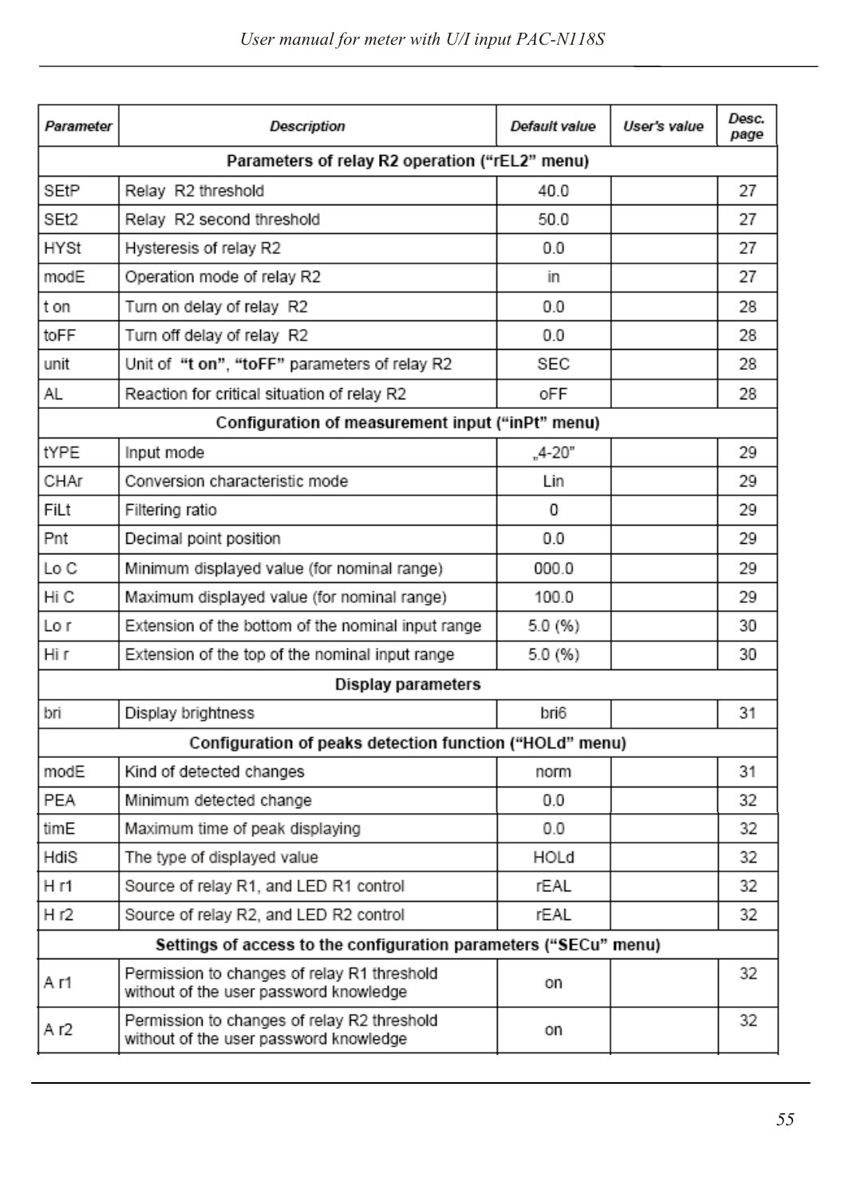| Parameter | Description | Default value | User's value | Desc. page |
|---|---|---|---|---|
| **Parameters of relay R2 operation ("rEL2" menu)** | | | | |
| SEtP | Relay R2 threshold | 40.0 | | 27 |
| SEt2 | Relay R2 second threshold | 50.0 | | 27 |
| HYSt | Hysteresis of relay R2 | 0.0 | | 27 |
| modE | Operation mode of relay R2 | in | | 27 |
| t on | Turn on delay of relay R2 | 0.0 | | 28 |
| toFF | Turn off delay of relay R2 | 0.0 | | 28 |
| unit | Unit of **"t on"**, **"toFF"** parameters of relay R2 | SEC | | 28 |
| AL | Reaction for critical situation of relay R2 | oFF | | 28 |
| **Configuration of measurement input ("inPt" menu)** | | | | |
| tYPE | Input mode | „4-20" | | 29 |
| CHAr | Conversion characteristic mode | Lin | | 29 |
| FiLt | Filtering ratio | 0 | | 29 |
| Pnt | Decimal point position | 0.0 | | 29 |
| Lo C | Minimum displayed value (for nominal range) | 000.0 | | 29 |
| Hi C | Maximum displayed value (for nominal range) | 100.0 | | 29 |
| Lo r | Extension of the bottom of the nominal input range | 5.0 (%) | | 30 |
| Hi r | Extension of the top of the nominal input range | 5.0 (%) | | 30 |
| **Display parameters** | | | | |
| bri | Display brightness | bri6 | | 31 |
| **Configuration of peaks detection function ("HOLd" menu)** | | | | |
| modE | Kind of detected changes | norm | | 31 |
| PEA | Minimum detected change | 0.0 | | 32 |
| timE | Maximum time of peak displaying | 0.0 | | 32 |
| HdiS | The type of displayed value | HOLd | | 32 |
| H r1 | Source of relay R1, and LED R1 control | rEAL | | 32 |
| H r2 | Source of relay R2, and LED R2 control | rEAL | | 32 |
| **Settings of access to the configuration parameters ("SECu" menu)** | | | | |
| A r1 | Permission to changes of relay R1 threshold without of the user password knowledge | on | | 32 |
| A r2 | Permission to changes of relay R2 threshold without of the user password knowledge | on | | 32 |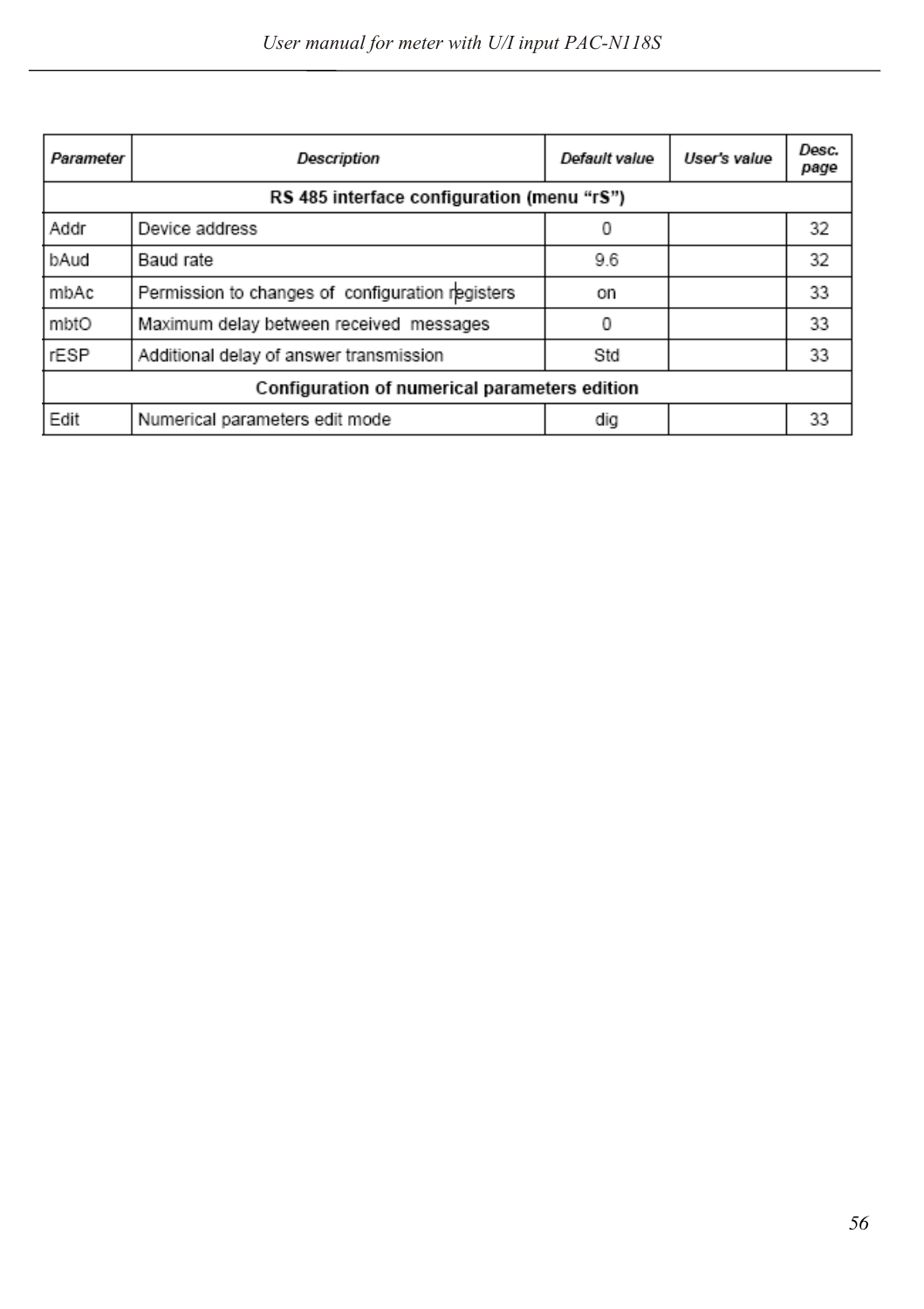| *Parameter* | *Description* | *Default value* | *User's value* | *Desc. page* |
|---|---|---|---|---|
| **RS 485 interface configuration (menu "rS")** | | | | |
| Addr | Device address | 0 | | 32 |
| bAud | Baud rate | 9.6 | | 32 |
| mbAc | Permission to changes of configuration registers | on | | 33 |
| mbtO | Maximum delay between received messages | 0 | | 33 |
| rESP | Additional delay of answer transmission | Std | | 33 |
| **Configuration of numerical parameters edition** | | | | |
| Edit | Numerical parameters edit mode | dig | | 33 |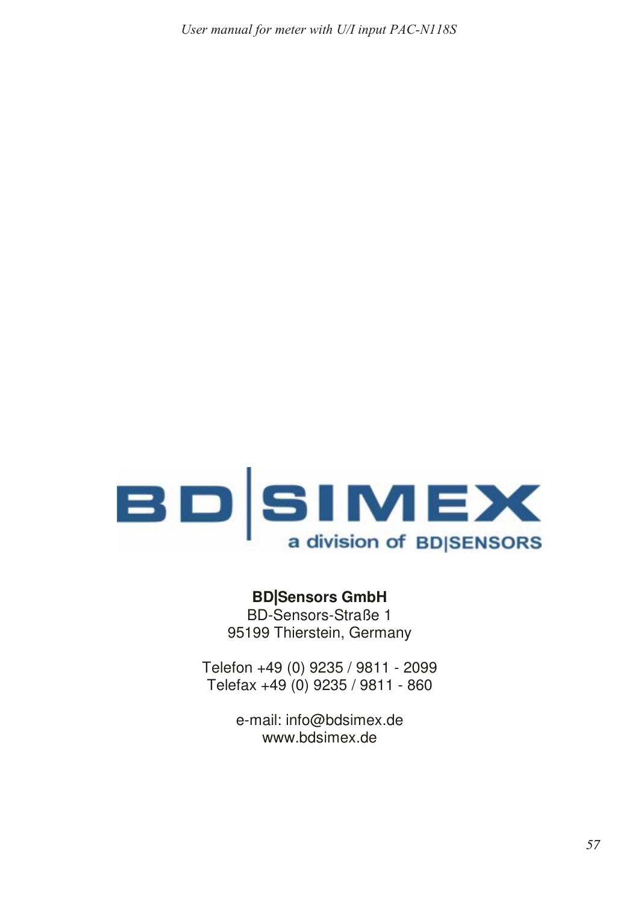BD|SIMEX

a division of BD|SENSORS

**BD|Sensors GmbH**
BD-Sensors-Straße 1
95199 Thierstein, Germany

Telefon +49 (0) 9235 / 9811 - 2099
Telefax +49 (0) 9235 / 9811 - 860

e-mail: info@bdsimex.de
www.bdsimex.de